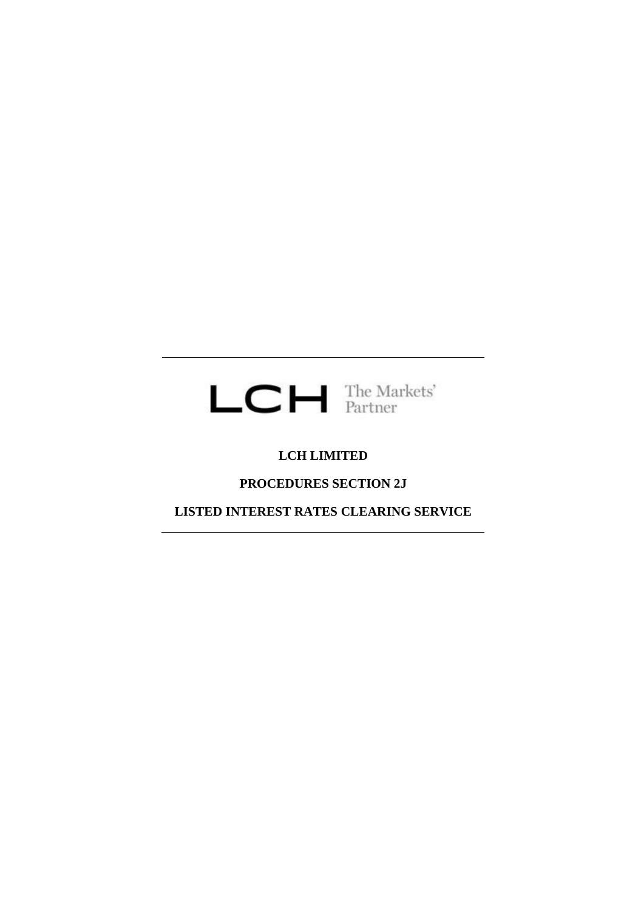LCH The Markets' Partner

**LCH LIMITED**

**PROCEDURES SECTION 2J**

**LISTED INTEREST RATES CLEARING SERVICE**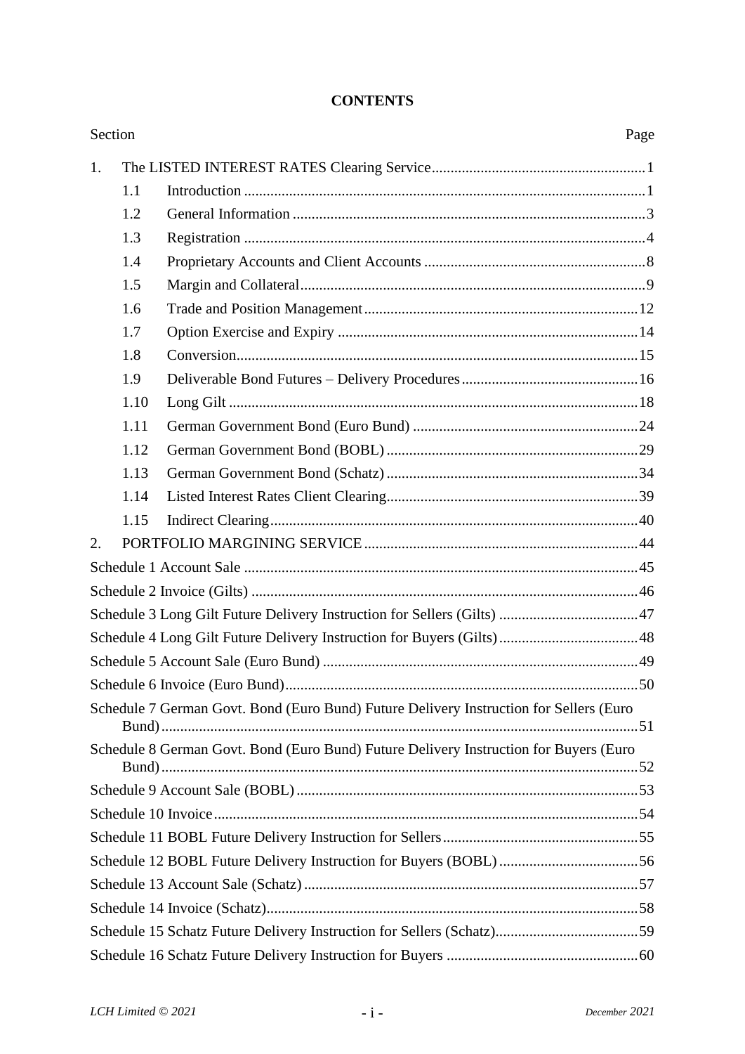**CONTENTS**

| Section | | Page |
|---|---|---|
| 1. | The LISTED INTEREST RATES Clearing Service | 1 |
| 1.1 | Introduction | 1 |
| 1.2 | General Information | 3 |
| 1.3 | Registration | 4 |
| 1.4 | Proprietary Accounts and Client Accounts | 8 |
| 1.5 | Margin and Collateral | 9 |
| 1.6 | Trade and Position Management | 12 |
| 1.7 | Option Exercise and Expiry | 14 |
| 1.8 | Conversion | 15 |
| 1.9 | Deliverable Bond Futures – Delivery Procedures | 16 |
| 1.10 | Long Gilt | 18 |
| 1.11 | German Government Bond (Euro Bund) | 24 |
| 1.12 | German Government Bond (BOBL) | 29 |
| 1.13 | German Government Bond (Schatz) | 34 |
| 1.14 | Listed Interest Rates Client Clearing | 39 |
| 1.15 | Indirect Clearing | 40 |
| 2. | PORTFOLIO MARGINING SERVICE | 44 |
| Schedule 1 Account Sale | | 45 |
| Schedule 2 Invoice (Gilts) | | 46 |
| Schedule 3 Long Gilt Future Delivery Instruction for Sellers (Gilts) | | 47 |
| Schedule 4 Long Gilt Future Delivery Instruction for Buyers (Gilts) | | 48 |
| Schedule 5 Account Sale (Euro Bund) | | 49 |
| Schedule 6 Invoice (Euro Bund) | | 50 |
| Schedule 7 German Govt. Bond (Euro Bund) Future Delivery Instruction for Sellers (Euro Bund) | | 51 |
| Schedule 8 German Govt. Bond (Euro Bund) Future Delivery Instruction for Buyers (Euro Bund) | | 52 |
| Schedule 9 Account Sale (BOBL) | | 53 |
| Schedule 10 Invoice | | 54 |
| Schedule 11 BOBL Future Delivery Instruction for Sellers | | 55 |
| Schedule 12 BOBL Future Delivery Instruction for Buyers (BOBL) | | 56 |
| Schedule 13 Account Sale (Schatz) | | 57 |
| Schedule 14 Invoice (Schatz) | | 58 |
| Schedule 15 Schatz Future Delivery Instruction for Sellers (Schatz) | | 59 |
| Schedule 16 Schatz Future Delivery Instruction for Buyers | | 60 |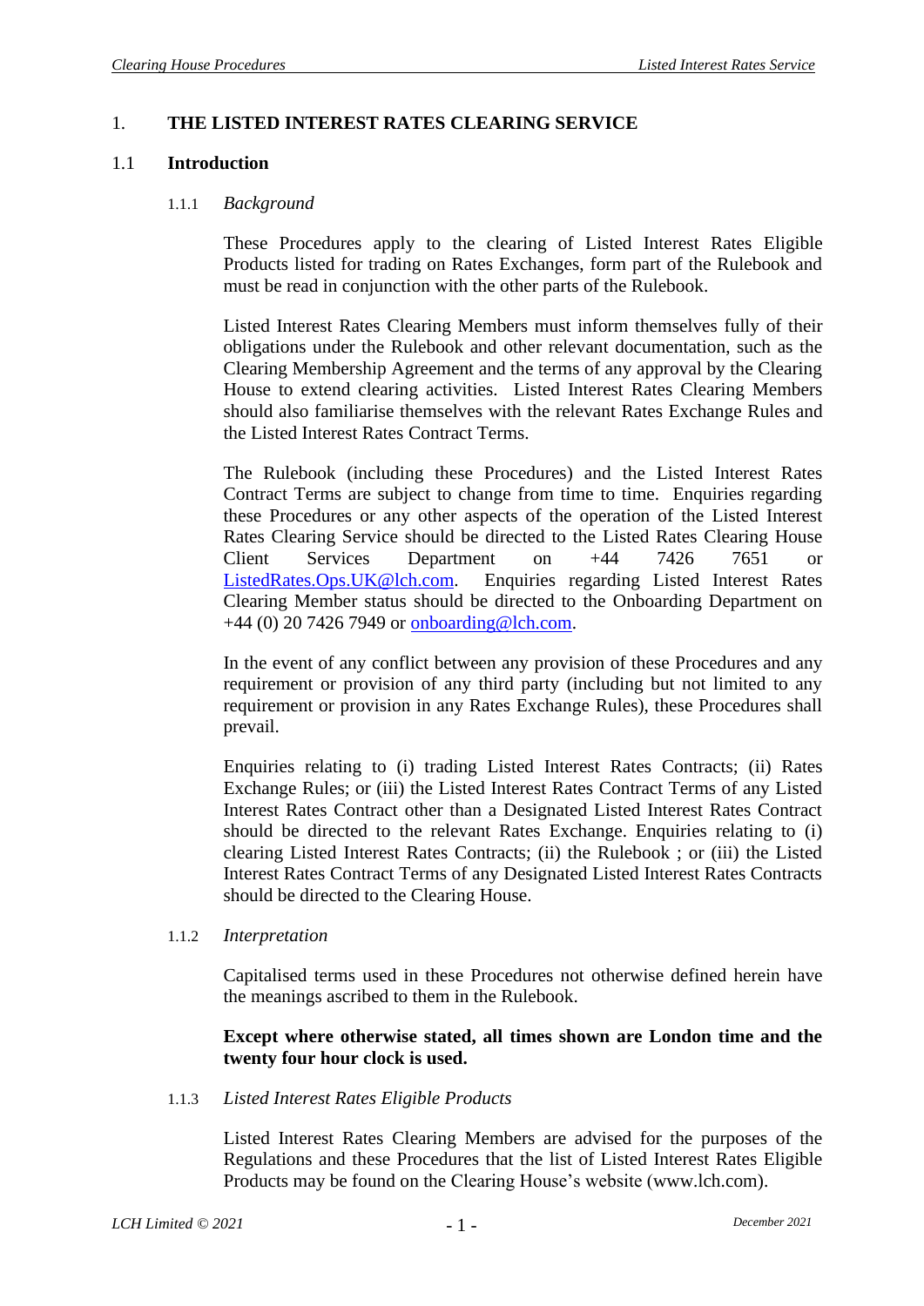# 1. THE LISTED INTEREST RATES CLEARING SERVICE

## 1.1 Introduction

### 1.1.1 *Background*

These Procedures apply to the clearing of Listed Interest Rates Eligible Products listed for trading on Rates Exchanges, form part of the Rulebook and must be read in conjunction with the other parts of the Rulebook.

Listed Interest Rates Clearing Members must inform themselves fully of their obligations under the Rulebook and other relevant documentation, such as the Clearing Membership Agreement and the terms of any approval by the Clearing House to extend clearing activities. Listed Interest Rates Clearing Members should also familiarise themselves with the relevant Rates Exchange Rules and the Listed Interest Rates Contract Terms.

The Rulebook (including these Procedures) and the Listed Interest Rates Contract Terms are subject to change from time to time. Enquiries regarding these Procedures or any other aspects of the operation of the Listed Interest Rates Clearing Service should be directed to the Listed Rates Clearing House Client Services Department on +44 7426 7651 or ListedRates.Ops.UK@lch.com. Enquiries regarding Listed Interest Rates Clearing Member status should be directed to the Onboarding Department on +44 (0) 20 7426 7949 or onboarding@lch.com.

In the event of any conflict between any provision of these Procedures and any requirement or provision of any third party (including but not limited to any requirement or provision in any Rates Exchange Rules), these Procedures shall prevail.

Enquiries relating to (i) trading Listed Interest Rates Contracts; (ii) Rates Exchange Rules; or (iii) the Listed Interest Rates Contract Terms of any Listed Interest Rates Contract other than a Designated Listed Interest Rates Contract should be directed to the relevant Rates Exchange. Enquiries relating to (i) clearing Listed Interest Rates Contracts; (ii) the Rulebook ; or (iii) the Listed Interest Rates Contract Terms of any Designated Listed Interest Rates Contracts should be directed to the Clearing House.

### 1.1.2 *Interpretation*

Capitalised terms used in these Procedures not otherwise defined herein have the meanings ascribed to them in the Rulebook.

**Except where otherwise stated, all times shown are London time and the twenty four hour clock is used.**

### 1.1.3 *Listed Interest Rates Eligible Products*

Listed Interest Rates Clearing Members are advised for the purposes of the Regulations and these Procedures that the list of Listed Interest Rates Eligible Products may be found on the Clearing House's website (www.lch.com).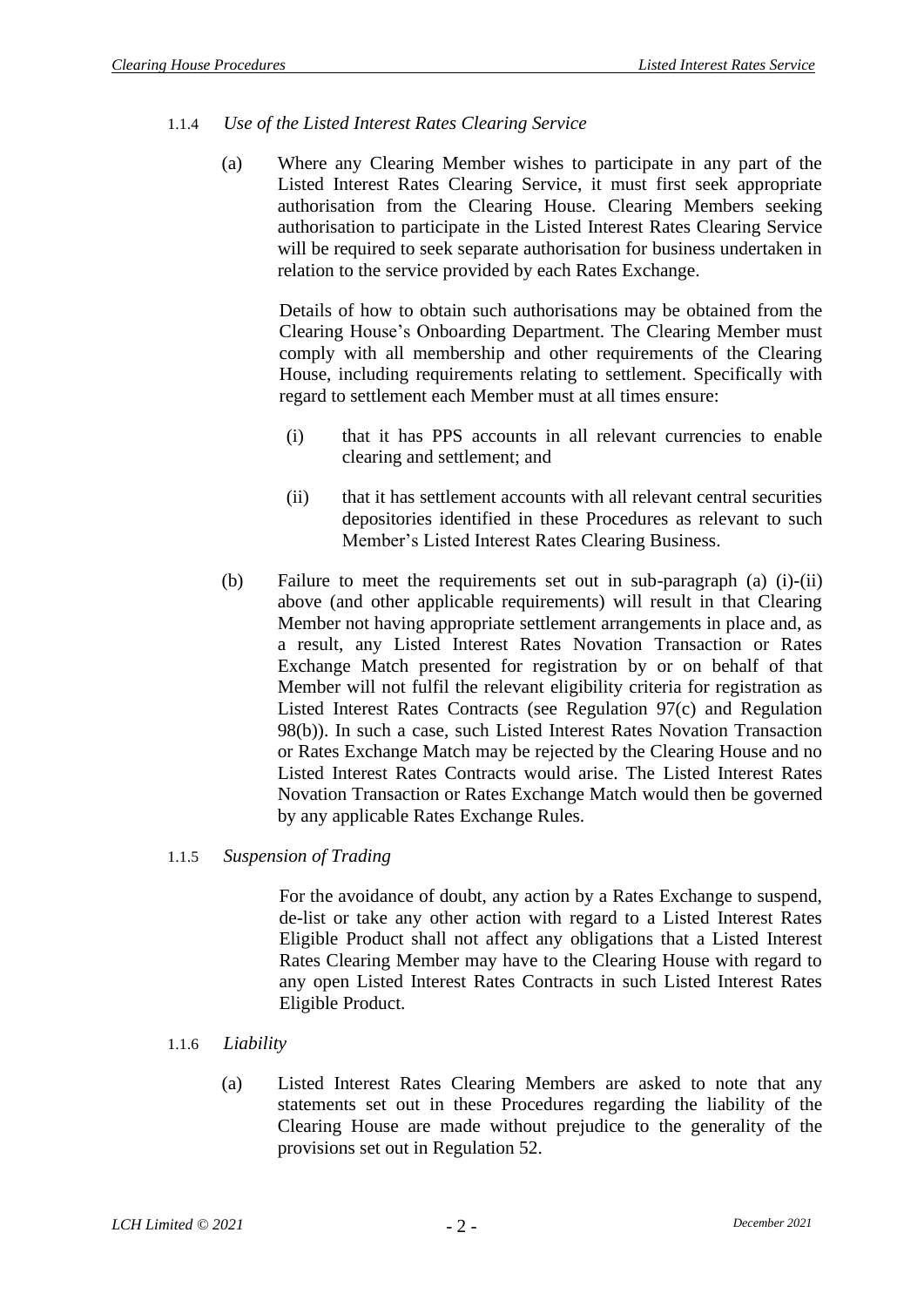#### 1.1.4 *Use of the Listed Interest Rates Clearing Service*

(a) Where any Clearing Member wishes to participate in any part of the Listed Interest Rates Clearing Service, it must first seek appropriate authorisation from the Clearing House. Clearing Members seeking authorisation to participate in the Listed Interest Rates Clearing Service will be required to seek separate authorisation for business undertaken in relation to the service provided by each Rates Exchange.

Details of how to obtain such authorisations may be obtained from the Clearing House's Onboarding Department. The Clearing Member must comply with all membership and other requirements of the Clearing House, including requirements relating to settlement. Specifically with regard to settlement each Member must at all times ensure:

(i) that it has PPS accounts in all relevant currencies to enable clearing and settlement; and

(ii) that it has settlement accounts with all relevant central securities depositories identified in these Procedures as relevant to such Member's Listed Interest Rates Clearing Business.

(b) Failure to meet the requirements set out in sub-paragraph (a) (i)-(ii) above (and other applicable requirements) will result in that Clearing Member not having appropriate settlement arrangements in place and, as a result, any Listed Interest Rates Novation Transaction or Rates Exchange Match presented for registration by or on behalf of that Member will not fulfil the relevant eligibility criteria for registration as Listed Interest Rates Contracts (see Regulation 97(c) and Regulation 98(b)). In such a case, such Listed Interest Rates Novation Transaction or Rates Exchange Match may be rejected by the Clearing House and no Listed Interest Rates Contracts would arise. The Listed Interest Rates Novation Transaction or Rates Exchange Match would then be governed by any applicable Rates Exchange Rules.

#### 1.1.5 *Suspension of Trading*

For the avoidance of doubt, any action by a Rates Exchange to suspend, de-list or take any other action with regard to a Listed Interest Rates Eligible Product shall not affect any obligations that a Listed Interest Rates Clearing Member may have to the Clearing House with regard to any open Listed Interest Rates Contracts in such Listed Interest Rates Eligible Product.

#### 1.1.6 *Liability*

(a) Listed Interest Rates Clearing Members are asked to note that any statements set out in these Procedures regarding the liability of the Clearing House are made without prejudice to the generality of the provisions set out in Regulation 52.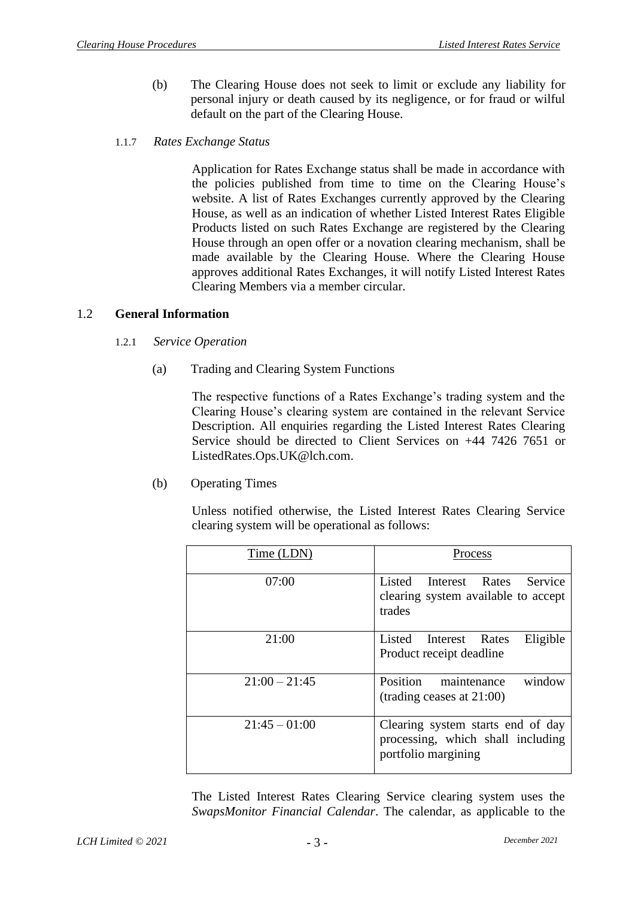(b) The Clearing House does not seek to limit or exclude any liability for personal injury or death caused by its negligence, or for fraud or wilful default on the part of the Clearing House.

#### 1.1.7 *Rates Exchange Status*

Application for Rates Exchange status shall be made in accordance with the policies published from time to time on the Clearing House's website. A list of Rates Exchanges currently approved by the Clearing House, as well as an indication of whether Listed Interest Rates Eligible Products listed on such Rates Exchange are registered by the Clearing House through an open offer or a novation clearing mechanism, shall be made available by the Clearing House. Where the Clearing House approves additional Rates Exchanges, it will notify Listed Interest Rates Clearing Members via a member circular.

### 1.2 **General Information**

#### 1.2.1 *Service Operation*

(a) Trading and Clearing System Functions

The respective functions of a Rates Exchange's trading system and the Clearing House's clearing system are contained in the relevant Service Description. All enquiries regarding the Listed Interest Rates Clearing Service should be directed to Client Services on +44 7426 7651 or ListedRates.Ops.UK@lch.com.

(b) Operating Times

Unless notified otherwise, the Listed Interest Rates Clearing Service clearing system will be operational as follows:

| Time (LDN) | Process |
|---|---|
| 07:00 | Listed Interest Rates Service clearing system available to accept trades |
| 21:00 | Listed Interest Rates Eligible Product receipt deadline |
| 21:00 – 21:45 | Position maintenance window (trading ceases at 21:00) |
| 21:45 – 01:00 | Clearing system starts end of day processing, which shall including portfolio margining |

The Listed Interest Rates Clearing Service clearing system uses the *SwapsMonitor Financial Calendar*. The calendar, as applicable to the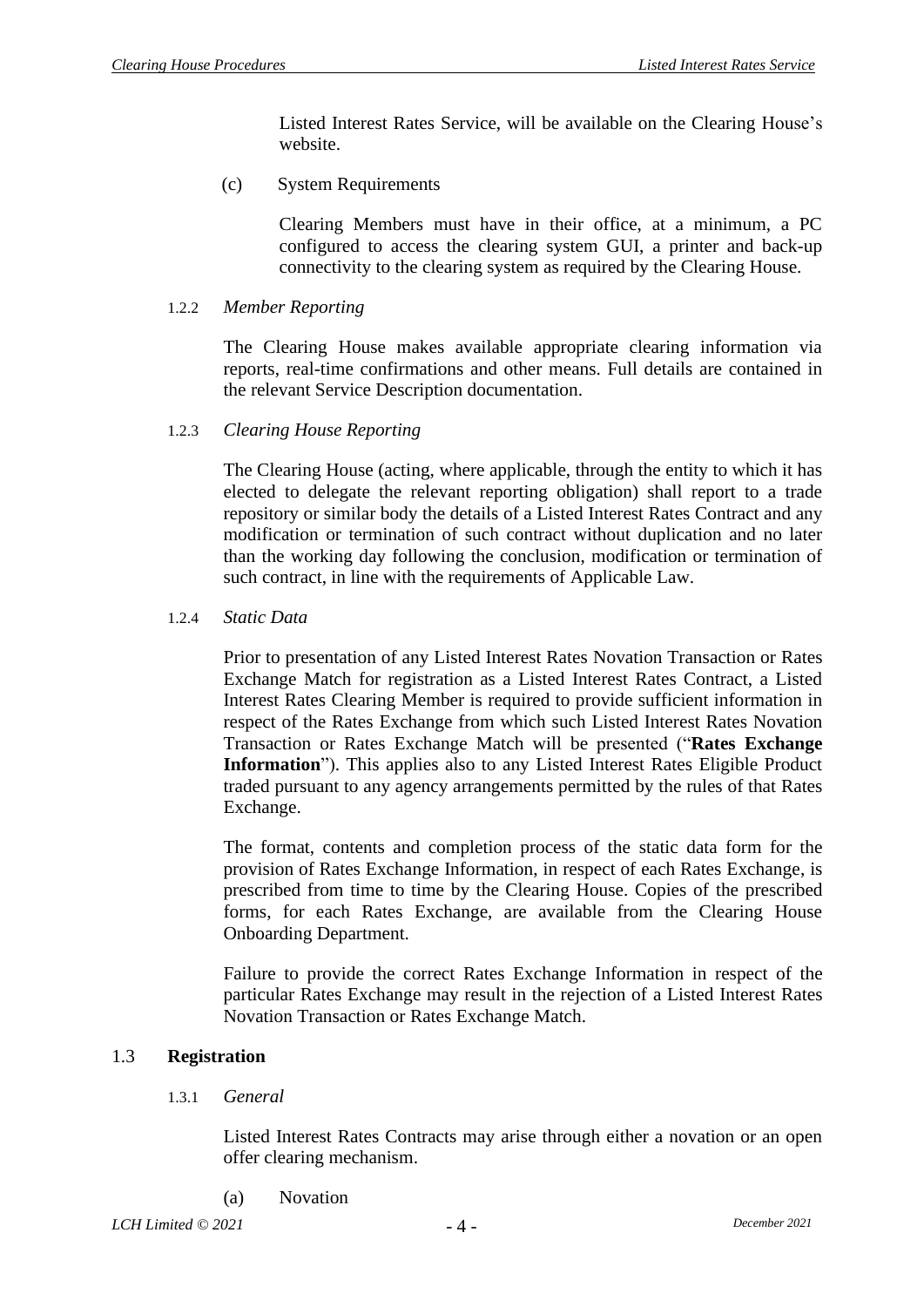Listed Interest Rates Service, will be available on the Clearing House's website.

(c) System Requirements

Clearing Members must have in their office, at a minimum, a PC configured to access the clearing system GUI, a printer and back-up connectivity to the clearing system as required by the Clearing House.

#### 1.2.2 *Member Reporting*

The Clearing House makes available appropriate clearing information via reports, real-time confirmations and other means. Full details are contained in the relevant Service Description documentation.

#### 1.2.3 *Clearing House Reporting*

The Clearing House (acting, where applicable, through the entity to which it has elected to delegate the relevant reporting obligation) shall report to a trade repository or similar body the details of a Listed Interest Rates Contract and any modification or termination of such contract without duplication and no later than the working day following the conclusion, modification or termination of such contract, in line with the requirements of Applicable Law.

#### 1.2.4 *Static Data*

Prior to presentation of any Listed Interest Rates Novation Transaction or Rates Exchange Match for registration as a Listed Interest Rates Contract, a Listed Interest Rates Clearing Member is required to provide sufficient information in respect of the Rates Exchange from which such Listed Interest Rates Novation Transaction or Rates Exchange Match will be presented ("**Rates Exchange Information**"). This applies also to any Listed Interest Rates Eligible Product traded pursuant to any agency arrangements permitted by the rules of that Rates Exchange.

The format, contents and completion process of the static data form for the provision of Rates Exchange Information, in respect of each Rates Exchange, is prescribed from time to time by the Clearing House. Copies of the prescribed forms, for each Rates Exchange, are available from the Clearing House Onboarding Department.

Failure to provide the correct Rates Exchange Information in respect of the particular Rates Exchange may result in the rejection of a Listed Interest Rates Novation Transaction or Rates Exchange Match.

### 1.3 **Registration**

#### 1.3.1 *General*

Listed Interest Rates Contracts may arise through either a novation or an open offer clearing mechanism.

(a) Novation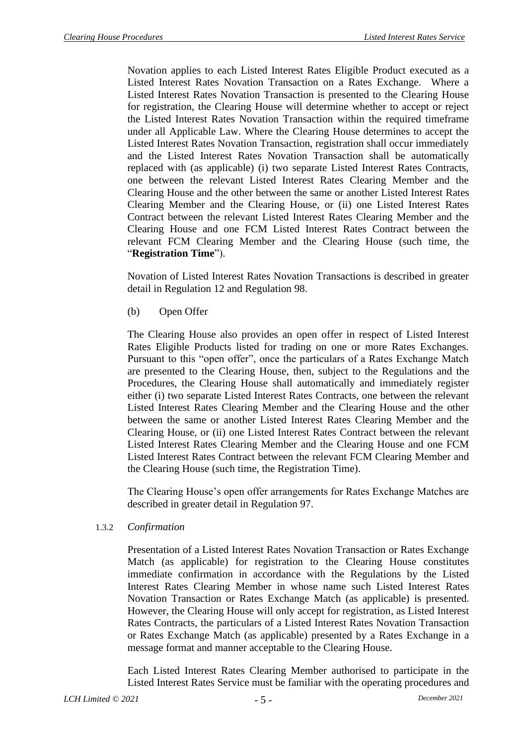Novation applies to each Listed Interest Rates Eligible Product executed as a Listed Interest Rates Novation Transaction on a Rates Exchange. Where a Listed Interest Rates Novation Transaction is presented to the Clearing House for registration, the Clearing House will determine whether to accept or reject the Listed Interest Rates Novation Transaction within the required timeframe under all Applicable Law. Where the Clearing House determines to accept the Listed Interest Rates Novation Transaction, registration shall occur immediately and the Listed Interest Rates Novation Transaction shall be automatically replaced with (as applicable) (i) two separate Listed Interest Rates Contracts, one between the relevant Listed Interest Rates Clearing Member and the Clearing House and the other between the same or another Listed Interest Rates Clearing Member and the Clearing House, or (ii) one Listed Interest Rates Contract between the relevant Listed Interest Rates Clearing Member and the Clearing House and one FCM Listed Interest Rates Contract between the relevant FCM Clearing Member and the Clearing House (such time, the "**Registration Time**").

Novation of Listed Interest Rates Novation Transactions is described in greater detail in Regulation 12 and Regulation 98.

(b) Open Offer

The Clearing House also provides an open offer in respect of Listed Interest Rates Eligible Products listed for trading on one or more Rates Exchanges. Pursuant to this "open offer", once the particulars of a Rates Exchange Match are presented to the Clearing House, then, subject to the Regulations and the Procedures, the Clearing House shall automatically and immediately register either (i) two separate Listed Interest Rates Contracts, one between the relevant Listed Interest Rates Clearing Member and the Clearing House and the other between the same or another Listed Interest Rates Clearing Member and the Clearing House, or (ii) one Listed Interest Rates Contract between the relevant Listed Interest Rates Clearing Member and the Clearing House and one FCM Listed Interest Rates Contract between the relevant FCM Clearing Member and the Clearing House (such time, the Registration Time).

The Clearing House's open offer arrangements for Rates Exchange Matches are described in greater detail in Regulation 97.

1.3.2 *Confirmation*

Presentation of a Listed Interest Rates Novation Transaction or Rates Exchange Match (as applicable) for registration to the Clearing House constitutes immediate confirmation in accordance with the Regulations by the Listed Interest Rates Clearing Member in whose name such Listed Interest Rates Novation Transaction or Rates Exchange Match (as applicable) is presented. However, the Clearing House will only accept for registration, as Listed Interest Rates Contracts, the particulars of a Listed Interest Rates Novation Transaction or Rates Exchange Match (as applicable) presented by a Rates Exchange in a message format and manner acceptable to the Clearing House.

Each Listed Interest Rates Clearing Member authorised to participate in the Listed Interest Rates Service must be familiar with the operating procedures and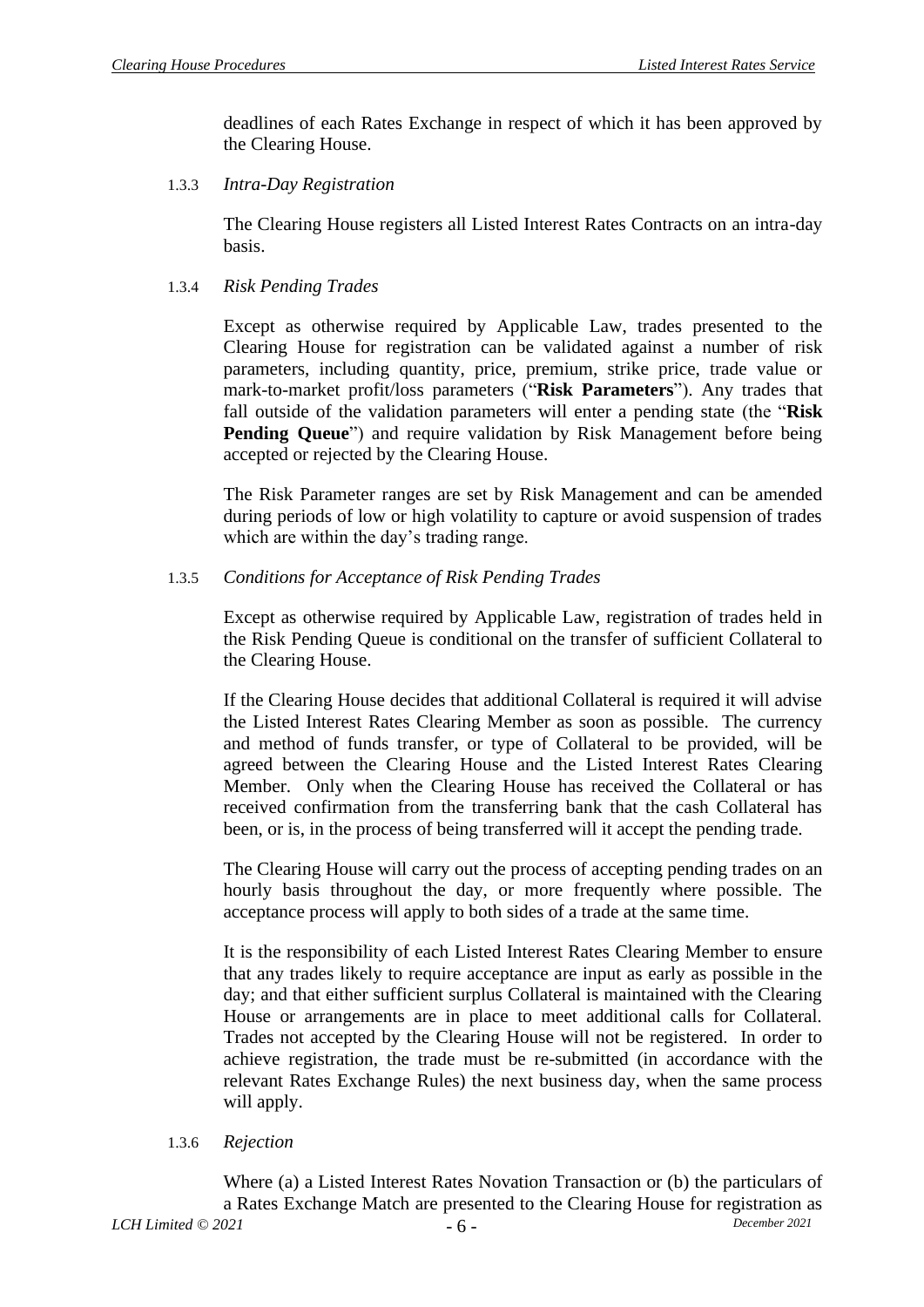deadlines of each Rates Exchange in respect of which it has been approved by the Clearing House.

### 1.3.3 *Intra-Day Registration*

The Clearing House registers all Listed Interest Rates Contracts on an intra-day basis.

### 1.3.4 *Risk Pending Trades*

Except as otherwise required by Applicable Law, trades presented to the Clearing House for registration can be validated against a number of risk parameters, including quantity, price, premium, strike price, trade value or mark-to-market profit/loss parameters ("**Risk Parameters**"). Any trades that fall outside of the validation parameters will enter a pending state (the "**Risk Pending Queue**") and require validation by Risk Management before being accepted or rejected by the Clearing House.

The Risk Parameter ranges are set by Risk Management and can be amended during periods of low or high volatility to capture or avoid suspension of trades which are within the day's trading range.

### 1.3.5 *Conditions for Acceptance of Risk Pending Trades*

Except as otherwise required by Applicable Law, registration of trades held in the Risk Pending Queue is conditional on the transfer of sufficient Collateral to the Clearing House.

If the Clearing House decides that additional Collateral is required it will advise the Listed Interest Rates Clearing Member as soon as possible. The currency and method of funds transfer, or type of Collateral to be provided, will be agreed between the Clearing House and the Listed Interest Rates Clearing Member. Only when the Clearing House has received the Collateral or has received confirmation from the transferring bank that the cash Collateral has been, or is, in the process of being transferred will it accept the pending trade.

The Clearing House will carry out the process of accepting pending trades on an hourly basis throughout the day, or more frequently where possible. The acceptance process will apply to both sides of a trade at the same time.

It is the responsibility of each Listed Interest Rates Clearing Member to ensure that any trades likely to require acceptance are input as early as possible in the day; and that either sufficient surplus Collateral is maintained with the Clearing House or arrangements are in place to meet additional calls for Collateral. Trades not accepted by the Clearing House will not be registered. In order to achieve registration, the trade must be re-submitted (in accordance with the relevant Rates Exchange Rules) the next business day, when the same process will apply.

### 1.3.6 *Rejection*

Where (a) a Listed Interest Rates Novation Transaction or (b) the particulars of a Rates Exchange Match are presented to the Clearing House for registration as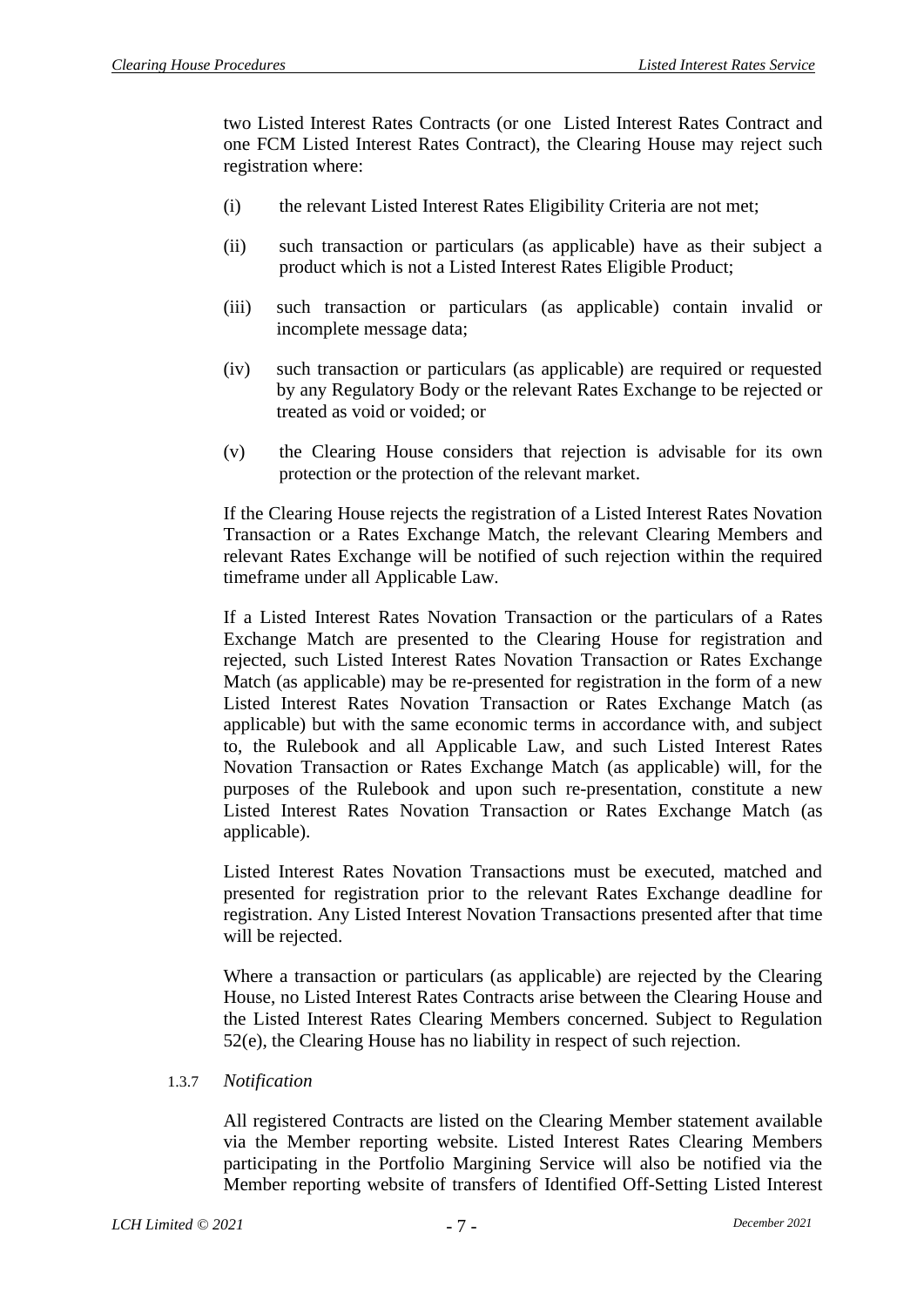two Listed Interest Rates Contracts (or one Listed Interest Rates Contract and one FCM Listed Interest Rates Contract), the Clearing House may reject such registration where:

(i) the relevant Listed Interest Rates Eligibility Criteria are not met;

(ii) such transaction or particulars (as applicable) have as their subject a product which is not a Listed Interest Rates Eligible Product;

(iii) such transaction or particulars (as applicable) contain invalid or incomplete message data;

(iv) such transaction or particulars (as applicable) are required or requested by any Regulatory Body or the relevant Rates Exchange to be rejected or treated as void or voided; or

(v) the Clearing House considers that rejection is advisable for its own protection or the protection of the relevant market.

If the Clearing House rejects the registration of a Listed Interest Rates Novation Transaction or a Rates Exchange Match, the relevant Clearing Members and relevant Rates Exchange will be notified of such rejection within the required timeframe under all Applicable Law.

If a Listed Interest Rates Novation Transaction or the particulars of a Rates Exchange Match are presented to the Clearing House for registration and rejected, such Listed Interest Rates Novation Transaction or Rates Exchange Match (as applicable) may be re-presented for registration in the form of a new Listed Interest Rates Novation Transaction or Rates Exchange Match (as applicable) but with the same economic terms in accordance with, and subject to, the Rulebook and all Applicable Law, and such Listed Interest Rates Novation Transaction or Rates Exchange Match (as applicable) will, for the purposes of the Rulebook and upon such re-presentation, constitute a new Listed Interest Rates Novation Transaction or Rates Exchange Match (as applicable).

Listed Interest Rates Novation Transactions must be executed, matched and presented for registration prior to the relevant Rates Exchange deadline for registration. Any Listed Interest Novation Transactions presented after that time will be rejected.

Where a transaction or particulars (as applicable) are rejected by the Clearing House, no Listed Interest Rates Contracts arise between the Clearing House and the Listed Interest Rates Clearing Members concerned. Subject to Regulation 52(e), the Clearing House has no liability in respect of such rejection.

1.3.7 *Notification*

All registered Contracts are listed on the Clearing Member statement available via the Member reporting website. Listed Interest Rates Clearing Members participating in the Portfolio Margining Service will also be notified via the Member reporting website of transfers of Identified Off-Setting Listed Interest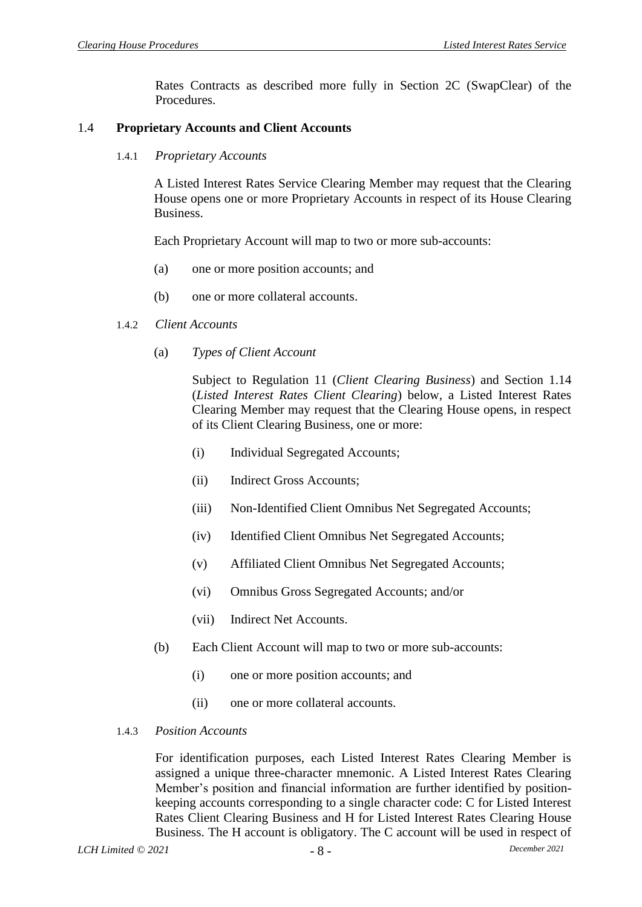Rates Contracts as described more fully in Section 2C (SwapClear) of the Procedures.

## 1.4 Proprietary Accounts and Client Accounts

### 1.4.1 *Proprietary Accounts*

A Listed Interest Rates Service Clearing Member may request that the Clearing House opens one or more Proprietary Accounts in respect of its House Clearing Business.

Each Proprietary Account will map to two or more sub-accounts:

(a) one or more position accounts; and

(b) one or more collateral accounts.

### 1.4.2 *Client Accounts*

(a) *Types of Client Account*

Subject to Regulation 11 (*Client Clearing Business*) and Section 1.14 (*Listed Interest Rates Client Clearing*) below, a Listed Interest Rates Clearing Member may request that the Clearing House opens, in respect of its Client Clearing Business, one or more:

(i) Individual Segregated Accounts;

(ii) Indirect Gross Accounts;

(iii) Non-Identified Client Omnibus Net Segregated Accounts;

(iv) Identified Client Omnibus Net Segregated Accounts;

(v) Affiliated Client Omnibus Net Segregated Accounts;

(vi) Omnibus Gross Segregated Accounts; and/or

(vii) Indirect Net Accounts.

(b) Each Client Account will map to two or more sub-accounts:

(i) one or more position accounts; and

(ii) one or more collateral accounts.

### 1.4.3 *Position Accounts*

For identification purposes, each Listed Interest Rates Clearing Member is assigned a unique three-character mnemonic. A Listed Interest Rates Clearing Member's position and financial information are further identified by position-keeping accounts corresponding to a single character code: C for Listed Interest Rates Client Clearing Business and H for Listed Interest Rates Clearing House Business. The H account is obligatory. The C account will be used in respect of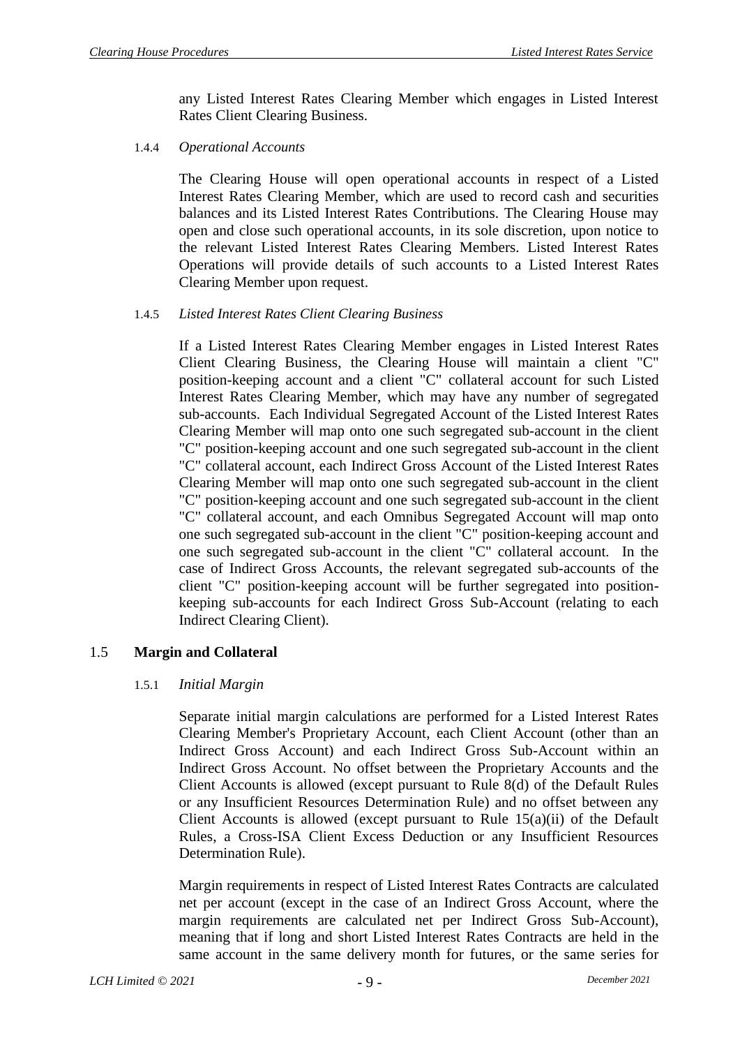any Listed Interest Rates Clearing Member which engages in Listed Interest Rates Client Clearing Business.

1.4.4 *Operational Accounts*

The Clearing House will open operational accounts in respect of a Listed Interest Rates Clearing Member, which are used to record cash and securities balances and its Listed Interest Rates Contributions. The Clearing House may open and close such operational accounts, in its sole discretion, upon notice to the relevant Listed Interest Rates Clearing Members. Listed Interest Rates Operations will provide details of such accounts to a Listed Interest Rates Clearing Member upon request.

1.4.5 *Listed Interest Rates Client Clearing Business*

If a Listed Interest Rates Clearing Member engages in Listed Interest Rates Client Clearing Business, the Clearing House will maintain a client "C" position-keeping account and a client "C" collateral account for such Listed Interest Rates Clearing Member, which may have any number of segregated sub-accounts. Each Individual Segregated Account of the Listed Interest Rates Clearing Member will map onto one such segregated sub-account in the client "C" position-keeping account and one such segregated sub-account in the client "C" collateral account, each Indirect Gross Account of the Listed Interest Rates Clearing Member will map onto one such segregated sub-account in the client "C" position-keeping account and one such segregated sub-account in the client "C" collateral account, and each Omnibus Segregated Account will map onto one such segregated sub-account in the client "C" position-keeping account and one such segregated sub-account in the client "C" collateral account. In the case of Indirect Gross Accounts, the relevant segregated sub-accounts of the client "C" position-keeping account will be further segregated into position-keeping sub-accounts for each Indirect Gross Sub-Account (relating to each Indirect Clearing Client).

## 1.5 Margin and Collateral

1.5.1 *Initial Margin*

Separate initial margin calculations are performed for a Listed Interest Rates Clearing Member's Proprietary Account, each Client Account (other than an Indirect Gross Account) and each Indirect Gross Sub-Account within an Indirect Gross Account. No offset between the Proprietary Accounts and the Client Accounts is allowed (except pursuant to Rule 8(d) of the Default Rules or any Insufficient Resources Determination Rule) and no offset between any Client Accounts is allowed (except pursuant to Rule 15(a)(ii) of the Default Rules, a Cross-ISA Client Excess Deduction or any Insufficient Resources Determination Rule).

Margin requirements in respect of Listed Interest Rates Contracts are calculated net per account (except in the case of an Indirect Gross Account, where the margin requirements are calculated net per Indirect Gross Sub-Account), meaning that if long and short Listed Interest Rates Contracts are held in the same account in the same delivery month for futures, or the same series for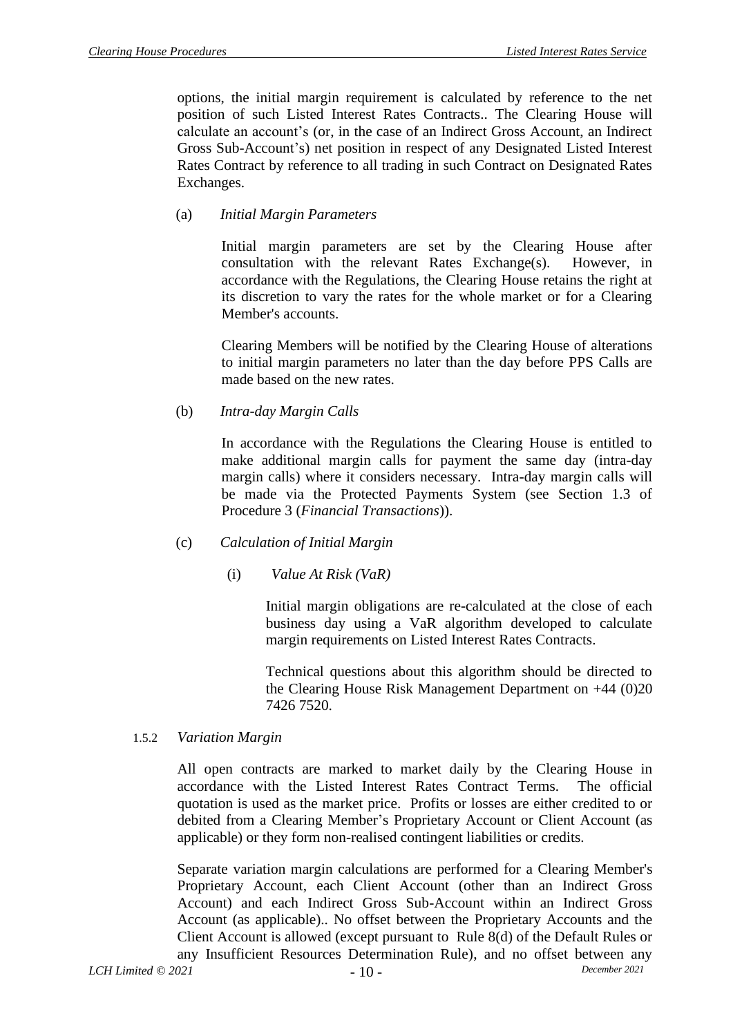options, the initial margin requirement is calculated by reference to the net position of such Listed Interest Rates Contracts.. The Clearing House will calculate an account's (or, in the case of an Indirect Gross Account, an Indirect Gross Sub-Account's) net position in respect of any Designated Listed Interest Rates Contract by reference to all trading in such Contract on Designated Rates Exchanges.

(a) *Initial Margin Parameters*

Initial margin parameters are set by the Clearing House after consultation with the relevant Rates Exchange(s). However, in accordance with the Regulations, the Clearing House retains the right at its discretion to vary the rates for the whole market or for a Clearing Member's accounts.

Clearing Members will be notified by the Clearing House of alterations to initial margin parameters no later than the day before PPS Calls are made based on the new rates.

(b) *Intra-day Margin Calls*

In accordance with the Regulations the Clearing House is entitled to make additional margin calls for payment the same day (intra-day margin calls) where it considers necessary. Intra-day margin calls will be made via the Protected Payments System (see Section 1.3 of Procedure 3 (*Financial Transactions*)).

(c) *Calculation of Initial Margin*

(i) *Value At Risk (VaR)*

Initial margin obligations are re-calculated at the close of each business day using a VaR algorithm developed to calculate margin requirements on Listed Interest Rates Contracts.

Technical questions about this algorithm should be directed to the Clearing House Risk Management Department on +44 (0)20 7426 7520.

1.5.2 *Variation Margin*

All open contracts are marked to market daily by the Clearing House in accordance with the Listed Interest Rates Contract Terms. The official quotation is used as the market price. Profits or losses are either credited to or debited from a Clearing Member's Proprietary Account or Client Account (as applicable) or they form non-realised contingent liabilities or credits.

Separate variation margin calculations are performed for a Clearing Member's Proprietary Account, each Client Account (other than an Indirect Gross Account) and each Indirect Gross Sub-Account within an Indirect Gross Account (as applicable).. No offset between the Proprietary Accounts and the Client Account is allowed (except pursuant to Rule 8(d) of the Default Rules or any Insufficient Resources Determination Rule), and no offset between any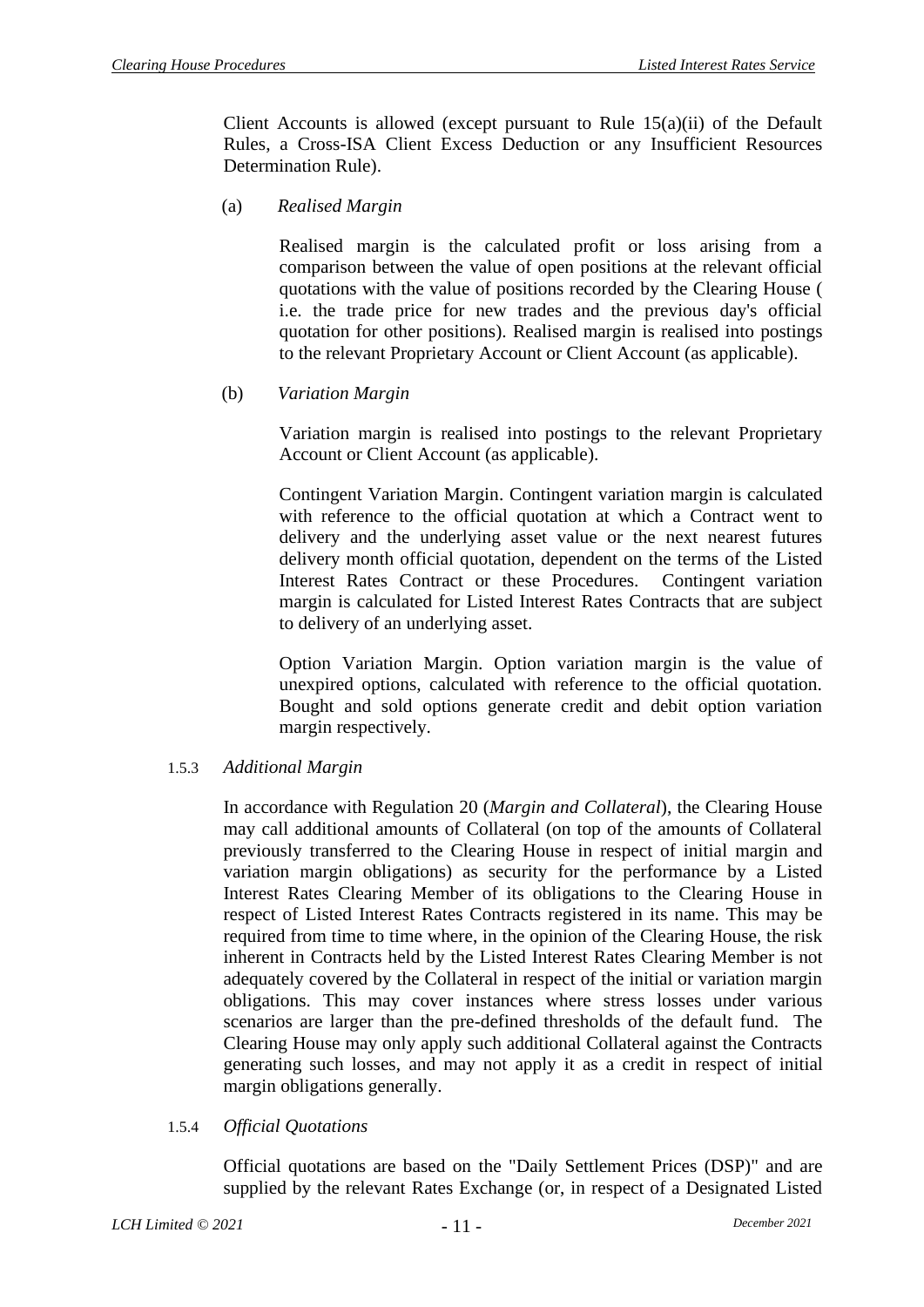Client Accounts is allowed (except pursuant to Rule 15(a)(ii) of the Default Rules, a Cross-ISA Client Excess Deduction or any Insufficient Resources Determination Rule).

(a) *Realised Margin*

Realised margin is the calculated profit or loss arising from a comparison between the value of open positions at the relevant official quotations with the value of positions recorded by the Clearing House ( i.e. the trade price for new trades and the previous day's official quotation for other positions). Realised margin is realised into postings to the relevant Proprietary Account or Client Account (as applicable).

(b) *Variation Margin*

Variation margin is realised into postings to the relevant Proprietary Account or Client Account (as applicable).

Contingent Variation Margin. Contingent variation margin is calculated with reference to the official quotation at which a Contract went to delivery and the underlying asset value or the next nearest futures delivery month official quotation, dependent on the terms of the Listed Interest Rates Contract or these Procedures. Contingent variation margin is calculated for Listed Interest Rates Contracts that are subject to delivery of an underlying asset.

Option Variation Margin. Option variation margin is the value of unexpired options, calculated with reference to the official quotation. Bought and sold options generate credit and debit option variation margin respectively.

#### 1.5.3 *Additional Margin*

In accordance with Regulation 20 (*Margin and Collateral*), the Clearing House may call additional amounts of Collateral (on top of the amounts of Collateral previously transferred to the Clearing House in respect of initial margin and variation margin obligations) as security for the performance by a Listed Interest Rates Clearing Member of its obligations to the Clearing House in respect of Listed Interest Rates Contracts registered in its name. This may be required from time to time where, in the opinion of the Clearing House, the risk inherent in Contracts held by the Listed Interest Rates Clearing Member is not adequately covered by the Collateral in respect of the initial or variation margin obligations. This may cover instances where stress losses under various scenarios are larger than the pre-defined thresholds of the default fund. The Clearing House may only apply such additional Collateral against the Contracts generating such losses, and may not apply it as a credit in respect of initial margin obligations generally.

#### 1.5.4 *Official Quotations*

Official quotations are based on the "Daily Settlement Prices (DSP)" and are supplied by the relevant Rates Exchange (or, in respect of a Designated Listed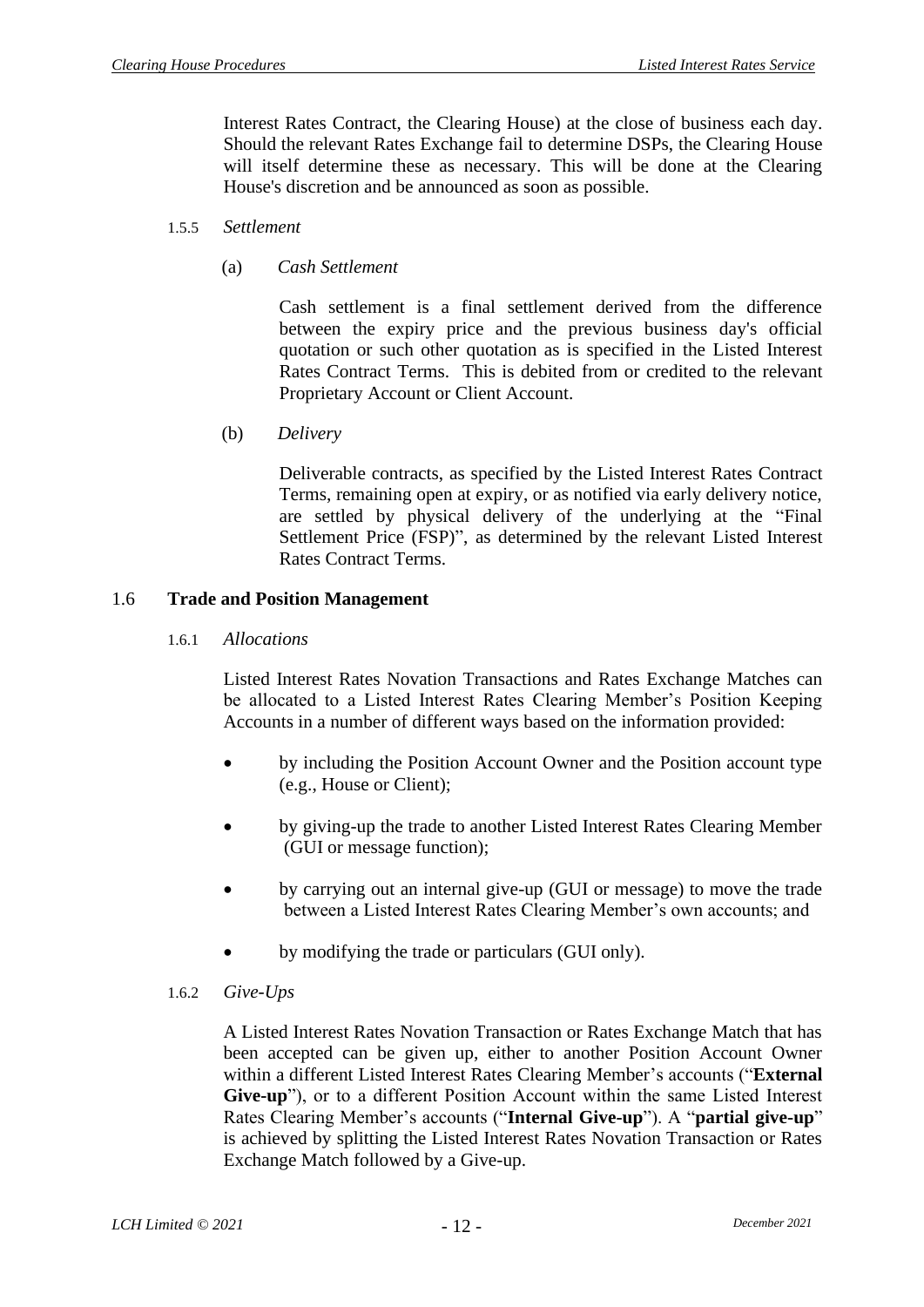Interest Rates Contract, the Clearing House) at the close of business each day. Should the relevant Rates Exchange fail to determine DSPs, the Clearing House will itself determine these as necessary. This will be done at the Clearing House's discretion and be announced as soon as possible.

1.5.5 *Settlement*

(a) *Cash Settlement*

Cash settlement is a final settlement derived from the difference between the expiry price and the previous business day's official quotation or such other quotation as is specified in the Listed Interest Rates Contract Terms. This is debited from or credited to the relevant Proprietary Account or Client Account.

(b) *Delivery*

Deliverable contracts, as specified by the Listed Interest Rates Contract Terms, remaining open at expiry, or as notified via early delivery notice, are settled by physical delivery of the underlying at the "Final Settlement Price (FSP)", as determined by the relevant Listed Interest Rates Contract Terms.

## 1.6 Trade and Position Management

1.6.1 *Allocations*

Listed Interest Rates Novation Transactions and Rates Exchange Matches can be allocated to a Listed Interest Rates Clearing Member's Position Keeping Accounts in a number of different ways based on the information provided:

- by including the Position Account Owner and the Position account type (e.g., House or Client);
- by giving-up the trade to another Listed Interest Rates Clearing Member (GUI or message function);
- by carrying out an internal give-up (GUI or message) to move the trade between a Listed Interest Rates Clearing Member's own accounts; and
- by modifying the trade or particulars (GUI only).

1.6.2 *Give-Ups*

A Listed Interest Rates Novation Transaction or Rates Exchange Match that has been accepted can be given up, either to another Position Account Owner within a different Listed Interest Rates Clearing Member's accounts ("**External Give-up**"), or to a different Position Account within the same Listed Interest Rates Clearing Member's accounts ("**Internal Give-up**"). A "**partial give-up**" is achieved by splitting the Listed Interest Rates Novation Transaction or Rates Exchange Match followed by a Give-up.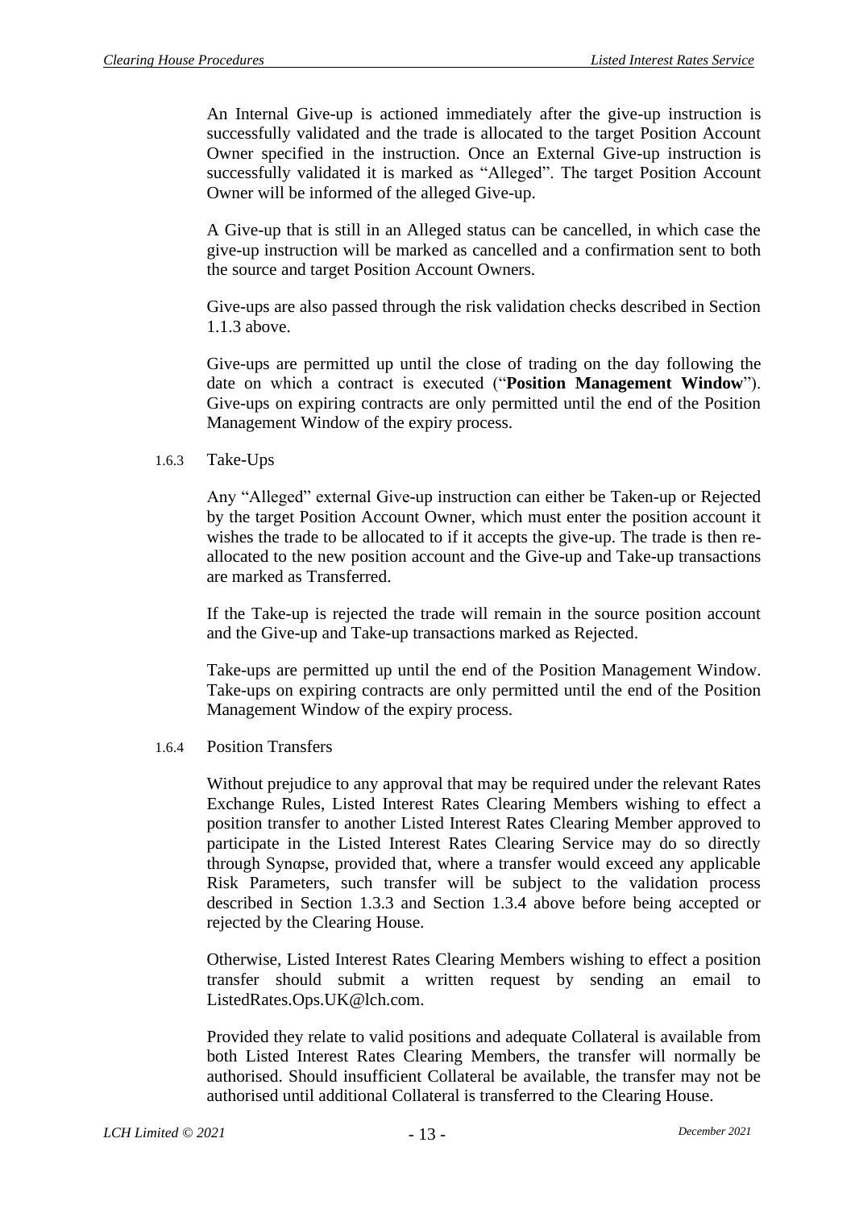An Internal Give-up is actioned immediately after the give-up instruction is successfully validated and the trade is allocated to the target Position Account Owner specified in the instruction. Once an External Give-up instruction is successfully validated it is marked as "Alleged". The target Position Account Owner will be informed of the alleged Give-up.

A Give-up that is still in an Alleged status can be cancelled, in which case the give-up instruction will be marked as cancelled and a confirmation sent to both the source and target Position Account Owners.

Give-ups are also passed through the risk validation checks described in Section 1.1.3 above.

Give-ups are permitted up until the close of trading on the day following the date on which a contract is executed ("**Position Management Window**"). Give-ups on expiring contracts are only permitted until the end of the Position Management Window of the expiry process.

#### 1.6.3 Take-Ups

Any "Alleged" external Give-up instruction can either be Taken-up or Rejected by the target Position Account Owner, which must enter the position account it wishes the trade to be allocated to if it accepts the give-up. The trade is then re-allocated to the new position account and the Give-up and Take-up transactions are marked as Transferred.

If the Take-up is rejected the trade will remain in the source position account and the Give-up and Take-up transactions marked as Rejected.

Take-ups are permitted up until the end of the Position Management Window. Take-ups on expiring contracts are only permitted until the end of the Position Management Window of the expiry process.

#### 1.6.4 Position Transfers

Without prejudice to any approval that may be required under the relevant Rates Exchange Rules, Listed Interest Rates Clearing Members wishing to effect a position transfer to another Listed Interest Rates Clearing Member approved to participate in the Listed Interest Rates Clearing Service may do so directly through Synαpse, provided that, where a transfer would exceed any applicable Risk Parameters, such transfer will be subject to the validation process described in Section 1.3.3 and Section 1.3.4 above before being accepted or rejected by the Clearing House.

Otherwise, Listed Interest Rates Clearing Members wishing to effect a position transfer should submit a written request by sending an email to ListedRates.Ops.UK@lch.com.

Provided they relate to valid positions and adequate Collateral is available from both Listed Interest Rates Clearing Members, the transfer will normally be authorised. Should insufficient Collateral be available, the transfer may not be authorised until additional Collateral is transferred to the Clearing House.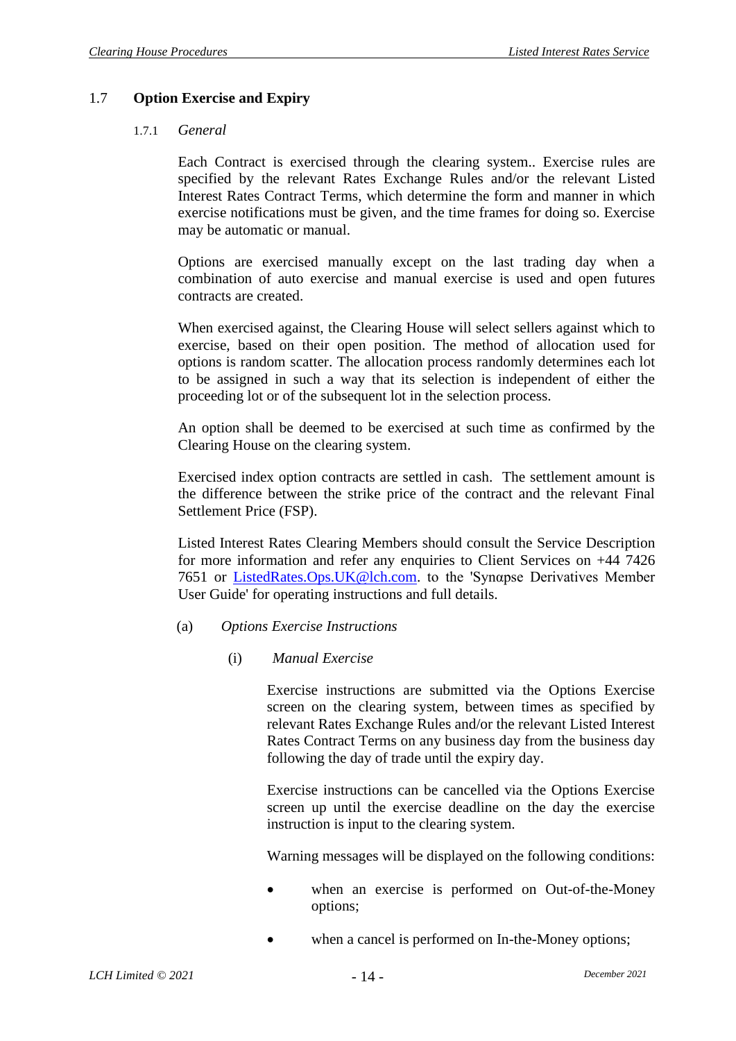## 1.7 Option Exercise and Expiry

### 1.7.1 *General*

Each Contract is exercised through the clearing system.. Exercise rules are specified by the relevant Rates Exchange Rules and/or the relevant Listed Interest Rates Contract Terms, which determine the form and manner in which exercise notifications must be given, and the time frames for doing so. Exercise may be automatic or manual.

Options are exercised manually except on the last trading day when a combination of auto exercise and manual exercise is used and open futures contracts are created.

When exercised against, the Clearing House will select sellers against which to exercise, based on their open position. The method of allocation used for options is random scatter. The allocation process randomly determines each lot to be assigned in such a way that its selection is independent of either the proceeding lot or of the subsequent lot in the selection process.

An option shall be deemed to be exercised at such time as confirmed by the Clearing House on the clearing system.

Exercised index option contracts are settled in cash. The settlement amount is the difference between the strike price of the contract and the relevant Final Settlement Price (FSP).

Listed Interest Rates Clearing Members should consult the Service Description for more information and refer any enquiries to Client Services on +44 7426 7651 or ListedRates.Ops.UK@lch.com. to the 'Synαpse Derivatives Member User Guide' for operating instructions and full details.

(a) *Options Exercise Instructions*

(i) *Manual Exercise*

Exercise instructions are submitted via the Options Exercise screen on the clearing system, between times as specified by relevant Rates Exchange Rules and/or the relevant Listed Interest Rates Contract Terms on any business day from the business day following the day of trade until the expiry day.

Exercise instructions can be cancelled via the Options Exercise screen up until the exercise deadline on the day the exercise instruction is input to the clearing system.

Warning messages will be displayed on the following conditions:

- when an exercise is performed on Out-of-the-Money options;
- when a cancel is performed on In-the-Money options;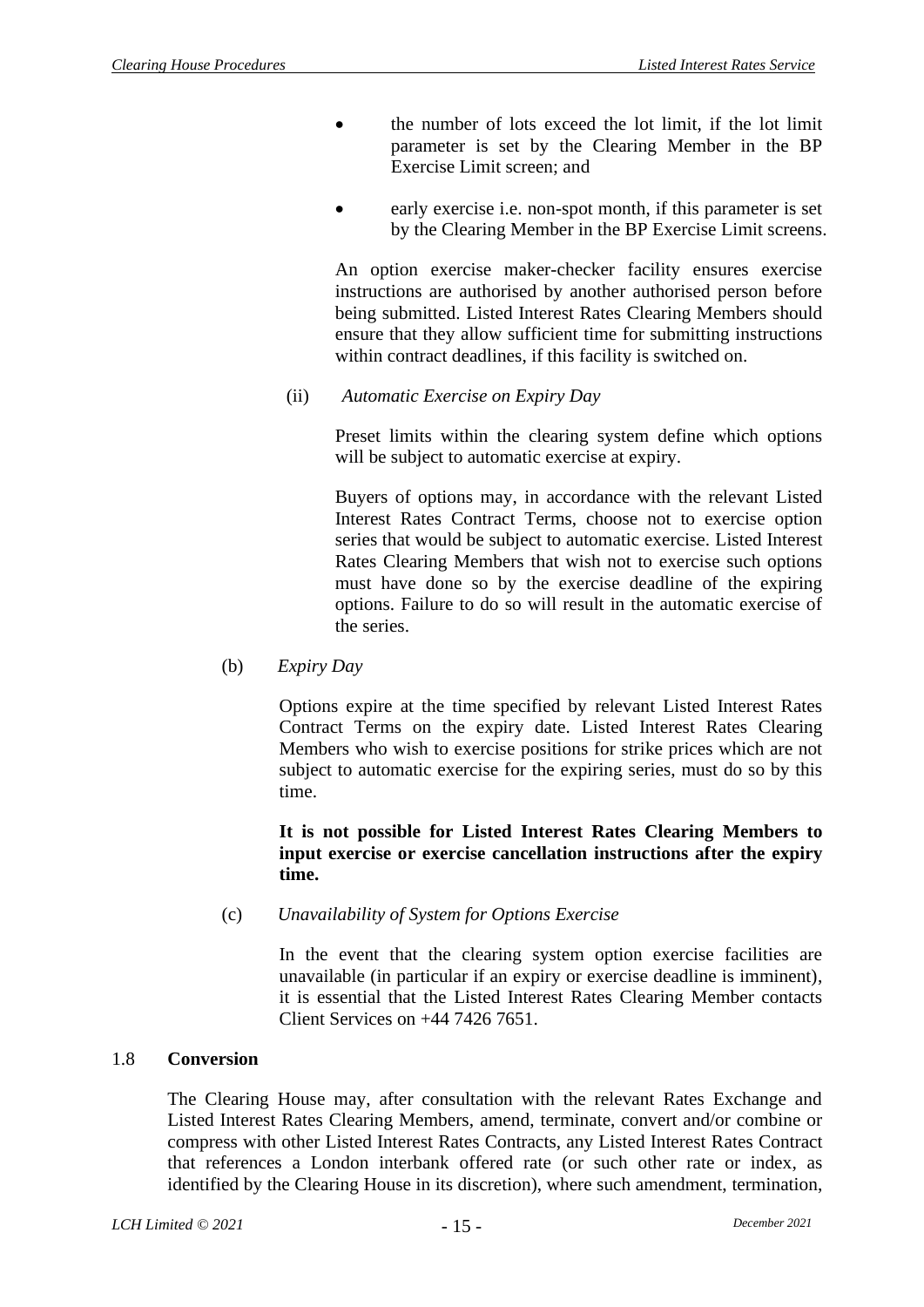- the number of lots exceed the lot limit, if the lot limit parameter is set by the Clearing Member in the BP Exercise Limit screen; and
- early exercise i.e. non-spot month, if this parameter is set by the Clearing Member in the BP Exercise Limit screens.

An option exercise maker-checker facility ensures exercise instructions are authorised by another authorised person before being submitted. Listed Interest Rates Clearing Members should ensure that they allow sufficient time for submitting instructions within contract deadlines, if this facility is switched on.

(ii) *Automatic Exercise on Expiry Day*

Preset limits within the clearing system define which options will be subject to automatic exercise at expiry.

Buyers of options may, in accordance with the relevant Listed Interest Rates Contract Terms, choose not to exercise option series that would be subject to automatic exercise. Listed Interest Rates Clearing Members that wish not to exercise such options must have done so by the exercise deadline of the expiring options. Failure to do so will result in the automatic exercise of the series.

(b) *Expiry Day*

Options expire at the time specified by relevant Listed Interest Rates Contract Terms on the expiry date. Listed Interest Rates Clearing Members who wish to exercise positions for strike prices which are not subject to automatic exercise for the expiring series, must do so by this time.

**It is not possible for Listed Interest Rates Clearing Members to input exercise or exercise cancellation instructions after the expiry time.**

(c) *Unavailability of System for Options Exercise*

In the event that the clearing system option exercise facilities are unavailable (in particular if an expiry or exercise deadline is imminent), it is essential that the Listed Interest Rates Clearing Member contacts Client Services on +44 7426 7651.

## 1.8 **Conversion**

The Clearing House may, after consultation with the relevant Rates Exchange and Listed Interest Rates Clearing Members, amend, terminate, convert and/or combine or compress with other Listed Interest Rates Contracts, any Listed Interest Rates Contract that references a London interbank offered rate (or such other rate or index, as identified by the Clearing House in its discretion), where such amendment, termination,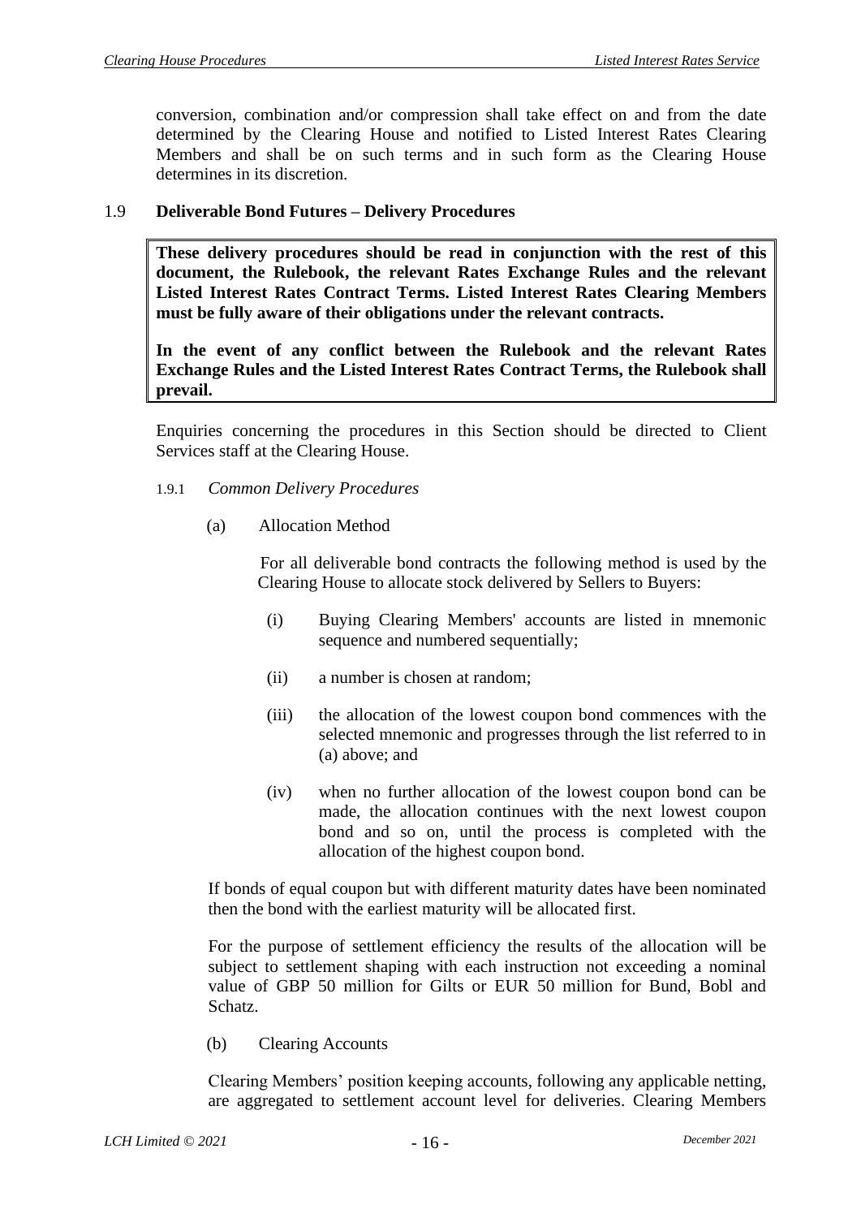conversion, combination and/or compression shall take effect on and from the date determined by the Clearing House and notified to Listed Interest Rates Clearing Members and shall be on such terms and in such form as the Clearing House determines in its discretion.

## 1.9 Deliverable Bond Futures – Delivery Procedures

**These delivery procedures should be read in conjunction with the rest of this document, the Rulebook, the relevant Rates Exchange Rules and the relevant Listed Interest Rates Contract Terms. Listed Interest Rates Clearing Members must be fully aware of their obligations under the relevant contracts.**

**In the event of any conflict between the Rulebook and the relevant Rates Exchange Rules and the Listed Interest Rates Contract Terms, the Rulebook shall prevail.**

Enquiries concerning the procedures in this Section should be directed to Client Services staff at the Clearing House.

### 1.9.1 *Common Delivery Procedures*

(a) Allocation Method

For all deliverable bond contracts the following method is used by the Clearing House to allocate stock delivered by Sellers to Buyers:

(i) Buying Clearing Members' accounts are listed in mnemonic sequence and numbered sequentially;

(ii) a number is chosen at random;

(iii) the allocation of the lowest coupon bond commences with the selected mnemonic and progresses through the list referred to in (a) above; and

(iv) when no further allocation of the lowest coupon bond can be made, the allocation continues with the next lowest coupon bond and so on, until the process is completed with the allocation of the highest coupon bond.

If bonds of equal coupon but with different maturity dates have been nominated then the bond with the earliest maturity will be allocated first.

For the purpose of settlement efficiency the results of the allocation will be subject to settlement shaping with each instruction not exceeding a nominal value of GBP 50 million for Gilts or EUR 50 million for Bund, Bobl and Schatz.

(b) Clearing Accounts

Clearing Members' position keeping accounts, following any applicable netting, are aggregated to settlement account level for deliveries. Clearing Members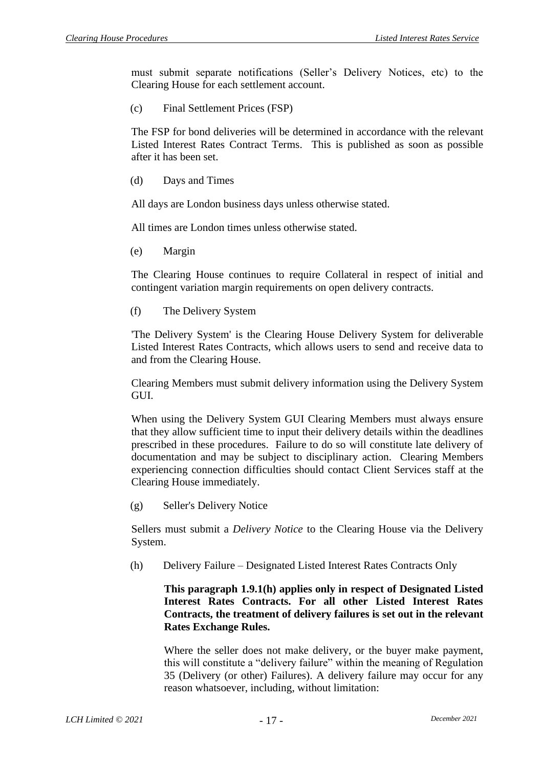must submit separate notifications (Seller's Delivery Notices, etc) to the Clearing House for each settlement account.

(c) Final Settlement Prices (FSP)

The FSP for bond deliveries will be determined in accordance with the relevant Listed Interest Rates Contract Terms. This is published as soon as possible after it has been set.

(d) Days and Times

All days are London business days unless otherwise stated.

All times are London times unless otherwise stated.

(e) Margin

The Clearing House continues to require Collateral in respect of initial and contingent variation margin requirements on open delivery contracts.

(f) The Delivery System

'The Delivery System' is the Clearing House Delivery System for deliverable Listed Interest Rates Contracts, which allows users to send and receive data to and from the Clearing House.

Clearing Members must submit delivery information using the Delivery System GUI.

When using the Delivery System GUI Clearing Members must always ensure that they allow sufficient time to input their delivery details within the deadlines prescribed in these procedures. Failure to do so will constitute late delivery of documentation and may be subject to disciplinary action. Clearing Members experiencing connection difficulties should contact Client Services staff at the Clearing House immediately.

(g) Seller's Delivery Notice

Sellers must submit a *Delivery Notice* to the Clearing House via the Delivery System.

(h) Delivery Failure – Designated Listed Interest Rates Contracts Only

**This paragraph 1.9.1(h) applies only in respect of Designated Listed Interest Rates Contracts. For all other Listed Interest Rates Contracts, the treatment of delivery failures is set out in the relevant Rates Exchange Rules.**

Where the seller does not make delivery, or the buyer make payment, this will constitute a "delivery failure" within the meaning of Regulation 35 (Delivery (or other) Failures). A delivery failure may occur for any reason whatsoever, including, without limitation: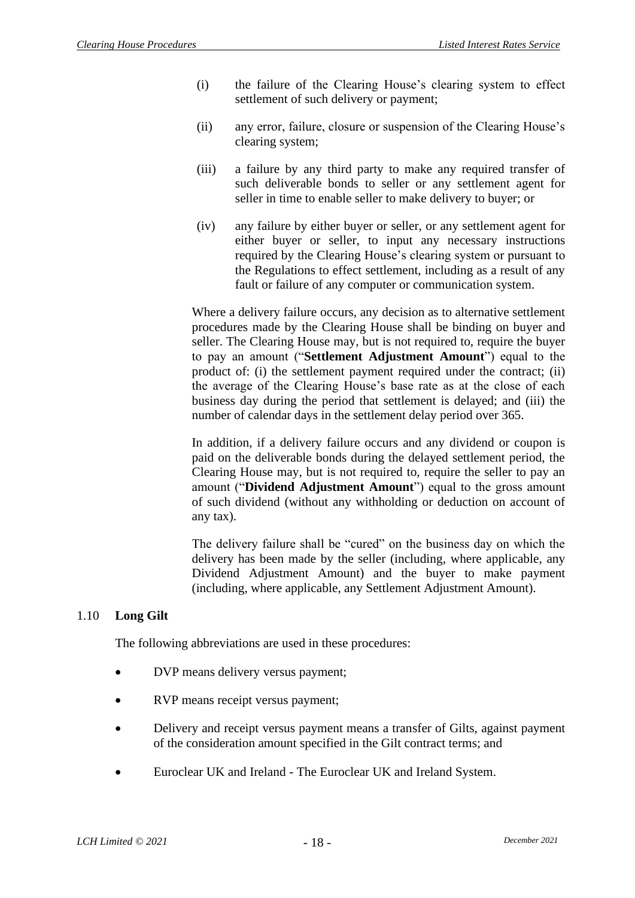(i) the failure of the Clearing House's clearing system to effect settlement of such delivery or payment;

(ii) any error, failure, closure or suspension of the Clearing House's clearing system;

(iii) a failure by any third party to make any required transfer of such deliverable bonds to seller or any settlement agent for seller in time to enable seller to make delivery to buyer; or

(iv) any failure by either buyer or seller, or any settlement agent for either buyer or seller, to input any necessary instructions required by the Clearing House's clearing system or pursuant to the Regulations to effect settlement, including as a result of any fault or failure of any computer or communication system.

Where a delivery failure occurs, any decision as to alternative settlement procedures made by the Clearing House shall be binding on buyer and seller. The Clearing House may, but is not required to, require the buyer to pay an amount ("**Settlement Adjustment Amount**") equal to the product of: (i) the settlement payment required under the contract; (ii) the average of the Clearing House's base rate as at the close of each business day during the period that settlement is delayed; and (iii) the number of calendar days in the settlement delay period over 365.

In addition, if a delivery failure occurs and any dividend or coupon is paid on the deliverable bonds during the delayed settlement period, the Clearing House may, but is not required to, require the seller to pay an amount ("**Dividend Adjustment Amount**") equal to the gross amount of such dividend (without any withholding or deduction on account of any tax).

The delivery failure shall be "cured" on the business day on which the delivery has been made by the seller (including, where applicable, any Dividend Adjustment Amount) and the buyer to make payment (including, where applicable, any Settlement Adjustment Amount).

## 1.10 Long Gilt

The following abbreviations are used in these procedures:

- DVP means delivery versus payment;
- RVP means receipt versus payment;
- Delivery and receipt versus payment means a transfer of Gilts, against payment of the consideration amount specified in the Gilt contract terms; and
- Euroclear UK and Ireland - The Euroclear UK and Ireland System.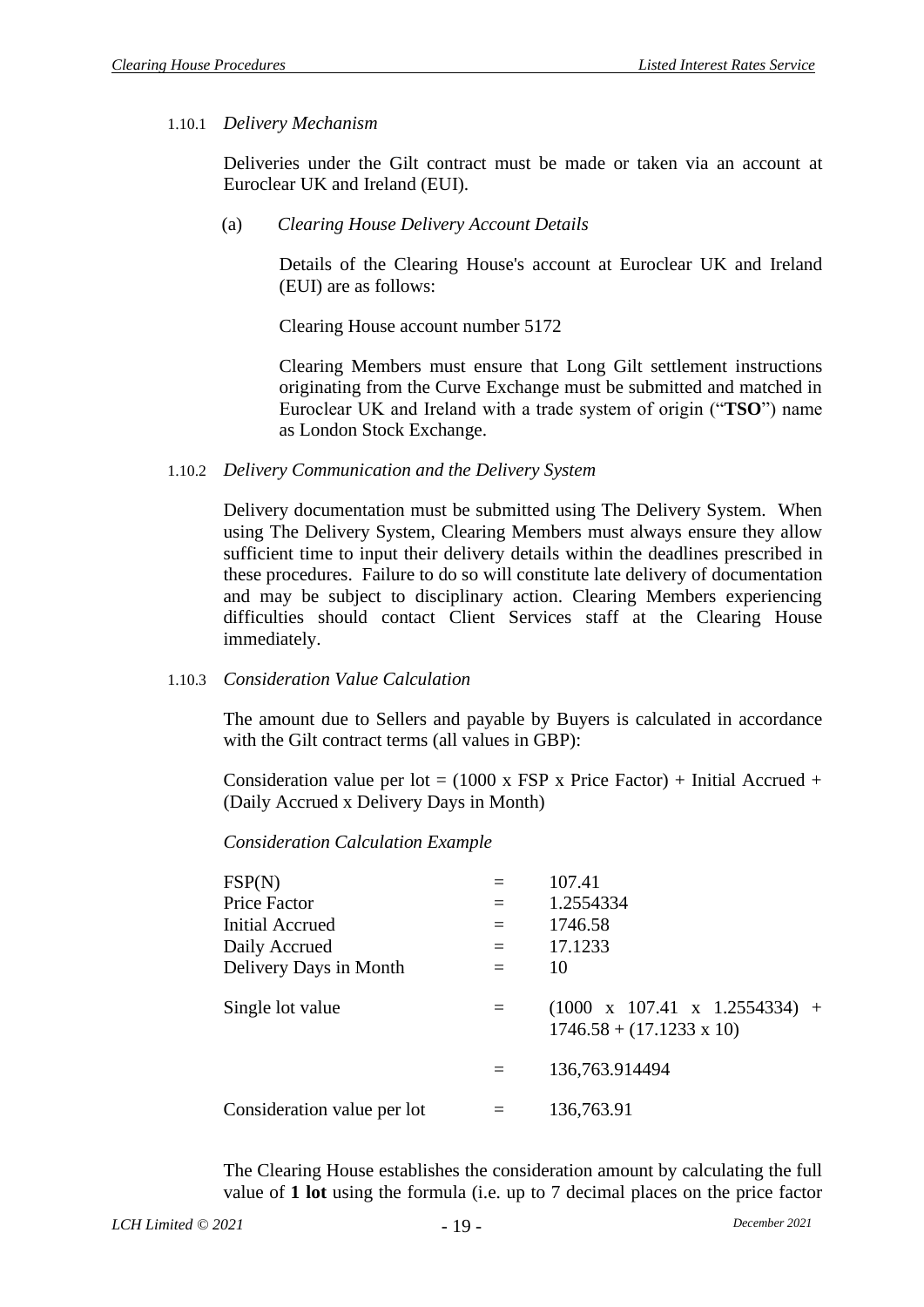#### 1.10.1 *Delivery Mechanism*

Deliveries under the Gilt contract must be made or taken via an account at Euroclear UK and Ireland (EUI).

(a) *Clearing House Delivery Account Details*

Details of the Clearing House's account at Euroclear UK and Ireland (EUI) are as follows:

Clearing House account number 5172

Clearing Members must ensure that Long Gilt settlement instructions originating from the Curve Exchange must be submitted and matched in Euroclear UK and Ireland with a trade system of origin ("**TSO**") name as London Stock Exchange.

#### 1.10.2 *Delivery Communication and the Delivery System*

Delivery documentation must be submitted using The Delivery System. When using The Delivery System, Clearing Members must always ensure they allow sufficient time to input their delivery details within the deadlines prescribed in these procedures. Failure to do so will constitute late delivery of documentation and may be subject to disciplinary action. Clearing Members experiencing difficulties should contact Client Services staff at the Clearing House immediately.

#### 1.10.3 *Consideration Value Calculation*

The amount due to Sellers and payable by Buyers is calculated in accordance with the Gilt contract terms (all values in GBP):

Consideration value per lot = (1000 x FSP x Price Factor) + Initial Accrued + (Daily Accrued x Delivery Days in Month)

*Consideration Calculation Example*

| | | |
|---|---|---|
| FSP(N) | = | 107.41 |
| Price Factor | = | 1.2554334 |
| Initial Accrued | = | 1746.58 |
| Daily Accrued | = | 17.1233 |
| Delivery Days in Month | = | 10 |
| Single lot value | = | (1000 x 107.41 x 1.2554334) + 1746.58 + (17.1233 x 10) |
| | = | 136,763.914494 |
| Consideration value per lot | = | 136,763.91 |

The Clearing House establishes the consideration amount by calculating the full value of **1 lot** using the formula (i.e. up to 7 decimal places on the price factor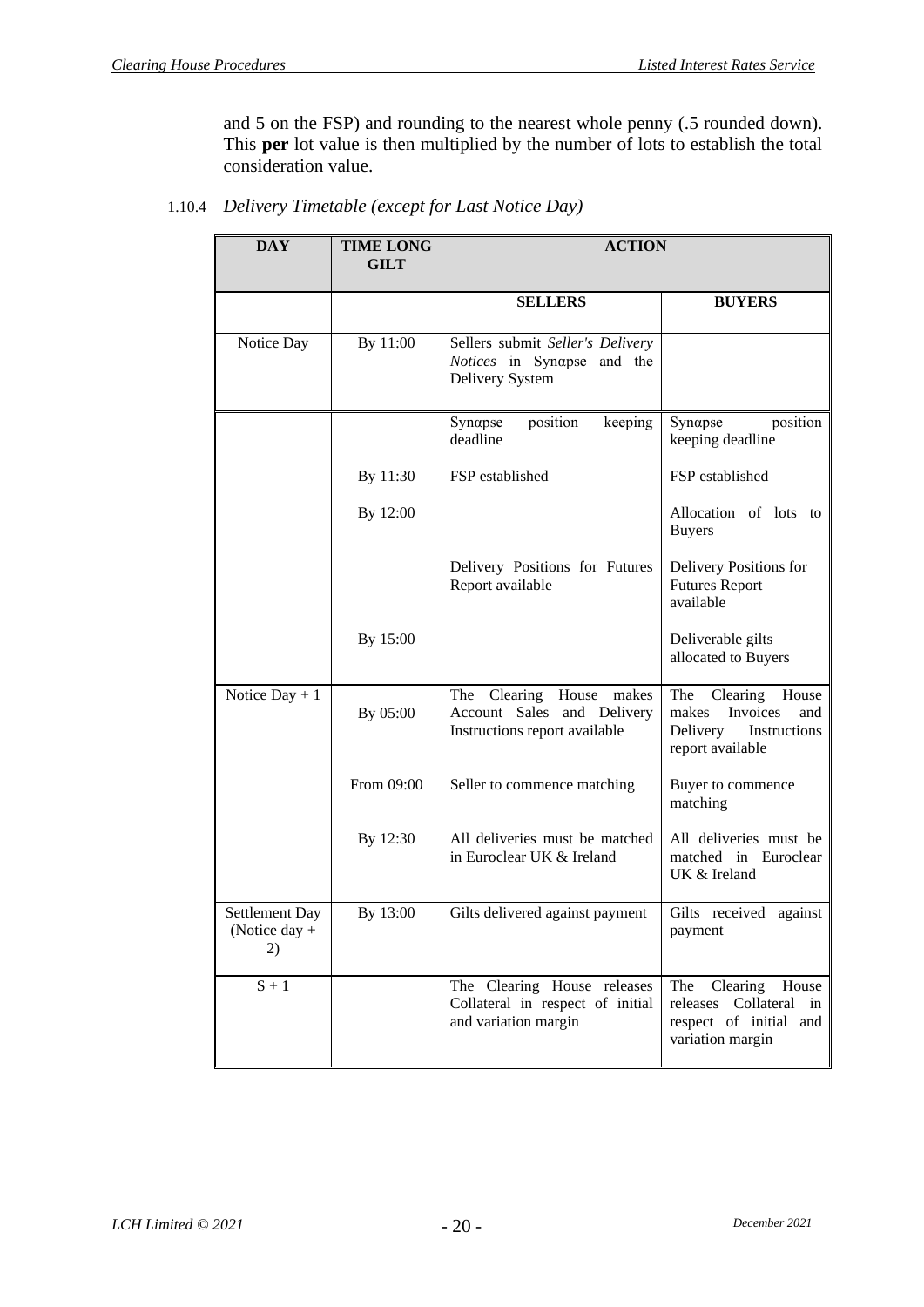and 5 on the FSP) and rounding to the nearest whole penny (.5 rounded down). This **per** lot value is then multiplied by the number of lots to establish the total consideration value.

### 1.10.4 *Delivery Timetable (except for Last Notice Day)*

| DAY | TIME LONG GILT | ACTION | |
|---|---|---|---|
| | | **SELLERS** | **BUYERS** |
| Notice Day | By 11:00 | Sellers submit *Seller's Delivery Notices* in Synαpse and the Delivery System | |
| | | Synαpse position keeping deadline | Synαpse position keeping deadline |
| | By 11:30 | FSP established | FSP established |
| | By 12:00 | | Allocation of lots to Buyers |
| | | Delivery Positions for Futures Report available | Delivery Positions for Futures Report available |
| | By 15:00 | | Deliverable gilts allocated to Buyers |
| Notice Day + 1 | By 05:00 | The Clearing House makes Account Sales and Delivery Instructions report available | The Clearing House makes Invoices and Delivery Instructions report available |
| | From 09:00 | Seller to commence matching | Buyer to commence matching |
| | By 12:30 | All deliveries must be matched in Euroclear UK & Ireland | All deliveries must be matched in Euroclear UK & Ireland |
| Settlement Day (Notice day + 2) | By 13:00 | Gilts delivered against payment | Gilts received against payment |
| S + 1 | | The Clearing House releases Collateral in respect of initial and variation margin | The Clearing House releases Collateral in respect of initial and variation margin |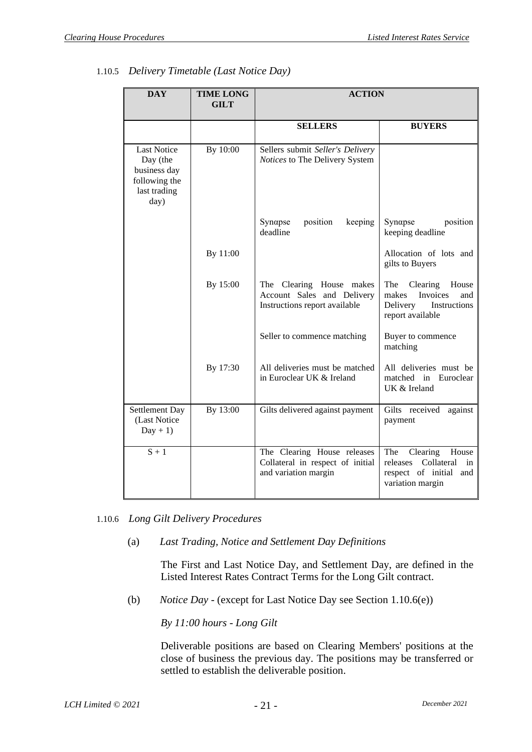### 1.10.5 *Delivery Timetable (Last Notice Day)*

| DAY | TIME LONG GILT | ACTION | |
|---|---|---|---|
| | | **SELLERS** | **BUYERS** |
| Last Notice Day (the business day following the last trading day) | By 10:00 | Sellers submit *Seller's Delivery Notices* to The Delivery System | |
| | | Synαpse position keeping deadline | Synαpse position keeping deadline |
| | By 11:00 | | Allocation of lots and gilts to Buyers |
| | By 15:00 | The Clearing House makes Account Sales and Delivery Instructions report available | The Clearing House makes Invoices and Delivery Instructions report available |
| | | Seller to commence matching | Buyer to commence matching |
| | By 17:30 | All deliveries must be matched in Euroclear UK & Ireland | All deliveries must be matched in Euroclear UK & Ireland |
| Settlement Day (Last Notice Day + 1) | By 13:00 | Gilts delivered against payment | Gilts received against payment |
| S + 1 | | The Clearing House releases Collateral in respect of initial and variation margin | The Clearing House releases Collateral in respect of initial and variation margin |

### 1.10.6 *Long Gilt Delivery Procedures*

(a) *Last Trading, Notice and Settlement Day Definitions*

The First and Last Notice Day, and Settlement Day, are defined in the Listed Interest Rates Contract Terms for the Long Gilt contract.

(b) *Notice Day* - (except for Last Notice Day see Section 1.10.6(e))

*By 11:00 hours - Long Gilt*

Deliverable positions are based on Clearing Members' positions at the close of business the previous day. The positions may be transferred or settled to establish the deliverable position.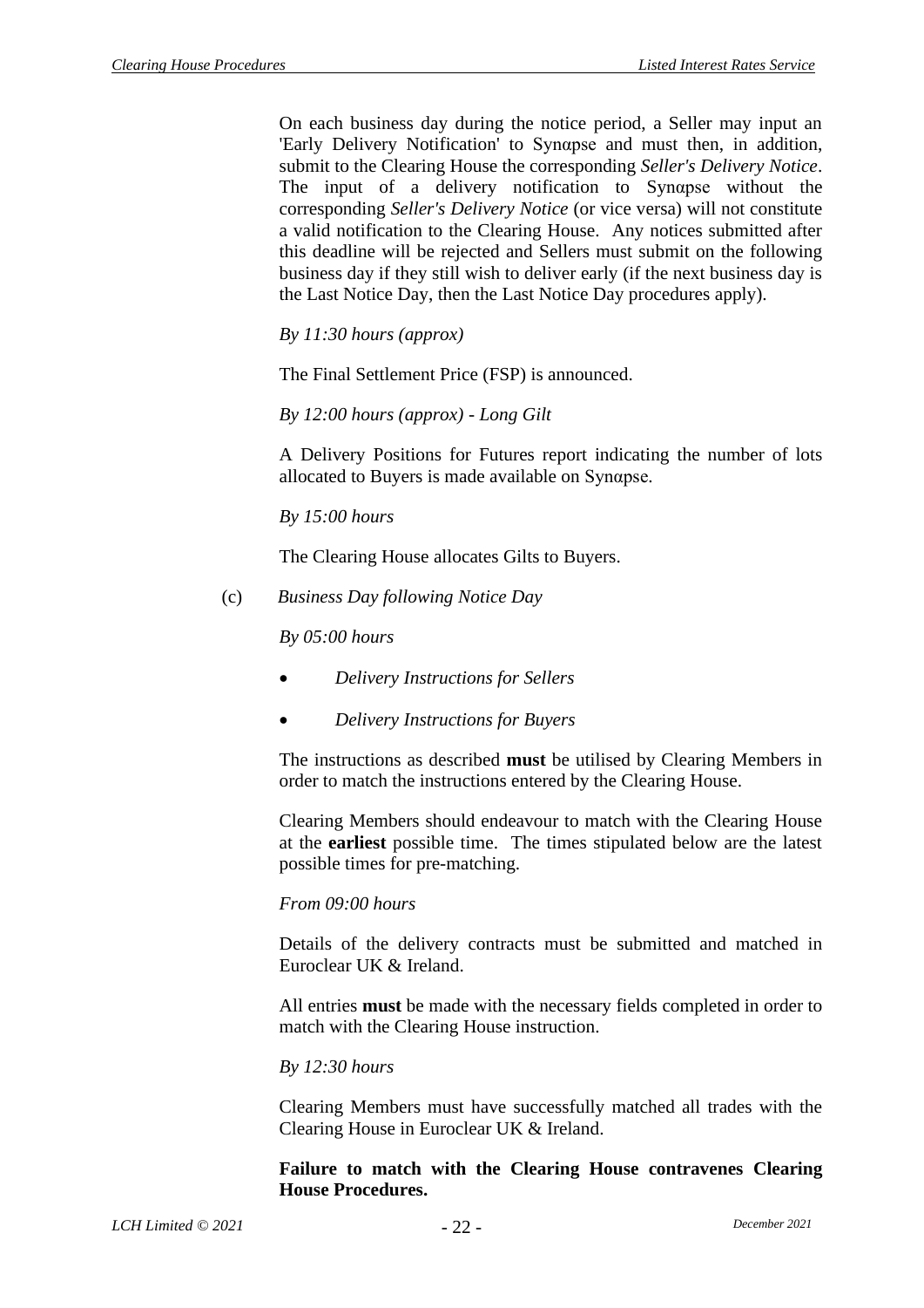On each business day during the notice period, a Seller may input an 'Early Delivery Notification' to Synαpse and must then, in addition, submit to the Clearing House the corresponding *Seller's Delivery Notice*. The input of a delivery notification to Synαpse without the corresponding *Seller's Delivery Notice* (or vice versa) will not constitute a valid notification to the Clearing House. Any notices submitted after this deadline will be rejected and Sellers must submit on the following business day if they still wish to deliver early (if the next business day is the Last Notice Day, then the Last Notice Day procedures apply).

*By 11:30 hours (approx)*

The Final Settlement Price (FSP) is announced.

*By 12:00 hours (approx) - Long Gilt*

A Delivery Positions for Futures report indicating the number of lots allocated to Buyers is made available on Synαpse.

*By 15:00 hours*

The Clearing House allocates Gilts to Buyers.

(c) *Business Day following Notice Day*

*By 05:00 hours*

- *Delivery Instructions for Sellers*
- *Delivery Instructions for Buyers*

The instructions as described **must** be utilised by Clearing Members in order to match the instructions entered by the Clearing House.

Clearing Members should endeavour to match with the Clearing House at the **earliest** possible time. The times stipulated below are the latest possible times for pre-matching.

*From 09:00 hours*

Details of the delivery contracts must be submitted and matched in Euroclear UK & Ireland.

All entries **must** be made with the necessary fields completed in order to match with the Clearing House instruction.

*By 12:30 hours*

Clearing Members must have successfully matched all trades with the Clearing House in Euroclear UK & Ireland.

**Failure to match with the Clearing House contravenes Clearing House Procedures.**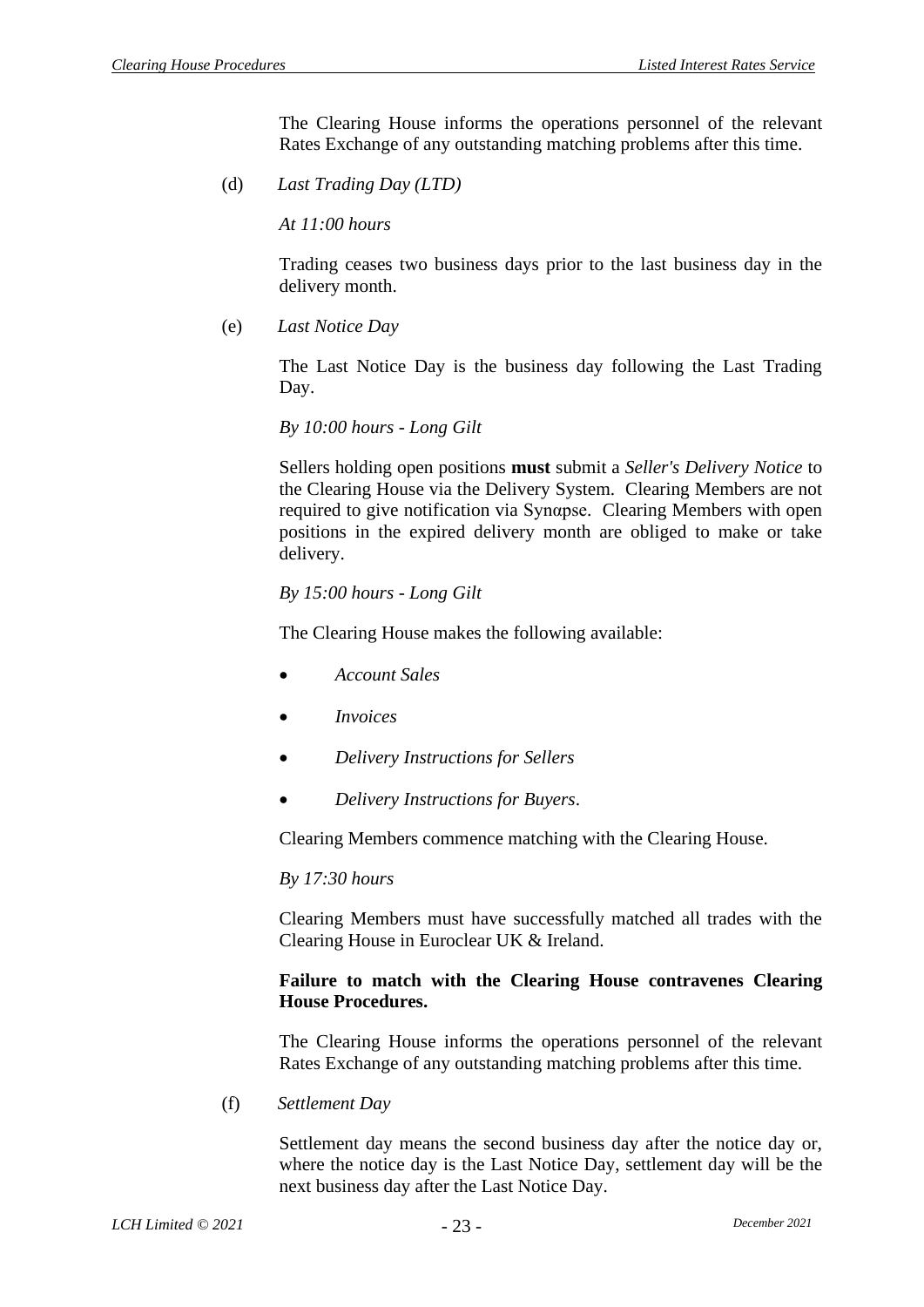The Clearing House informs the operations personnel of the relevant Rates Exchange of any outstanding matching problems after this time.

(d) *Last Trading Day (LTD)*

*At 11:00 hours*

Trading ceases two business days prior to the last business day in the delivery month.

(e) *Last Notice Day*

The Last Notice Day is the business day following the Last Trading Day.

*By 10:00 hours - Long Gilt*

Sellers holding open positions **must** submit a *Seller's Delivery Notice* to the Clearing House via the Delivery System. Clearing Members are not required to give notification via Synαpse. Clearing Members with open positions in the expired delivery month are obliged to make or take delivery.

*By 15:00 hours - Long Gilt*

The Clearing House makes the following available:

- *Account Sales*
- *Invoices*
- *Delivery Instructions for Sellers*
- *Delivery Instructions for Buyers*.

Clearing Members commence matching with the Clearing House.

*By 17:30 hours*

Clearing Members must have successfully matched all trades with the Clearing House in Euroclear UK & Ireland.

**Failure to match with the Clearing House contravenes Clearing House Procedures.**

The Clearing House informs the operations personnel of the relevant Rates Exchange of any outstanding matching problems after this time.

(f) *Settlement Day*

Settlement day means the second business day after the notice day or, where the notice day is the Last Notice Day, settlement day will be the next business day after the Last Notice Day.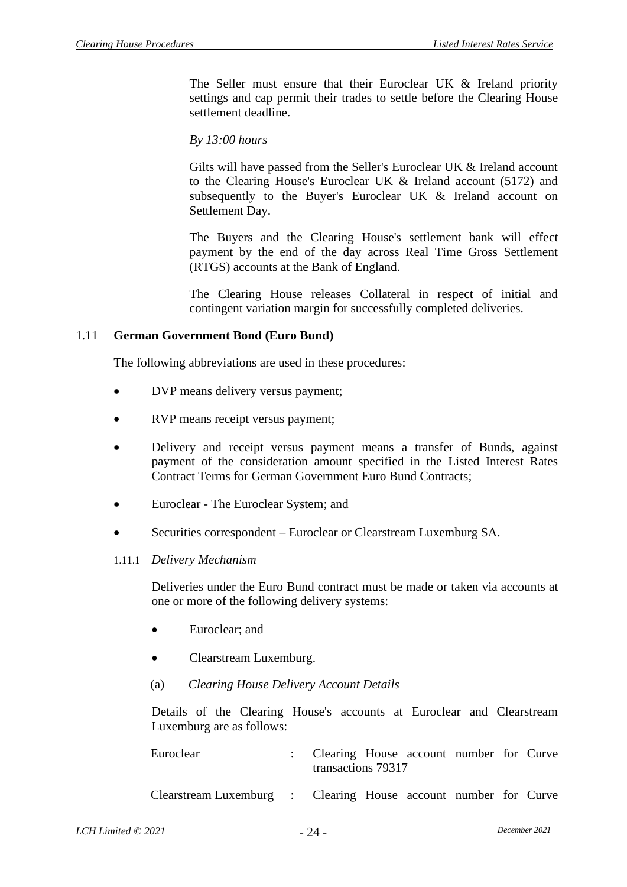The Seller must ensure that their Euroclear UK & Ireland priority settings and cap permit their trades to settle before the Clearing House settlement deadline.

*By 13:00 hours*

Gilts will have passed from the Seller's Euroclear UK & Ireland account to the Clearing House's Euroclear UK & Ireland account (5172) and subsequently to the Buyer's Euroclear UK & Ireland account on Settlement Day.

The Buyers and the Clearing House's settlement bank will effect payment by the end of the day across Real Time Gross Settlement (RTGS) accounts at the Bank of England.

The Clearing House releases Collateral in respect of initial and contingent variation margin for successfully completed deliveries.

## 1.11 German Government Bond (Euro Bund)

The following abbreviations are used in these procedures:

- DVP means delivery versus payment;
- RVP means receipt versus payment;
- Delivery and receipt versus payment means a transfer of Bunds, against payment of the consideration amount specified in the Listed Interest Rates Contract Terms for German Government Euro Bund Contracts;
- Euroclear - The Euroclear System; and
- Securities correspondent – Euroclear or Clearstream Luxemburg SA.

### 1.11.1 *Delivery Mechanism*

Deliveries under the Euro Bund contract must be made or taken via accounts at one or more of the following delivery systems:

- Euroclear; and
- Clearstream Luxemburg.

(a) *Clearing House Delivery Account Details*

Details of the Clearing House's accounts at Euroclear and Clearstream Luxemburg are as follows:

Euroclear : Clearing House account number for Curve transactions 79317

Clearstream Luxemburg : Clearing House account number for Curve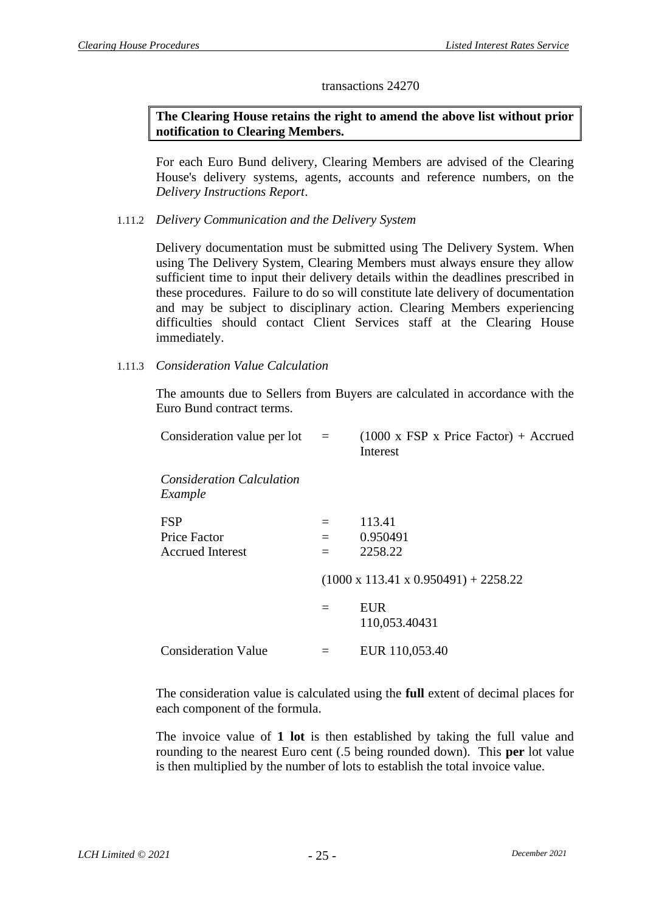transactions 24270

**The Clearing House retains the right to amend the above list without prior notification to Clearing Members.**

For each Euro Bund delivery, Clearing Members are advised of the Clearing House's delivery systems, agents, accounts and reference numbers, on the *Delivery Instructions Report*.

1.11.2 *Delivery Communication and the Delivery System*

Delivery documentation must be submitted using The Delivery System. When using The Delivery System, Clearing Members must always ensure they allow sufficient time to input their delivery details within the deadlines prescribed in these procedures. Failure to do so will constitute late delivery of documentation and may be subject to disciplinary action. Clearing Members experiencing difficulties should contact Client Services staff at the Clearing House immediately.

1.11.3 *Consideration Value Calculation*

The amounts due to Sellers from Buyers are calculated in accordance with the Euro Bund contract terms.

| | | |
|---|---|---|
| Consideration value per lot | = | (1000 x FSP x Price Factor) + Accrued Interest |
| *Consideration Calculation Example* | | |
| FSP | = | 113.41 |
| Price Factor | = | 0.950491 |
| Accrued Interest | = | 2258.22 |
| | | (1000 x 113.41 x 0.950491) + 2258.22 |
| | = | EUR 110,053.40431 |
| Consideration Value | = | EUR 110,053.40 |

The consideration value is calculated using the **full** extent of decimal places for each component of the formula.

The invoice value of **1 lot** is then established by taking the full value and rounding to the nearest Euro cent (.5 being rounded down). This **per** lot value is then multiplied by the number of lots to establish the total invoice value.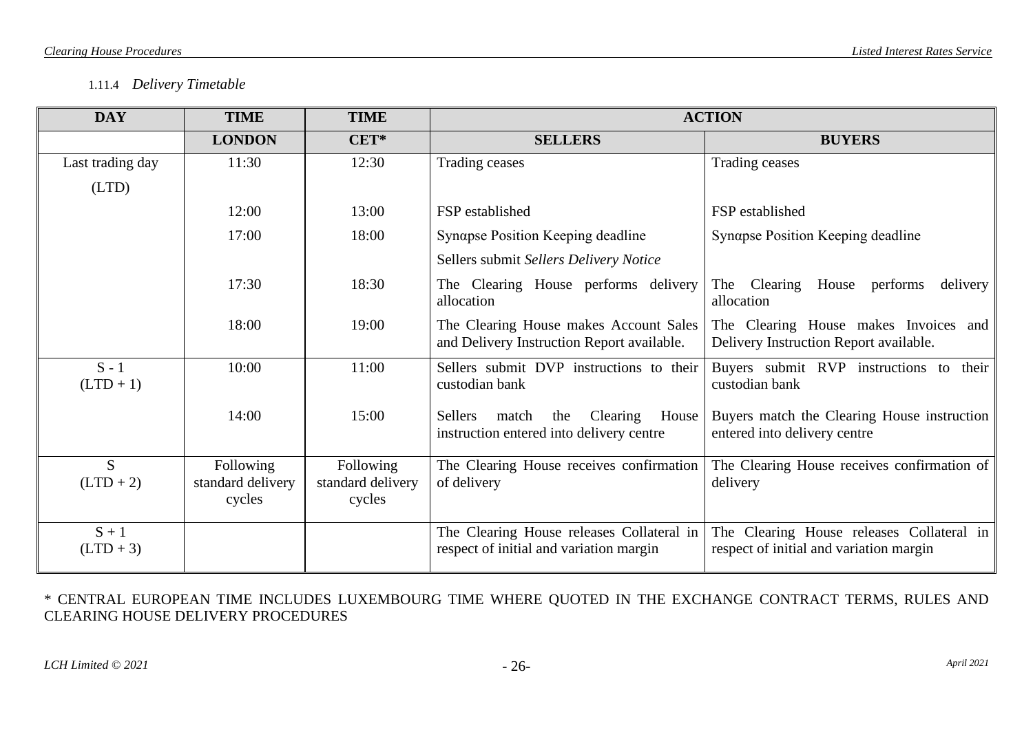#### 1.11.4 *Delivery Timetable*

| DAY | TIME | TIME | ACTION | |
|---|---|---|---|---|
| | LONDON | CET* | SELLERS | BUYERS |
| Last trading day (LTD) | 11:30 | 12:30 | Trading ceases | Trading ceases |
| | 12:00 | 13:00 | FSP established | FSP established |
| | 17:00 | 18:00 | Synαpse Position Keeping deadline<br>Sellers submit *Sellers Delivery Notice* | Synαpse Position Keeping deadline |
| | 17:30 | 18:30 | The Clearing House performs delivery allocation | The Clearing House performs delivery allocation |
| | 18:00 | 19:00 | The Clearing House makes Account Sales and Delivery Instruction Report available. | The Clearing House makes Invoices and Delivery Instruction Report available. |
| S - 1 (LTD + 1) | 10:00 | 11:00 | Sellers submit DVP instructions to their custodian bank | Buyers submit RVP instructions to their custodian bank |
| | 14:00 | 15:00 | Sellers match the Clearing House instruction entered into delivery centre | Buyers match the Clearing House instruction entered into delivery centre |
| S (LTD + 2) | Following standard delivery cycles | Following standard delivery cycles | The Clearing House receives confirmation of delivery | The Clearing House receives confirmation of delivery |
| S + 1 (LTD + 3) | | | The Clearing House releases Collateral in respect of initial and variation margin | The Clearing House releases Collateral in respect of initial and variation margin |

\* CENTRAL EUROPEAN TIME INCLUDES LUXEMBOURG TIME WHERE QUOTED IN THE EXCHANGE CONTRACT TERMS, RULES AND CLEARING HOUSE DELIVERY PROCEDURES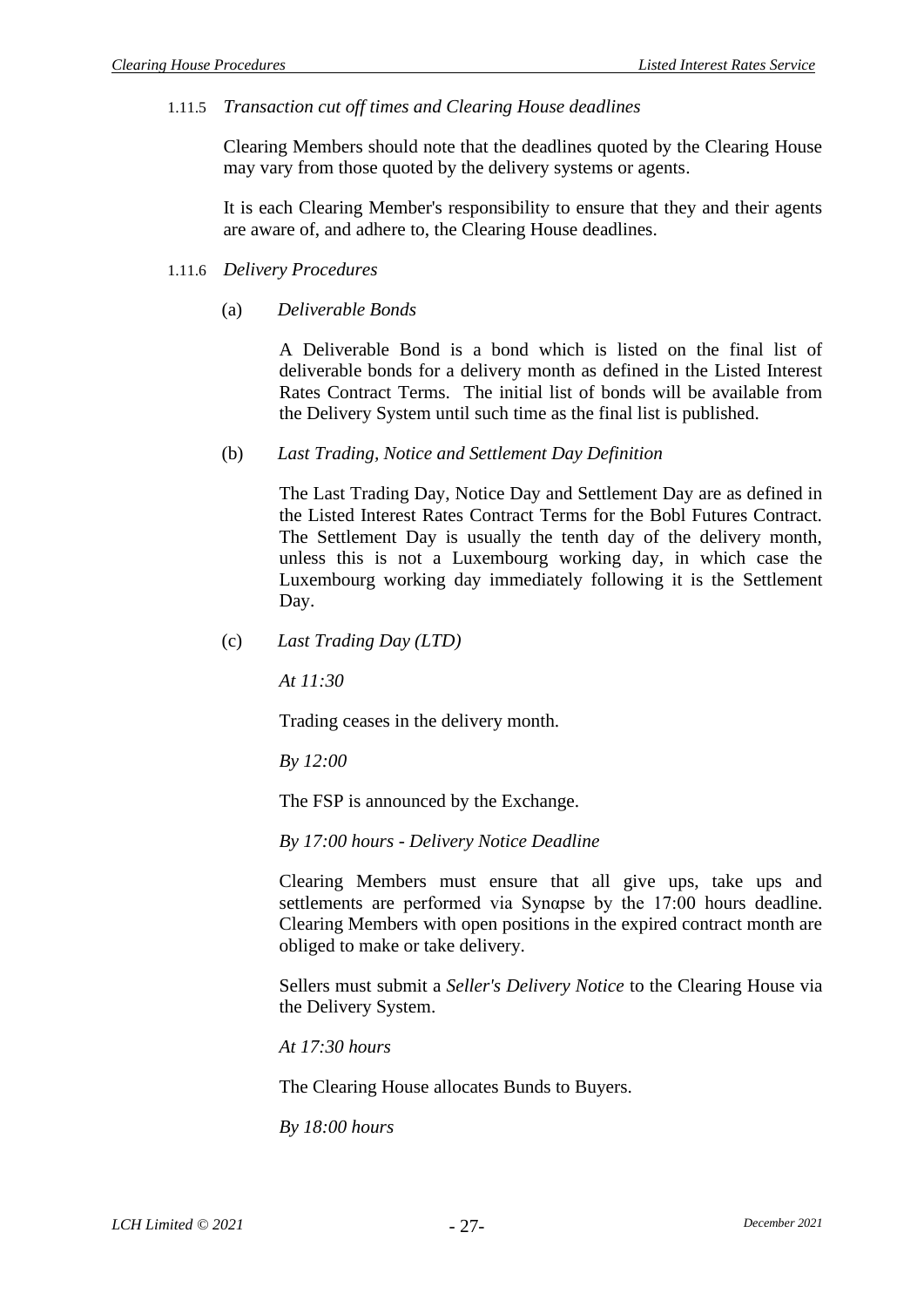#### 1.11.5 *Transaction cut off times and Clearing House deadlines*

Clearing Members should note that the deadlines quoted by the Clearing House may vary from those quoted by the delivery systems or agents.

It is each Clearing Member's responsibility to ensure that they and their agents are aware of, and adhere to, the Clearing House deadlines.

#### 1.11.6 *Delivery Procedures*

(a) *Deliverable Bonds*

A Deliverable Bond is a bond which is listed on the final list of deliverable bonds for a delivery month as defined in the Listed Interest Rates Contract Terms. The initial list of bonds will be available from the Delivery System until such time as the final list is published.

(b) *Last Trading, Notice and Settlement Day Definition*

The Last Trading Day, Notice Day and Settlement Day are as defined in the Listed Interest Rates Contract Terms for the Bobl Futures Contract. The Settlement Day is usually the tenth day of the delivery month, unless this is not a Luxembourg working day, in which case the Luxembourg working day immediately following it is the Settlement Day.

(c) *Last Trading Day (LTD)*

*At 11:30*

Trading ceases in the delivery month.

*By 12:00*

The FSP is announced by the Exchange.

*By 17:00 hours - Delivery Notice Deadline*

Clearing Members must ensure that all give ups, take ups and settlements are performed via Synαpse by the 17:00 hours deadline. Clearing Members with open positions in the expired contract month are obliged to make or take delivery.

Sellers must submit a *Seller's Delivery Notice* to the Clearing House via the Delivery System.

*At 17:30 hours*

The Clearing House allocates Bunds to Buyers.

*By 18:00 hours*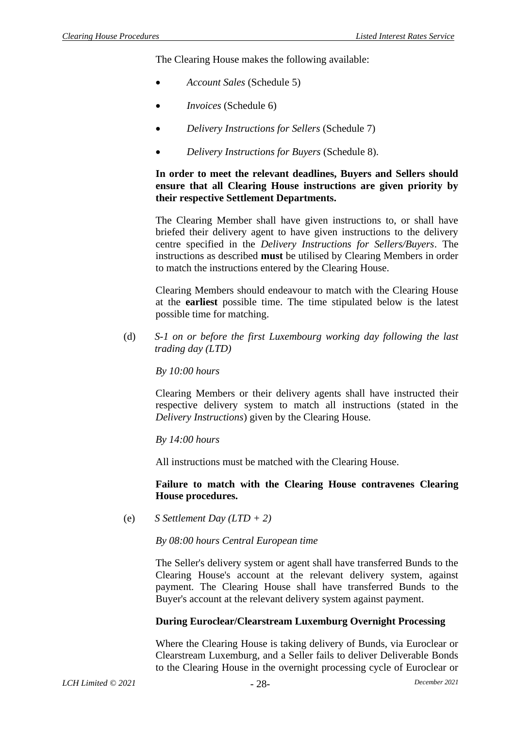The Clearing House makes the following available:

- *Account Sales* (Schedule 5)
- *Invoices* (Schedule 6)
- *Delivery Instructions for Sellers* (Schedule 7)
- *Delivery Instructions for Buyers* (Schedule 8).

**In order to meet the relevant deadlines, Buyers and Sellers should ensure that all Clearing House instructions are given priority by their respective Settlement Departments.**

The Clearing Member shall have given instructions to, or shall have briefed their delivery agent to have given instructions to the delivery centre specified in the *Delivery Instructions for Sellers/Buyers*. The instructions as described **must** be utilised by Clearing Members in order to match the instructions entered by the Clearing House.

Clearing Members should endeavour to match with the Clearing House at the **earliest** possible time. The time stipulated below is the latest possible time for matching.

(d) *S-1 on or before the first Luxembourg working day following the last trading day (LTD)*

*By 10:00 hours*

Clearing Members or their delivery agents shall have instructed their respective delivery system to match all instructions (stated in the *Delivery Instructions*) given by the Clearing House.

*By 14:00 hours*

All instructions must be matched with the Clearing House.

**Failure to match with the Clearing House contravenes Clearing House procedures.**

(e) *S Settlement Day (LTD + 2)*

*By 08:00 hours Central European time*

The Seller's delivery system or agent shall have transferred Bunds to the Clearing House's account at the relevant delivery system, against payment. The Clearing House shall have transferred Bunds to the Buyer's account at the relevant delivery system against payment.

**During Euroclear/Clearstream Luxemburg Overnight Processing**

Where the Clearing House is taking delivery of Bunds, via Euroclear or Clearstream Luxemburg, and a Seller fails to deliver Deliverable Bonds to the Clearing House in the overnight processing cycle of Euroclear or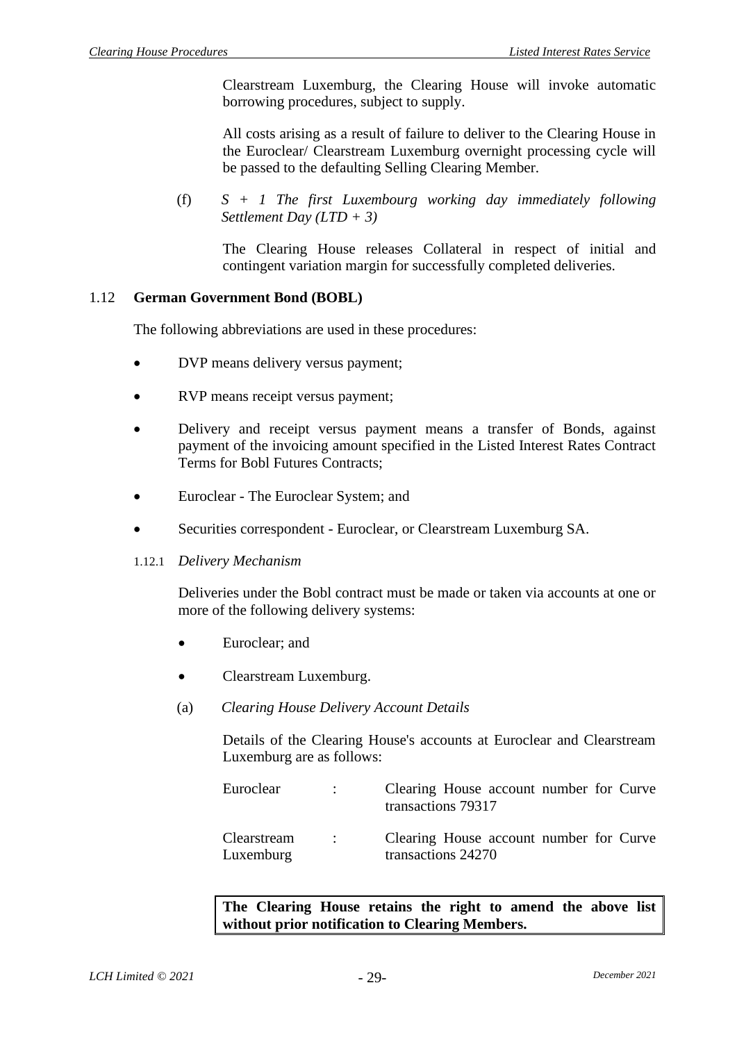Clearstream Luxemburg, the Clearing House will invoke automatic borrowing procedures, subject to supply.

All costs arising as a result of failure to deliver to the Clearing House in the Euroclear/ Clearstream Luxemburg overnight processing cycle will be passed to the defaulting Selling Clearing Member.

(f) *S + 1 The first Luxembourg working day immediately following Settlement Day (LTD + 3)*

The Clearing House releases Collateral in respect of initial and contingent variation margin for successfully completed deliveries.

## 1.12 German Government Bond (BOBL)

The following abbreviations are used in these procedures:

- DVP means delivery versus payment;
- RVP means receipt versus payment;
- Delivery and receipt versus payment means a transfer of Bonds, against payment of the invoicing amount specified in the Listed Interest Rates Contract Terms for Bobl Futures Contracts;
- Euroclear - The Euroclear System; and
- Securities correspondent - Euroclear, or Clearstream Luxemburg SA.

### 1.12.1 *Delivery Mechanism*

Deliveries under the Bobl contract must be made or taken via accounts at one or more of the following delivery systems:

- Euroclear; and
- Clearstream Luxemburg.

(a) *Clearing House Delivery Account Details*

Details of the Clearing House's accounts at Euroclear and Clearstream Luxemburg are as follows:

| | | |
|---|---|---|
| Euroclear | : | Clearing House account number for Curve transactions 79317 |
| Clearstream Luxemburg | : | Clearing House account number for Curve transactions 24270 |

**The Clearing House retains the right to amend the above list without prior notification to Clearing Members.**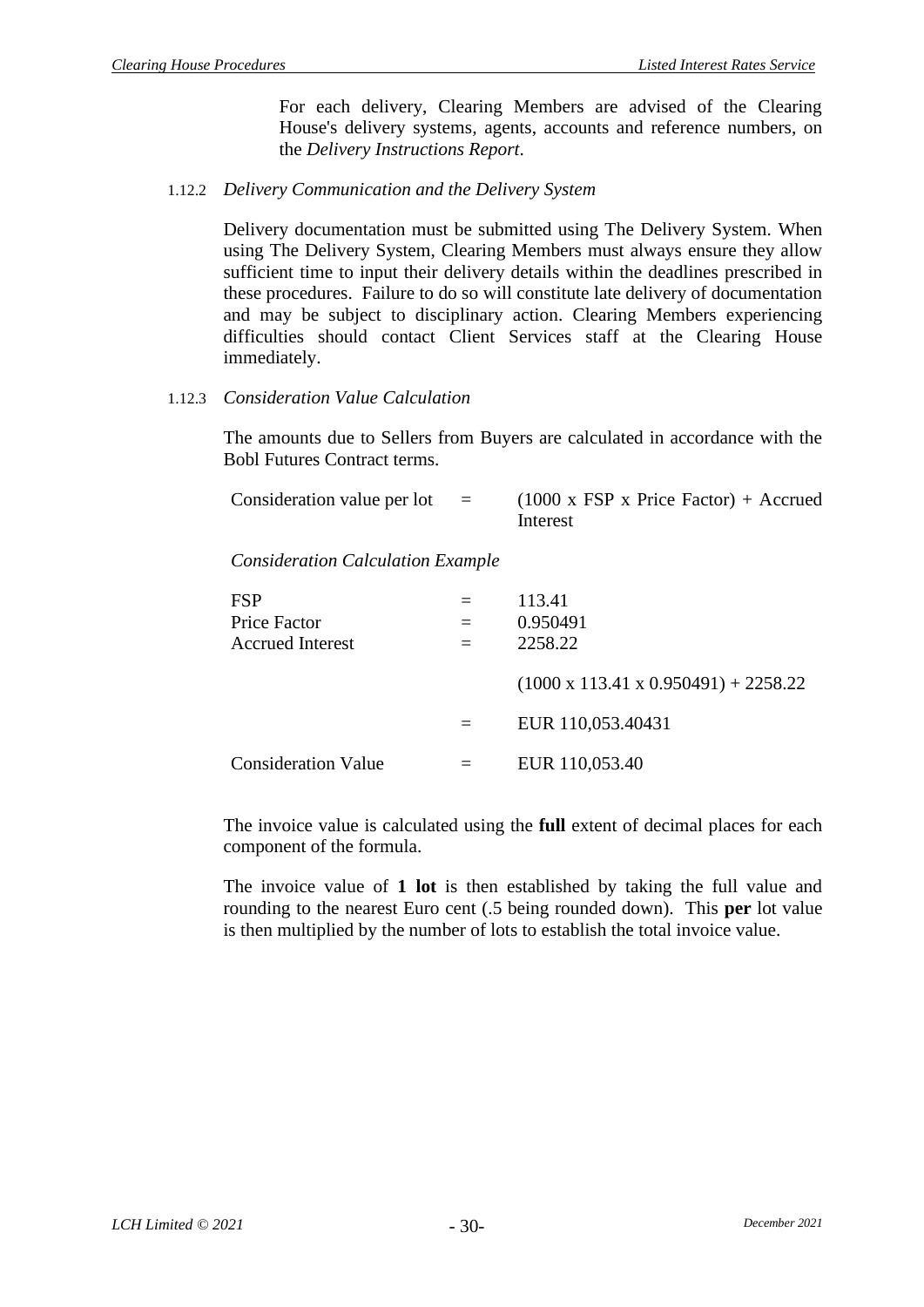For each delivery, Clearing Members are advised of the Clearing House's delivery systems, agents, accounts and reference numbers, on the *Delivery Instructions Report*.

#### 1.12.2 *Delivery Communication and the Delivery System*

Delivery documentation must be submitted using The Delivery System. When using The Delivery System, Clearing Members must always ensure they allow sufficient time to input their delivery details within the deadlines prescribed in these procedures. Failure to do so will constitute late delivery of documentation and may be subject to disciplinary action. Clearing Members experiencing difficulties should contact Client Services staff at the Clearing House immediately.

#### 1.12.3 *Consideration Value Calculation*

The amounts due to Sellers from Buyers are calculated in accordance with the Bobl Futures Contract terms.

| | | |
|---|---|---|
| Consideration value per lot | = | (1000 x FSP x Price Factor) + Accrued Interest |

*Consideration Calculation Example*

| | | |
|---|---|---|
| FSP | = | 113.41 |
| Price Factor | = | 0.950491 |
| Accrued Interest | = | 2258.22 |
| | | (1000 x 113.41 x 0.950491) + 2258.22 |
| | = | EUR 110,053.40431 |
| Consideration Value | = | EUR 110,053.40 |

The invoice value is calculated using the **full** extent of decimal places for each component of the formula.

The invoice value of **1 lot** is then established by taking the full value and rounding to the nearest Euro cent (.5 being rounded down). This **per** lot value is then multiplied by the number of lots to establish the total invoice value.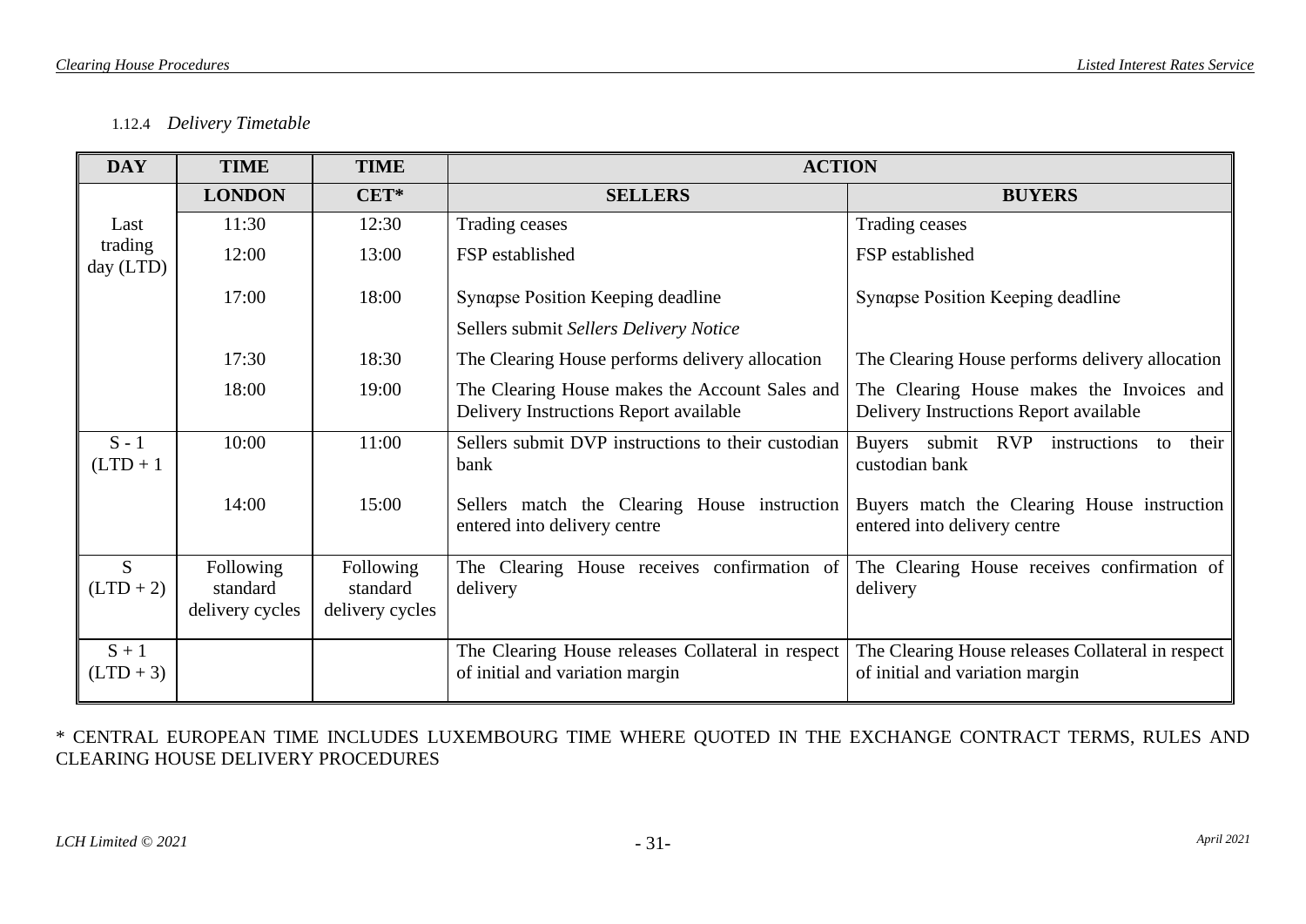#### 1.12.4 *Delivery Timetable*

| DAY | TIME | TIME | ACTION | |
|---|---|---|---|---|
| | LONDON | CET* | SELLERS | BUYERS |
| Last trading day (LTD) | 11:30 | 12:30 | Trading ceases | Trading ceases |
| | 12:00 | 13:00 | FSP established | FSP established |
| | 17:00 | 18:00 | Synαpse Position Keeping deadline | Synαpse Position Keeping deadline |
| | | | Sellers submit *Sellers Delivery Notice* | |
| | 17:30 | 18:30 | The Clearing House performs delivery allocation | The Clearing House performs delivery allocation |
| | 18:00 | 19:00 | The Clearing House makes the Account Sales and Delivery Instructions Report available | The Clearing House makes the Invoices and Delivery Instructions Report available |
| S - 1 (LTD + 1 | 10:00 | 11:00 | Sellers submit DVP instructions to their custodian bank | Buyers submit RVP instructions to their custodian bank |
| | 14:00 | 15:00 | Sellers match the Clearing House instruction entered into delivery centre | Buyers match the Clearing House instruction entered into delivery centre |
| S (LTD + 2) | Following standard delivery cycles | Following standard delivery cycles | The Clearing House receives confirmation of delivery | The Clearing House receives confirmation of delivery |
| S + 1 (LTD + 3) | | | The Clearing House releases Collateral in respect of initial and variation margin | The Clearing House releases Collateral in respect of initial and variation margin |

* CENTRAL EUROPEAN TIME INCLUDES LUXEMBOURG TIME WHERE QUOTED IN THE EXCHANGE CONTRACT TERMS, RULES AND CLEARING HOUSE DELIVERY PROCEDURES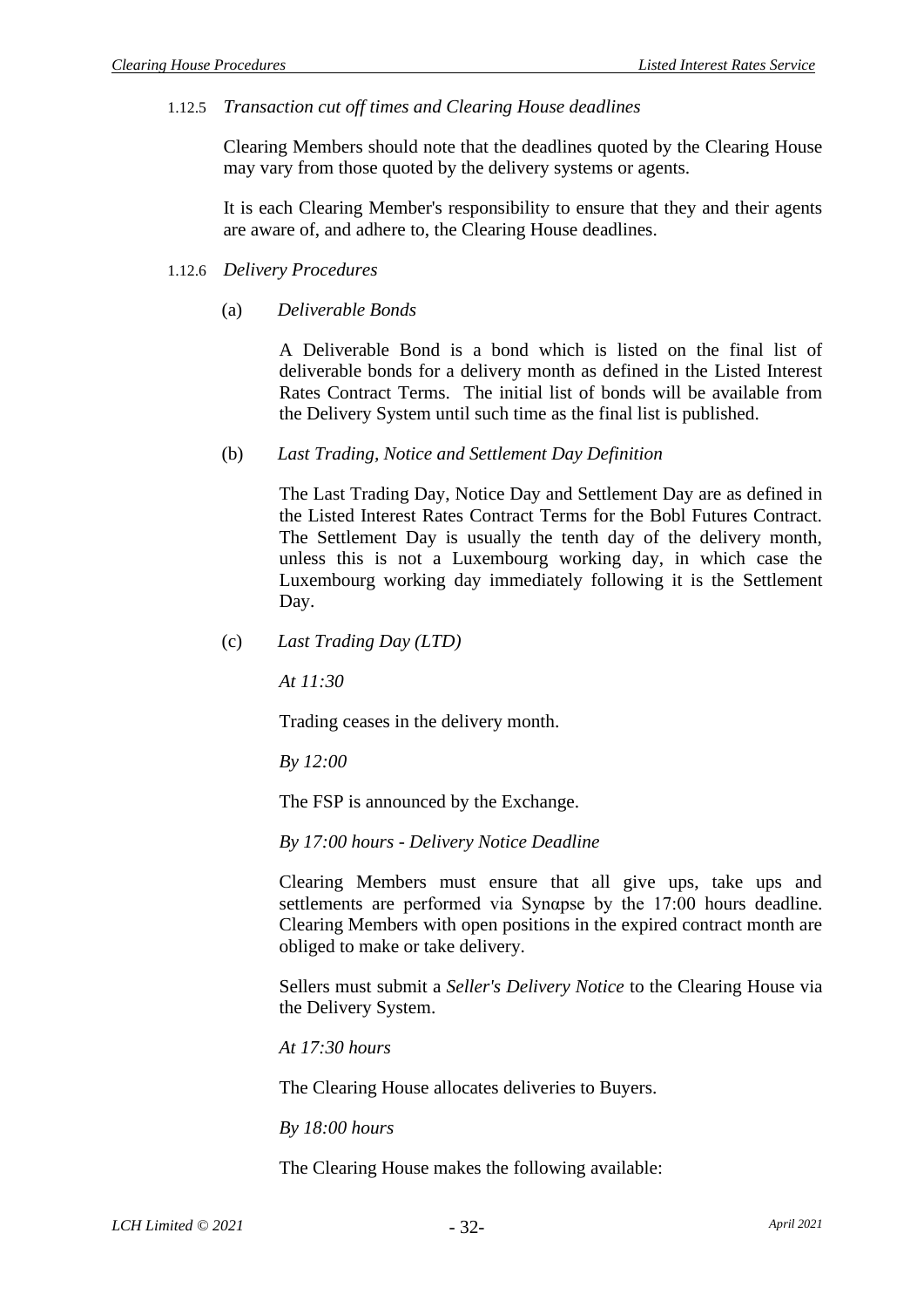#### 1.12.5 *Transaction cut off times and Clearing House deadlines*

Clearing Members should note that the deadlines quoted by the Clearing House may vary from those quoted by the delivery systems or agents.

It is each Clearing Member's responsibility to ensure that they and their agents are aware of, and adhere to, the Clearing House deadlines.

#### 1.12.6 *Delivery Procedures*

(a) *Deliverable Bonds*

A Deliverable Bond is a bond which is listed on the final list of deliverable bonds for a delivery month as defined in the Listed Interest Rates Contract Terms. The initial list of bonds will be available from the Delivery System until such time as the final list is published.

(b) *Last Trading, Notice and Settlement Day Definition*

The Last Trading Day, Notice Day and Settlement Day are as defined in the Listed Interest Rates Contract Terms for the Bobl Futures Contract. The Settlement Day is usually the tenth day of the delivery month, unless this is not a Luxembourg working day, in which case the Luxembourg working day immediately following it is the Settlement Day.

(c) *Last Trading Day (LTD)*

*At 11:30*

Trading ceases in the delivery month.

*By 12:00*

The FSP is announced by the Exchange.

*By 17:00 hours - Delivery Notice Deadline*

Clearing Members must ensure that all give ups, take ups and settlements are performed via Synαpse by the 17:00 hours deadline. Clearing Members with open positions in the expired contract month are obliged to make or take delivery.

Sellers must submit a *Seller's Delivery Notice* to the Clearing House via the Delivery System.

*At 17:30 hours*

The Clearing House allocates deliveries to Buyers.

*By 18:00 hours*

The Clearing House makes the following available: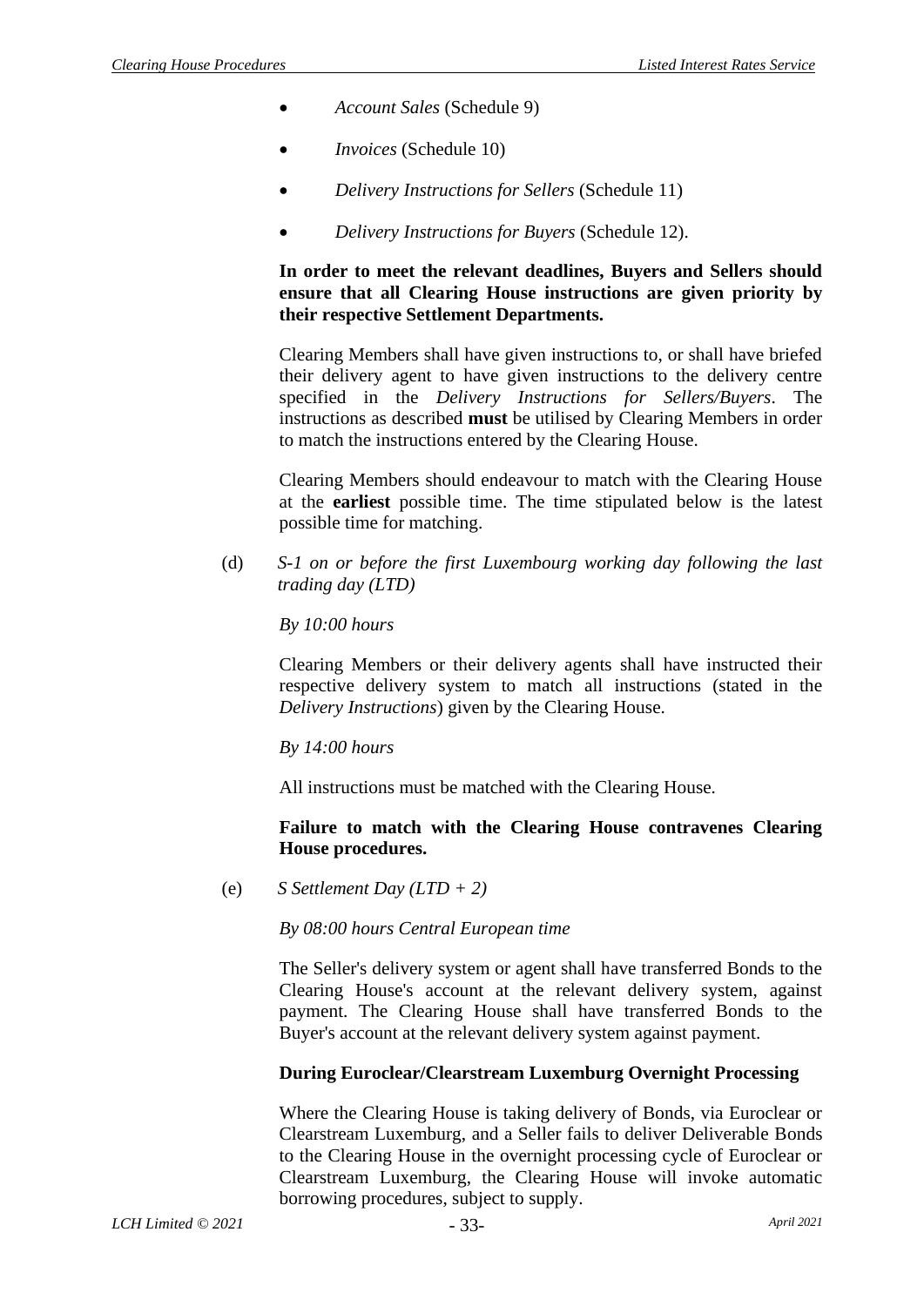- *Account Sales* (Schedule 9)
- *Invoices* (Schedule 10)
- *Delivery Instructions for Sellers* (Schedule 11)
- *Delivery Instructions for Buyers* (Schedule 12).

**In order to meet the relevant deadlines, Buyers and Sellers should ensure that all Clearing House instructions are given priority by their respective Settlement Departments.**

Clearing Members shall have given instructions to, or shall have briefed their delivery agent to have given instructions to the delivery centre specified in the *Delivery Instructions for Sellers/Buyers*. The instructions as described **must** be utilised by Clearing Members in order to match the instructions entered by the Clearing House.

Clearing Members should endeavour to match with the Clearing House at the **earliest** possible time. The time stipulated below is the latest possible time for matching.

(d) *S-1 on or before the first Luxembourg working day following the last trading day (LTD)*

*By 10:00 hours*

Clearing Members or their delivery agents shall have instructed their respective delivery system to match all instructions (stated in the *Delivery Instructions*) given by the Clearing House.

*By 14:00 hours*

All instructions must be matched with the Clearing House.

**Failure to match with the Clearing House contravenes Clearing House procedures.**

(e) *S Settlement Day (LTD + 2)*

*By 08:00 hours Central European time*

The Seller's delivery system or agent shall have transferred Bonds to the Clearing House's account at the relevant delivery system, against payment. The Clearing House shall have transferred Bonds to the Buyer's account at the relevant delivery system against payment.

**During Euroclear/Clearstream Luxemburg Overnight Processing**

Where the Clearing House is taking delivery of Bonds, via Euroclear or Clearstream Luxemburg, and a Seller fails to deliver Deliverable Bonds to the Clearing House in the overnight processing cycle of Euroclear or Clearstream Luxemburg, the Clearing House will invoke automatic borrowing procedures, subject to supply.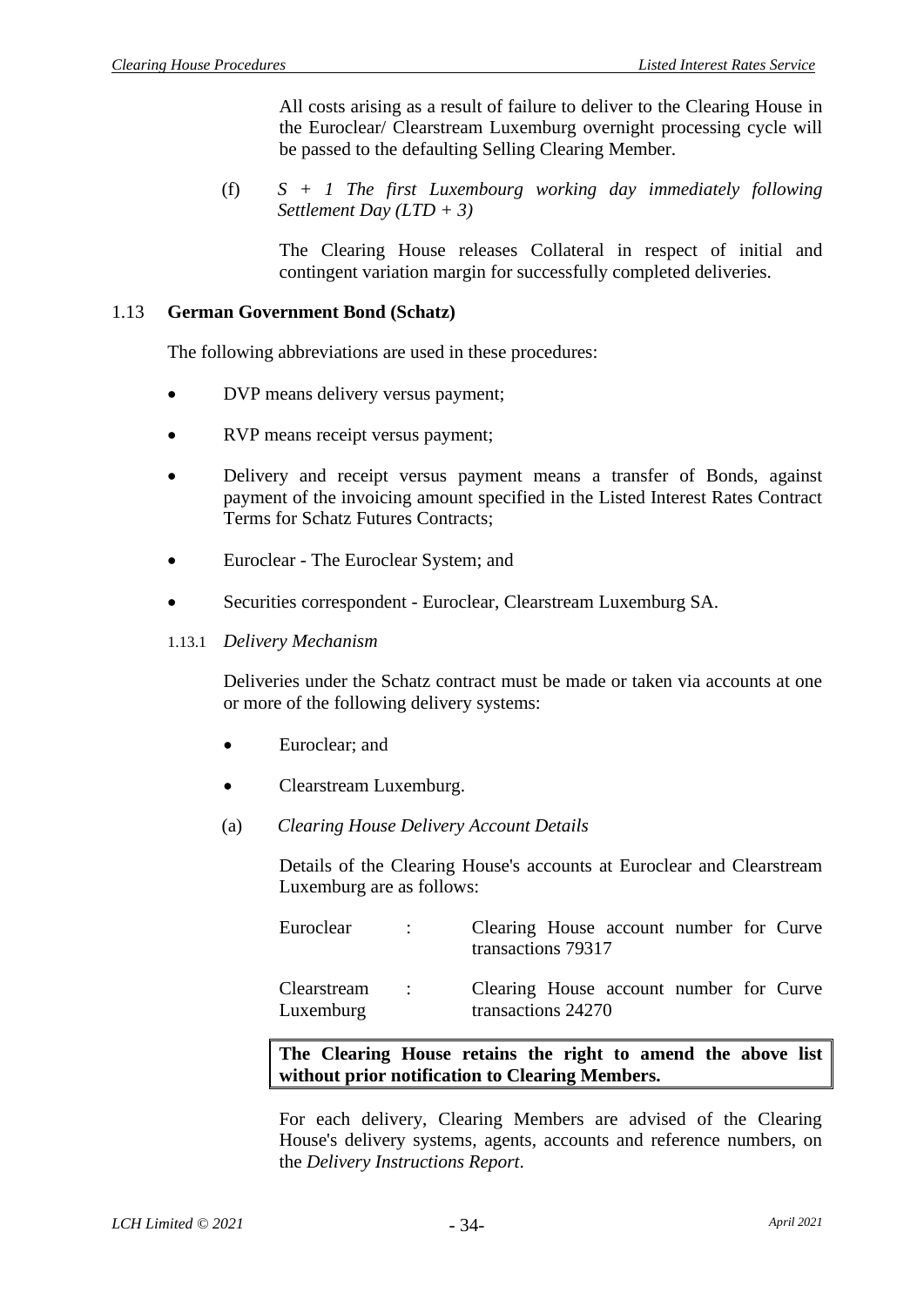All costs arising as a result of failure to deliver to the Clearing House in the Euroclear/ Clearstream Luxemburg overnight processing cycle will be passed to the defaulting Selling Clearing Member.

(f) *S + 1 The first Luxembourg working day immediately following Settlement Day (LTD + 3)*

The Clearing House releases Collateral in respect of initial and contingent variation margin for successfully completed deliveries.

## 1.13 German Government Bond (Schatz)

The following abbreviations are used in these procedures:

- DVP means delivery versus payment;
- RVP means receipt versus payment;
- Delivery and receipt versus payment means a transfer of Bonds, against payment of the invoicing amount specified in the Listed Interest Rates Contract Terms for Schatz Futures Contracts;
- Euroclear - The Euroclear System; and
- Securities correspondent - Euroclear, Clearstream Luxemburg SA.

### 1.13.1 *Delivery Mechanism*

Deliveries under the Schatz contract must be made or taken via accounts at one or more of the following delivery systems:

- Euroclear; and
- Clearstream Luxemburg.

(a) *Clearing House Delivery Account Details*

Details of the Clearing House's accounts at Euroclear and Clearstream Luxemburg are as follows:

| | | |
|---|---|---|
| Euroclear | : | Clearing House account number for Curve transactions 79317 |
| Clearstream Luxemburg | : | Clearing House account number for Curve transactions 24270 |

**The Clearing House retains the right to amend the above list without prior notification to Clearing Members.**

For each delivery, Clearing Members are advised of the Clearing House's delivery systems, agents, accounts and reference numbers, on the *Delivery Instructions Report*.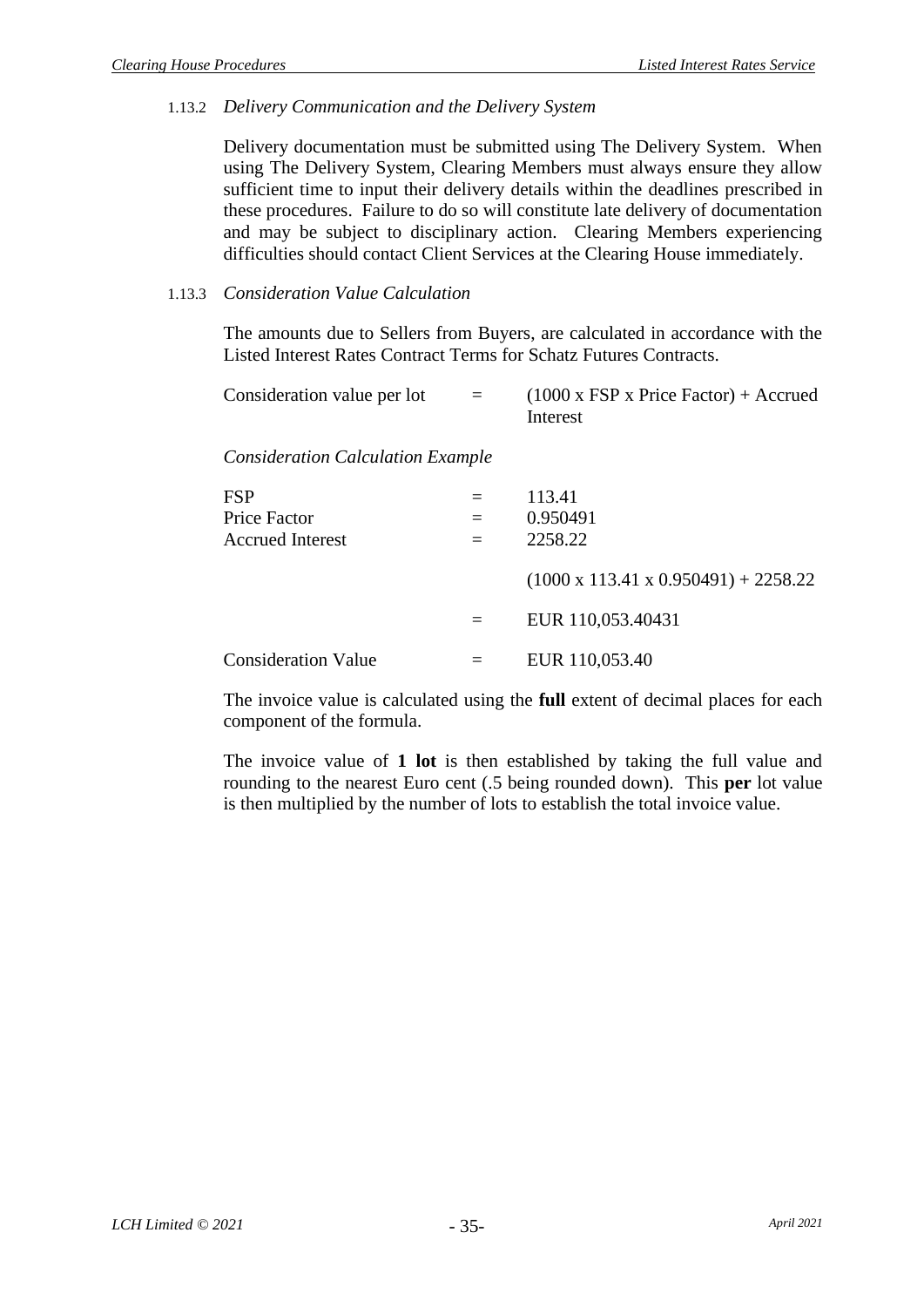### 1.13.2 *Delivery Communication and the Delivery System*

Delivery documentation must be submitted using The Delivery System. When using The Delivery System, Clearing Members must always ensure they allow sufficient time to input their delivery details within the deadlines prescribed in these procedures. Failure to do so will constitute late delivery of documentation and may be subject to disciplinary action. Clearing Members experiencing difficulties should contact Client Services at the Clearing House immediately.

### 1.13.3 *Consideration Value Calculation*

The amounts due to Sellers from Buyers, are calculated in accordance with the Listed Interest Rates Contract Terms for Schatz Futures Contracts.

| | | |
|---|---|---|
| Consideration value per lot | = | (1000 x FSP x Price Factor) + Accrued Interest |

*Consideration Calculation Example*

| | | |
|---|---|---|
| FSP | = | 113.41 |
| Price Factor | = | 0.950491 |
| Accrued Interest | = | 2258.22 |
| | | (1000 x 113.41 x 0.950491) + 2258.22 |
| | = | EUR 110,053.40431 |
| Consideration Value | = | EUR 110,053.40 |

The invoice value is calculated using the **full** extent of decimal places for each component of the formula.

The invoice value of **1 lot** is then established by taking the full value and rounding to the nearest Euro cent (.5 being rounded down). This **per** lot value is then multiplied by the number of lots to establish the total invoice value.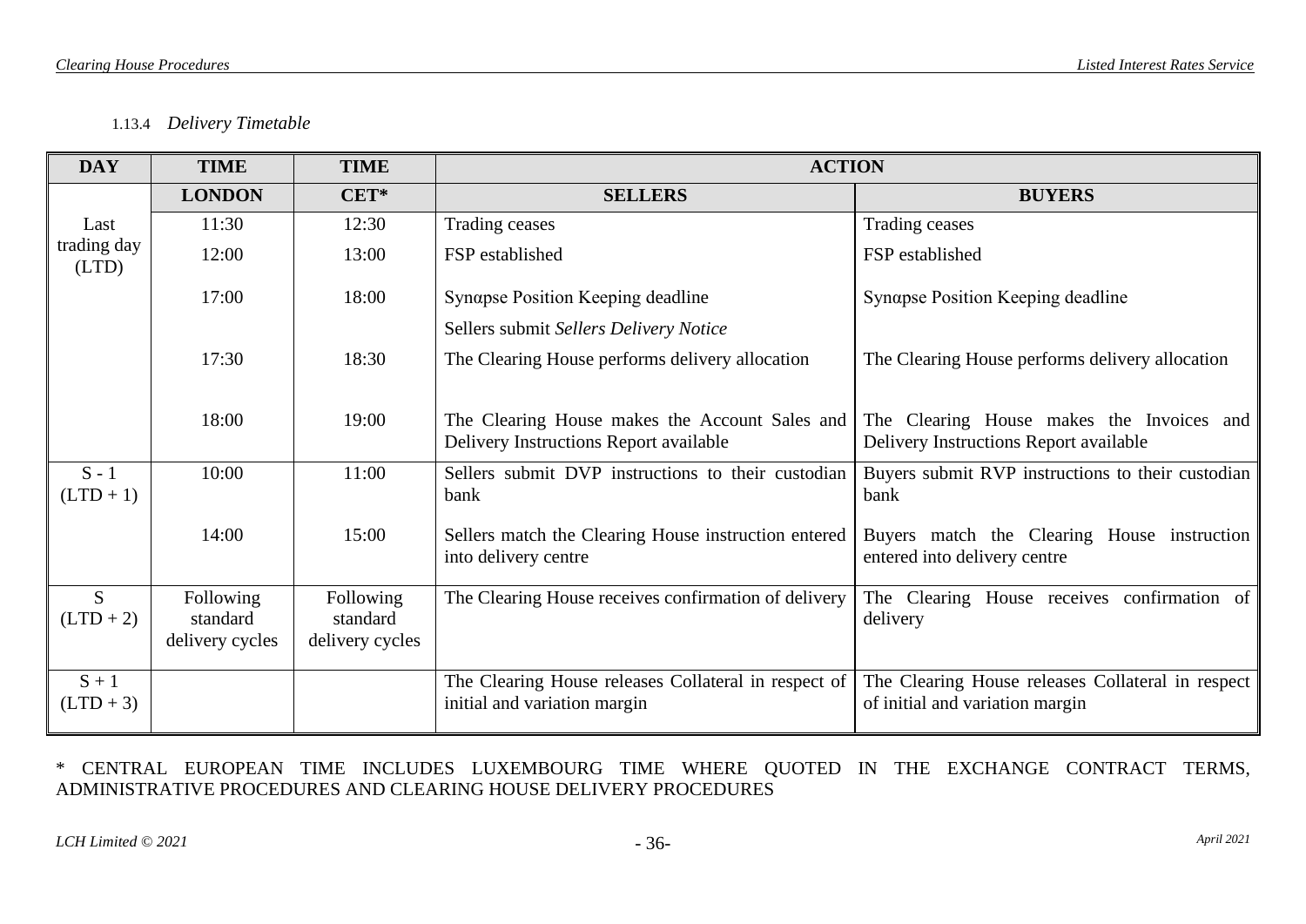#### 1.13.4 *Delivery Timetable*

| DAY | TIME | TIME | ACTION | |
|---|---|---|---|---|
| | **LONDON** | **CET*** | **SELLERS** | **BUYERS** |
| Last trading day (LTD) | 11:30 | 12:30 | Trading ceases | Trading ceases |
| | 12:00 | 13:00 | FSP established | FSP established |
| | 17:00 | 18:00 | Synαpse Position Keeping deadline | Synαpse Position Keeping deadline |
| | | | Sellers submit *Sellers Delivery Notice* | |
| | 17:30 | 18:30 | The Clearing House performs delivery allocation | The Clearing House performs delivery allocation |
| | 18:00 | 19:00 | The Clearing House makes the Account Sales and Delivery Instructions Report available | The Clearing House makes the Invoices and Delivery Instructions Report available |
| S - 1 (LTD + 1) | 10:00 | 11:00 | Sellers submit DVP instructions to their custodian bank | Buyers submit RVP instructions to their custodian bank |
| | 14:00 | 15:00 | Sellers match the Clearing House instruction entered into delivery centre | Buyers match the Clearing House instruction entered into delivery centre |
| S (LTD + 2) | Following standard delivery cycles | Following standard delivery cycles | The Clearing House receives confirmation of delivery | The Clearing House receives confirmation of delivery |
| S + 1 (LTD + 3) | | | The Clearing House releases Collateral in respect of initial and variation margin | The Clearing House releases Collateral in respect of initial and variation margin |

\* CENTRAL EUROPEAN TIME INCLUDES LUXEMBOURG TIME WHERE QUOTED IN THE EXCHANGE CONTRACT TERMS, ADMINISTRATIVE PROCEDURES AND CLEARING HOUSE DELIVERY PROCEDURES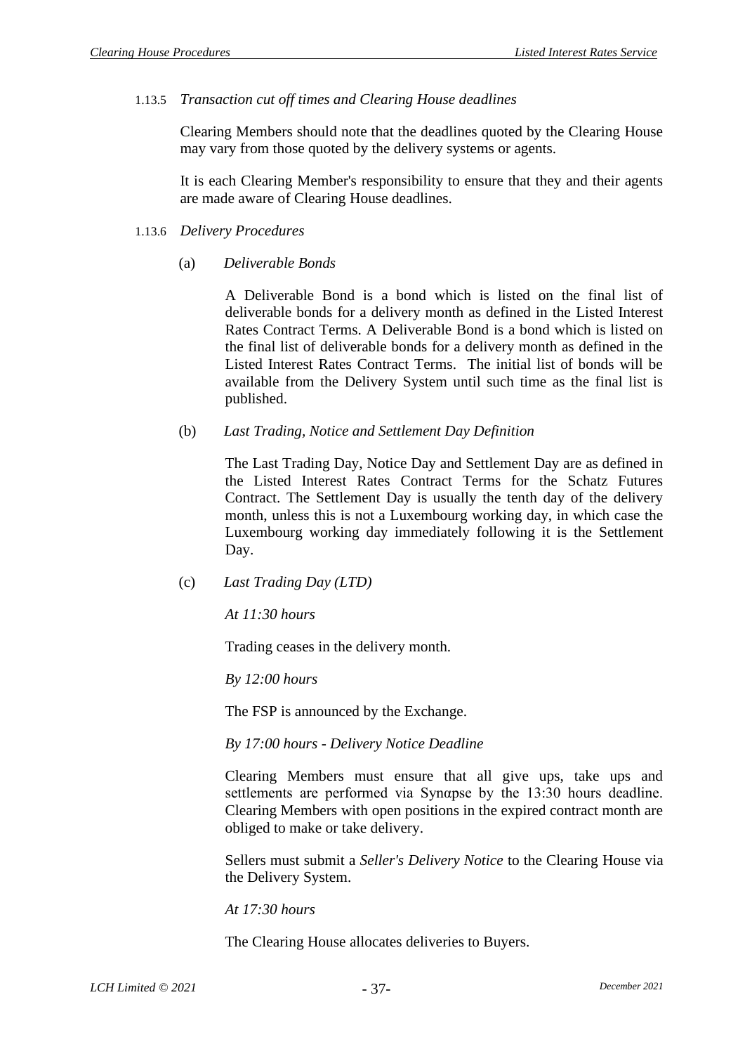1.13.5 *Transaction cut off times and Clearing House deadlines*

Clearing Members should note that the deadlines quoted by the Clearing House may vary from those quoted by the delivery systems or agents.

It is each Clearing Member's responsibility to ensure that they and their agents are made aware of Clearing House deadlines.

1.13.6 *Delivery Procedures*

(a) *Deliverable Bonds*

A Deliverable Bond is a bond which is listed on the final list of deliverable bonds for a delivery month as defined in the Listed Interest Rates Contract Terms. A Deliverable Bond is a bond which is listed on the final list of deliverable bonds for a delivery month as defined in the Listed Interest Rates Contract Terms. The initial list of bonds will be available from the Delivery System until such time as the final list is published.

(b) *Last Trading, Notice and Settlement Day Definition*

The Last Trading Day, Notice Day and Settlement Day are as defined in the Listed Interest Rates Contract Terms for the Schatz Futures Contract. The Settlement Day is usually the tenth day of the delivery month, unless this is not a Luxembourg working day, in which case the Luxembourg working day immediately following it is the Settlement Day.

(c) *Last Trading Day (LTD)*

*At 11:30 hours*

Trading ceases in the delivery month.

*By 12:00 hours*

The FSP is announced by the Exchange.

*By 17:00 hours - Delivery Notice Deadline*

Clearing Members must ensure that all give ups, take ups and settlements are performed via Synαpse by the 13:30 hours deadline. Clearing Members with open positions in the expired contract month are obliged to make or take delivery.

Sellers must submit a *Seller's Delivery Notice* to the Clearing House via the Delivery System.

*At 17:30 hours*

The Clearing House allocates deliveries to Buyers.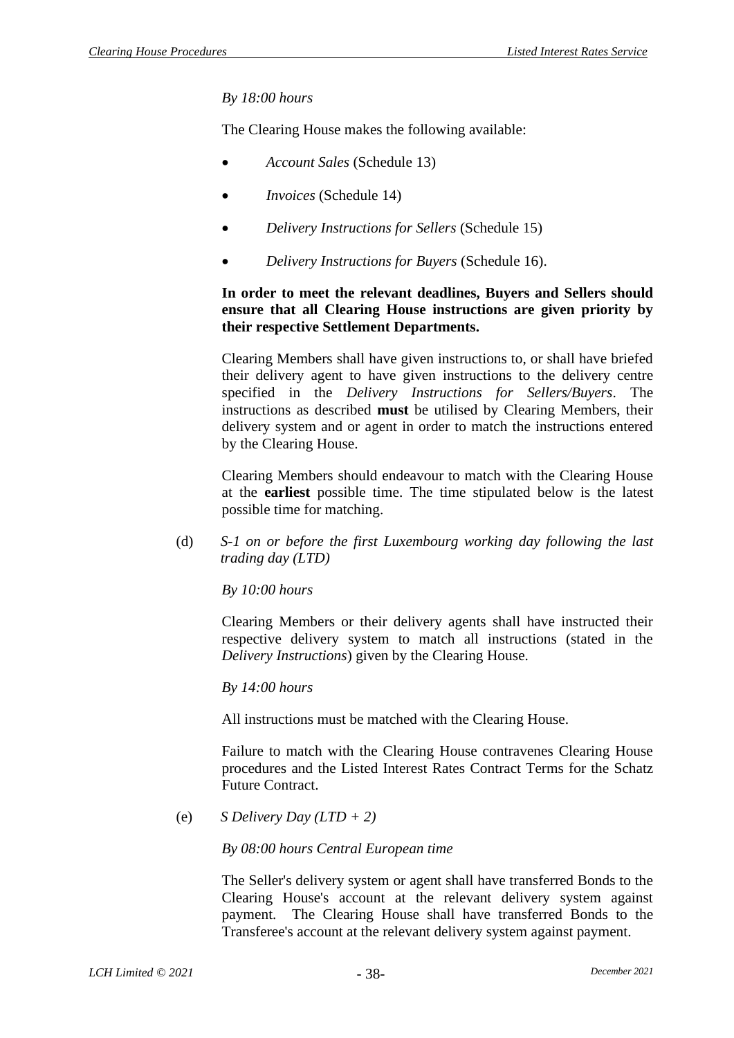*By 18:00 hours*

The Clearing House makes the following available:

- *Account Sales* (Schedule 13)
- *Invoices* (Schedule 14)
- *Delivery Instructions for Sellers* (Schedule 15)
- *Delivery Instructions for Buyers* (Schedule 16).

**In order to meet the relevant deadlines, Buyers and Sellers should ensure that all Clearing House instructions are given priority by their respective Settlement Departments.**

Clearing Members shall have given instructions to, or shall have briefed their delivery agent to have given instructions to the delivery centre specified in the *Delivery Instructions for Sellers/Buyers*. The instructions as described **must** be utilised by Clearing Members, their delivery system and or agent in order to match the instructions entered by the Clearing House.

Clearing Members should endeavour to match with the Clearing House at the **earliest** possible time. The time stipulated below is the latest possible time for matching.

(d) *S-1 on or before the first Luxembourg working day following the last trading day (LTD)*

*By 10:00 hours*

Clearing Members or their delivery agents shall have instructed their respective delivery system to match all instructions (stated in the *Delivery Instructions*) given by the Clearing House.

*By 14:00 hours*

All instructions must be matched with the Clearing House.

Failure to match with the Clearing House contravenes Clearing House procedures and the Listed Interest Rates Contract Terms for the Schatz Future Contract.

(e) *S Delivery Day (LTD + 2)*

*By 08:00 hours Central European time*

The Seller's delivery system or agent shall have transferred Bonds to the Clearing House's account at the relevant delivery system against payment. The Clearing House shall have transferred Bonds to the Transferee's account at the relevant delivery system against payment.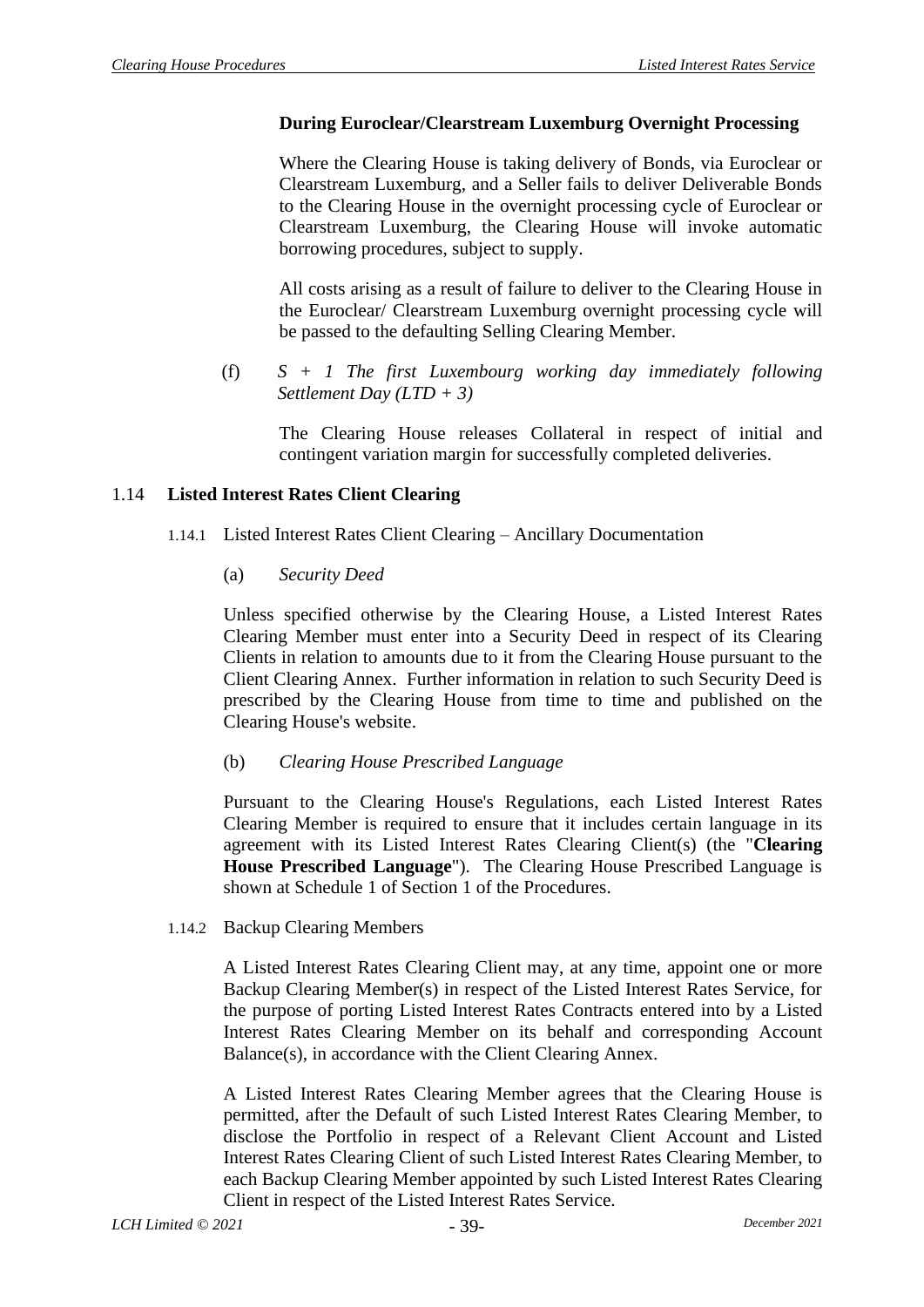**During Euroclear/Clearstream Luxemburg Overnight Processing**

Where the Clearing House is taking delivery of Bonds, via Euroclear or Clearstream Luxemburg, and a Seller fails to deliver Deliverable Bonds to the Clearing House in the overnight processing cycle of Euroclear or Clearstream Luxemburg, the Clearing House will invoke automatic borrowing procedures, subject to supply.

All costs arising as a result of failure to deliver to the Clearing House in the Euroclear/ Clearstream Luxemburg overnight processing cycle will be passed to the defaulting Selling Clearing Member.

(f) *S + 1 The first Luxembourg working day immediately following Settlement Day (LTD + 3)*

The Clearing House releases Collateral in respect of initial and contingent variation margin for successfully completed deliveries.

## 1.14 Listed Interest Rates Client Clearing

### 1.14.1 Listed Interest Rates Client Clearing – Ancillary Documentation

(a) *Security Deed*

Unless specified otherwise by the Clearing House, a Listed Interest Rates Clearing Member must enter into a Security Deed in respect of its Clearing Clients in relation to amounts due to it from the Clearing House pursuant to the Client Clearing Annex. Further information in relation to such Security Deed is prescribed by the Clearing House from time to time and published on the Clearing House's website.

(b) *Clearing House Prescribed Language*

Pursuant to the Clearing House's Regulations, each Listed Interest Rates Clearing Member is required to ensure that it includes certain language in its agreement with its Listed Interest Rates Clearing Client(s) (the "**Clearing House Prescribed Language**"). The Clearing House Prescribed Language is shown at Schedule 1 of Section 1 of the Procedures.

### 1.14.2 Backup Clearing Members

A Listed Interest Rates Clearing Client may, at any time, appoint one or more Backup Clearing Member(s) in respect of the Listed Interest Rates Service, for the purpose of porting Listed Interest Rates Contracts entered into by a Listed Interest Rates Clearing Member on its behalf and corresponding Account Balance(s), in accordance with the Client Clearing Annex.

A Listed Interest Rates Clearing Member agrees that the Clearing House is permitted, after the Default of such Listed Interest Rates Clearing Member, to disclose the Portfolio in respect of a Relevant Client Account and Listed Interest Rates Clearing Client of such Listed Interest Rates Clearing Member, to each Backup Clearing Member appointed by such Listed Interest Rates Clearing Client in respect of the Listed Interest Rates Service.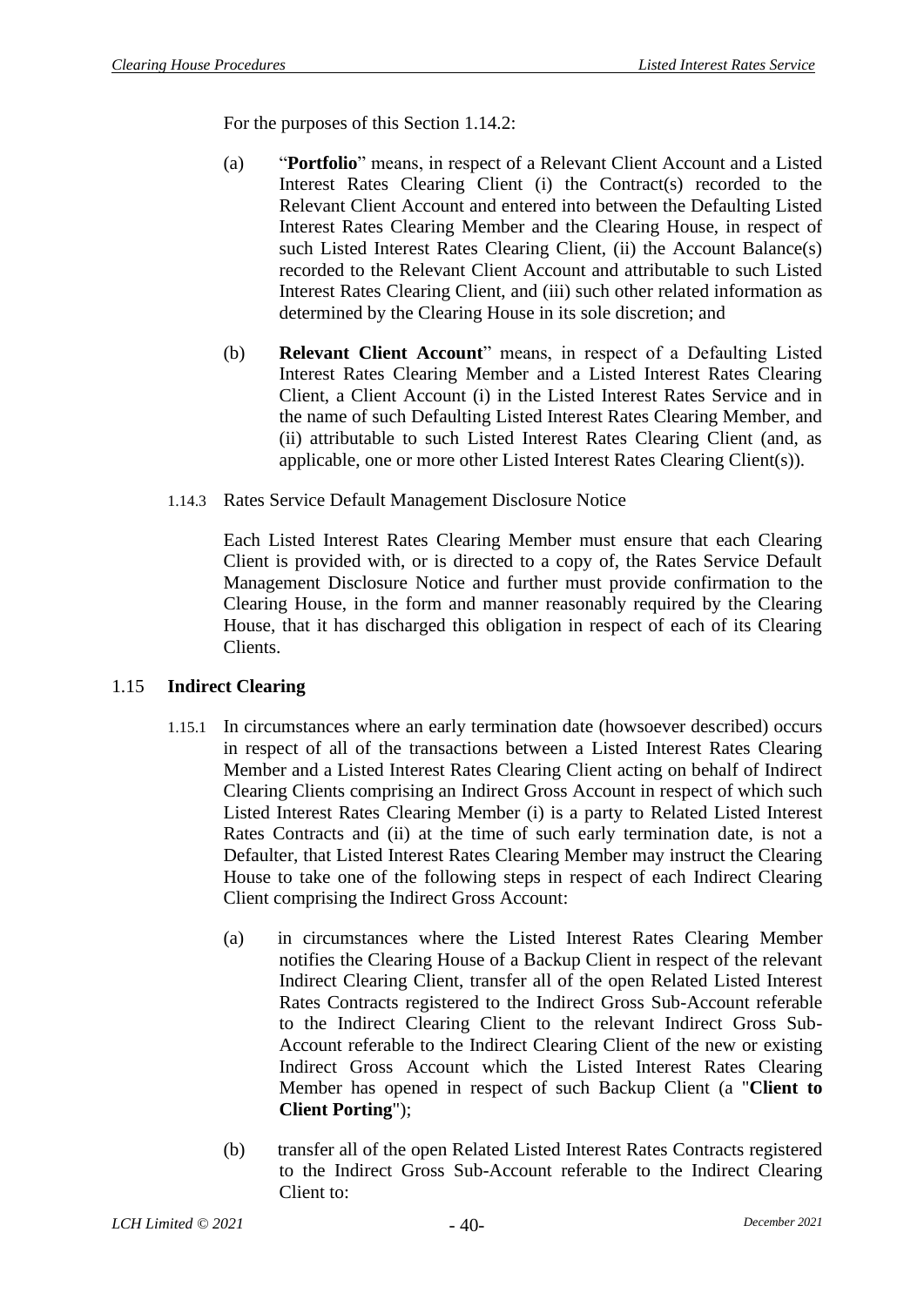For the purposes of this Section 1.14.2:

(a) "**Portfolio**" means, in respect of a Relevant Client Account and a Listed Interest Rates Clearing Client (i) the Contract(s) recorded to the Relevant Client Account and entered into between the Defaulting Listed Interest Rates Clearing Member and the Clearing House, in respect of such Listed Interest Rates Clearing Client, (ii) the Account Balance(s) recorded to the Relevant Client Account and attributable to such Listed Interest Rates Clearing Client, and (iii) such other related information as determined by the Clearing House in its sole discretion; and

(b) **Relevant Client Account**" means, in respect of a Defaulting Listed Interest Rates Clearing Member and a Listed Interest Rates Clearing Client, a Client Account (i) in the Listed Interest Rates Service and in the name of such Defaulting Listed Interest Rates Clearing Member, and (ii) attributable to such Listed Interest Rates Clearing Client (and, as applicable, one or more other Listed Interest Rates Clearing Client(s)).

1.14.3 Rates Service Default Management Disclosure Notice

Each Listed Interest Rates Clearing Member must ensure that each Clearing Client is provided with, or is directed to a copy of, the Rates Service Default Management Disclosure Notice and further must provide confirmation to the Clearing House, in the form and manner reasonably required by the Clearing House, that it has discharged this obligation in respect of each of its Clearing Clients.

## 1.15 Indirect Clearing

1.15.1 In circumstances where an early termination date (howsoever described) occurs in respect of all of the transactions between a Listed Interest Rates Clearing Member and a Listed Interest Rates Clearing Client acting on behalf of Indirect Clearing Clients comprising an Indirect Gross Account in respect of which such Listed Interest Rates Clearing Member (i) is a party to Related Listed Interest Rates Contracts and (ii) at the time of such early termination date, is not a Defaulter, that Listed Interest Rates Clearing Member may instruct the Clearing House to take one of the following steps in respect of each Indirect Clearing Client comprising the Indirect Gross Account:

(a) in circumstances where the Listed Interest Rates Clearing Member notifies the Clearing House of a Backup Client in respect of the relevant Indirect Clearing Client, transfer all of the open Related Listed Interest Rates Contracts registered to the Indirect Gross Sub-Account referable to the Indirect Clearing Client to the relevant Indirect Gross Sub-Account referable to the Indirect Clearing Client of the new or existing Indirect Gross Account which the Listed Interest Rates Clearing Member has opened in respect of such Backup Client (a "**Client to Client Porting**");

(b) transfer all of the open Related Listed Interest Rates Contracts registered to the Indirect Gross Sub-Account referable to the Indirect Clearing Client to: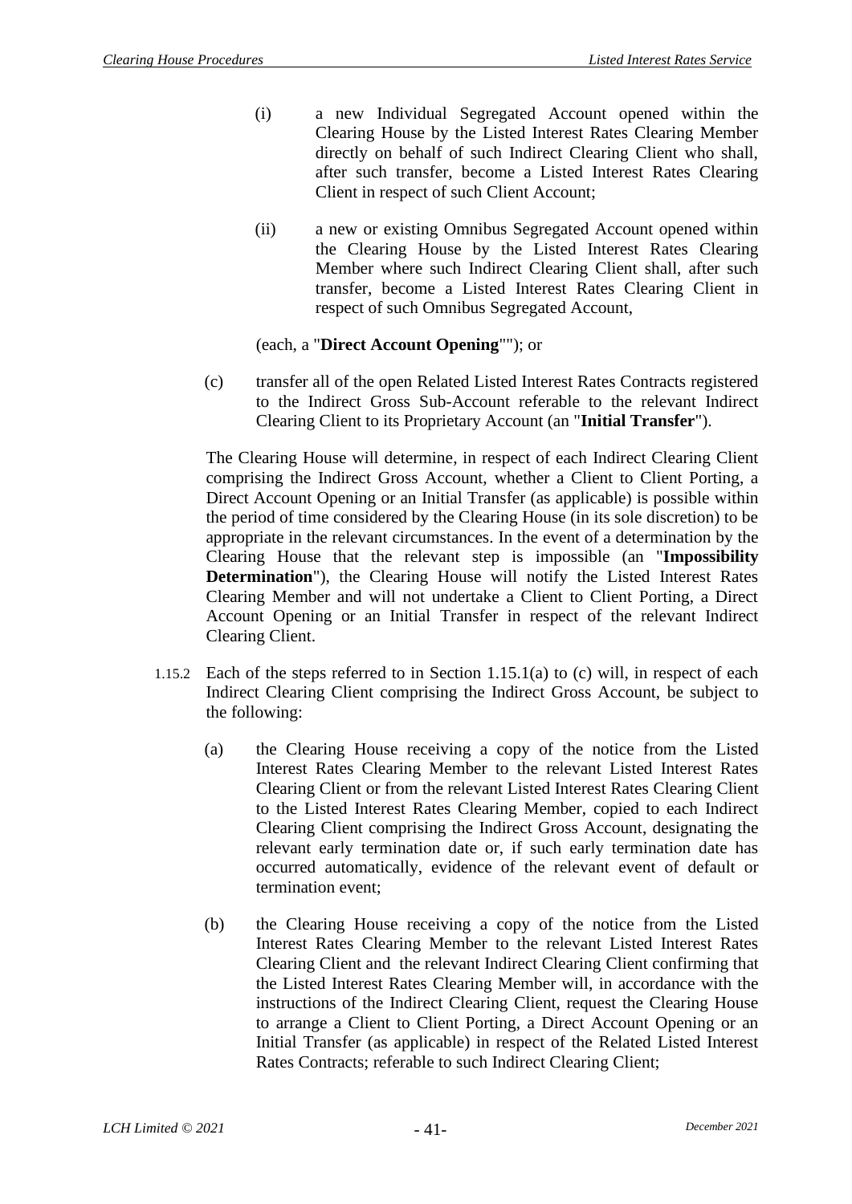(i) a new Individual Segregated Account opened within the Clearing House by the Listed Interest Rates Clearing Member directly on behalf of such Indirect Clearing Client who shall, after such transfer, become a Listed Interest Rates Clearing Client in respect of such Client Account;

(ii) a new or existing Omnibus Segregated Account opened within the Clearing House by the Listed Interest Rates Clearing Member where such Indirect Clearing Client shall, after such transfer, become a Listed Interest Rates Clearing Client in respect of such Omnibus Segregated Account,

(each, a "**Direct Account Opening**""); or

(c) transfer all of the open Related Listed Interest Rates Contracts registered to the Indirect Gross Sub-Account referable to the relevant Indirect Clearing Client to its Proprietary Account (an "**Initial Transfer**").

The Clearing House will determine, in respect of each Indirect Clearing Client comprising the Indirect Gross Account, whether a Client to Client Porting, a Direct Account Opening or an Initial Transfer (as applicable) is possible within the period of time considered by the Clearing House (in its sole discretion) to be appropriate in the relevant circumstances. In the event of a determination by the Clearing House that the relevant step is impossible (an "**Impossibility Determination**"), the Clearing House will notify the Listed Interest Rates Clearing Member and will not undertake a Client to Client Porting, a Direct Account Opening or an Initial Transfer in respect of the relevant Indirect Clearing Client.

1.15.2 Each of the steps referred to in Section 1.15.1(a) to (c) will, in respect of each Indirect Clearing Client comprising the Indirect Gross Account, be subject to the following:

(a) the Clearing House receiving a copy of the notice from the Listed Interest Rates Clearing Member to the relevant Listed Interest Rates Clearing Client or from the relevant Listed Interest Rates Clearing Client to the Listed Interest Rates Clearing Member, copied to each Indirect Clearing Client comprising the Indirect Gross Account, designating the relevant early termination date or, if such early termination date has occurred automatically, evidence of the relevant event of default or termination event;

(b) the Clearing House receiving a copy of the notice from the Listed Interest Rates Clearing Member to the relevant Listed Interest Rates Clearing Client and the relevant Indirect Clearing Client confirming that the Listed Interest Rates Clearing Member will, in accordance with the instructions of the Indirect Clearing Client, request the Clearing House to arrange a Client to Client Porting, a Direct Account Opening or an Initial Transfer (as applicable) in respect of the Related Listed Interest Rates Contracts; referable to such Indirect Clearing Client;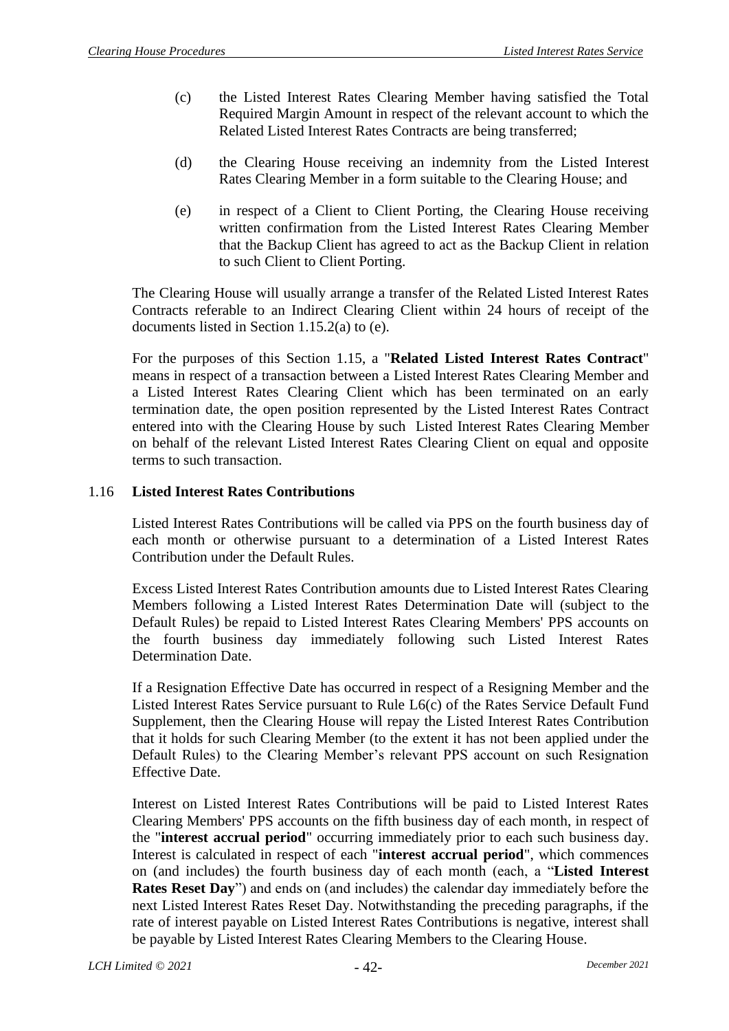(c) the Listed Interest Rates Clearing Member having satisfied the Total Required Margin Amount in respect of the relevant account to which the Related Listed Interest Rates Contracts are being transferred;

(d) the Clearing House receiving an indemnity from the Listed Interest Rates Clearing Member in a form suitable to the Clearing House; and

(e) in respect of a Client to Client Porting, the Clearing House receiving written confirmation from the Listed Interest Rates Clearing Member that the Backup Client has agreed to act as the Backup Client in relation to such Client to Client Porting.

The Clearing House will usually arrange a transfer of the Related Listed Interest Rates Contracts referable to an Indirect Clearing Client within 24 hours of receipt of the documents listed in Section 1.15.2(a) to (e).

For the purposes of this Section 1.15, a "**Related Listed Interest Rates Contract**" means in respect of a transaction between a Listed Interest Rates Clearing Member and a Listed Interest Rates Clearing Client which has been terminated on an early termination date, the open position represented by the Listed Interest Rates Contract entered into with the Clearing House by such Listed Interest Rates Clearing Member on behalf of the relevant Listed Interest Rates Clearing Client on equal and opposite terms to such transaction.

## 1.16 Listed Interest Rates Contributions

Listed Interest Rates Contributions will be called via PPS on the fourth business day of each month or otherwise pursuant to a determination of a Listed Interest Rates Contribution under the Default Rules.

Excess Listed Interest Rates Contribution amounts due to Listed Interest Rates Clearing Members following a Listed Interest Rates Determination Date will (subject to the Default Rules) be repaid to Listed Interest Rates Clearing Members' PPS accounts on the fourth business day immediately following such Listed Interest Rates Determination Date.

If a Resignation Effective Date has occurred in respect of a Resigning Member and the Listed Interest Rates Service pursuant to Rule L6(c) of the Rates Service Default Fund Supplement, then the Clearing House will repay the Listed Interest Rates Contribution that it holds for such Clearing Member (to the extent it has not been applied under the Default Rules) to the Clearing Member's relevant PPS account on such Resignation Effective Date.

Interest on Listed Interest Rates Contributions will be paid to Listed Interest Rates Clearing Members' PPS accounts on the fifth business day of each month, in respect of the "**interest accrual period**" occurring immediately prior to each such business day. Interest is calculated in respect of each "**interest accrual period**", which commences on (and includes) the fourth business day of each month (each, a "**Listed Interest Rates Reset Day**") and ends on (and includes) the calendar day immediately before the next Listed Interest Rates Reset Day. Notwithstanding the preceding paragraphs, if the rate of interest payable on Listed Interest Rates Contributions is negative, interest shall be payable by Listed Interest Rates Clearing Members to the Clearing House.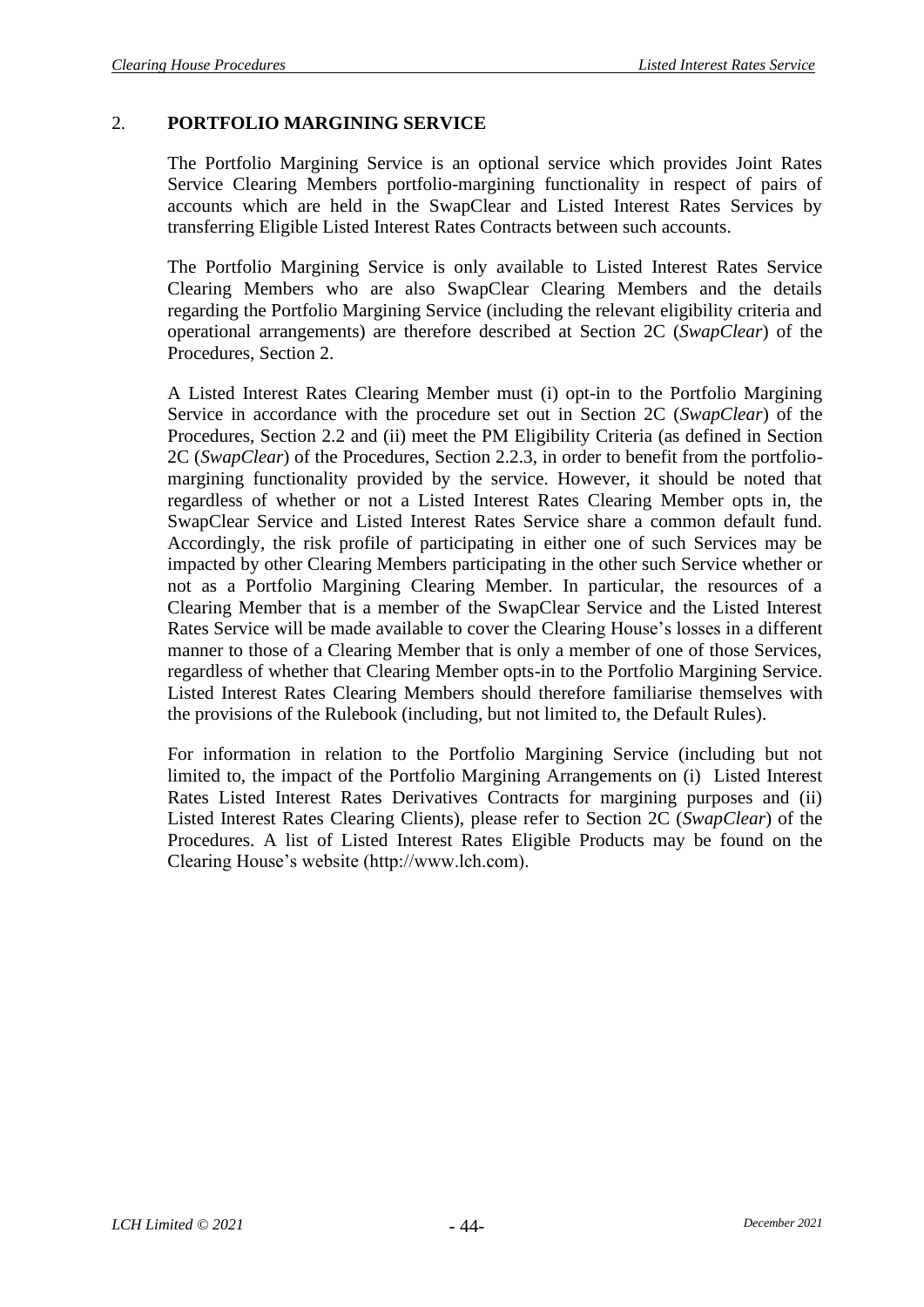## 2. PORTFOLIO MARGINING SERVICE

The Portfolio Margining Service is an optional service which provides Joint Rates Service Clearing Members portfolio-margining functionality in respect of pairs of accounts which are held in the SwapClear and Listed Interest Rates Services by transferring Eligible Listed Interest Rates Contracts between such accounts.

The Portfolio Margining Service is only available to Listed Interest Rates Service Clearing Members who are also SwapClear Clearing Members and the details regarding the Portfolio Margining Service (including the relevant eligibility criteria and operational arrangements) are therefore described at Section 2C (*SwapClear*) of the Procedures, Section 2.

A Listed Interest Rates Clearing Member must (i) opt-in to the Portfolio Margining Service in accordance with the procedure set out in Section 2C (*SwapClear*) of the Procedures, Section 2.2 and (ii) meet the PM Eligibility Criteria (as defined in Section 2C (*SwapClear*) of the Procedures, Section 2.2.3, in order to benefit from the portfolio-margining functionality provided by the service. However, it should be noted that regardless of whether or not a Listed Interest Rates Clearing Member opts in, the SwapClear Service and Listed Interest Rates Service share a common default fund. Accordingly, the risk profile of participating in either one of such Services may be impacted by other Clearing Members participating in the other such Service whether or not as a Portfolio Margining Clearing Member. In particular, the resources of a Clearing Member that is a member of the SwapClear Service and the Listed Interest Rates Service will be made available to cover the Clearing House's losses in a different manner to those of a Clearing Member that is only a member of one of those Services, regardless of whether that Clearing Member opts-in to the Portfolio Margining Service. Listed Interest Rates Clearing Members should therefore familiarise themselves with the provisions of the Rulebook (including, but not limited to, the Default Rules).

For information in relation to the Portfolio Margining Service (including but not limited to, the impact of the Portfolio Margining Arrangements on (i) Listed Interest Rates Listed Interest Rates Derivatives Contracts for margining purposes and (ii) Listed Interest Rates Clearing Clients), please refer to Section 2C (*SwapClear*) of the Procedures. A list of Listed Interest Rates Eligible Products may be found on the Clearing House's website (http://www.lch.com).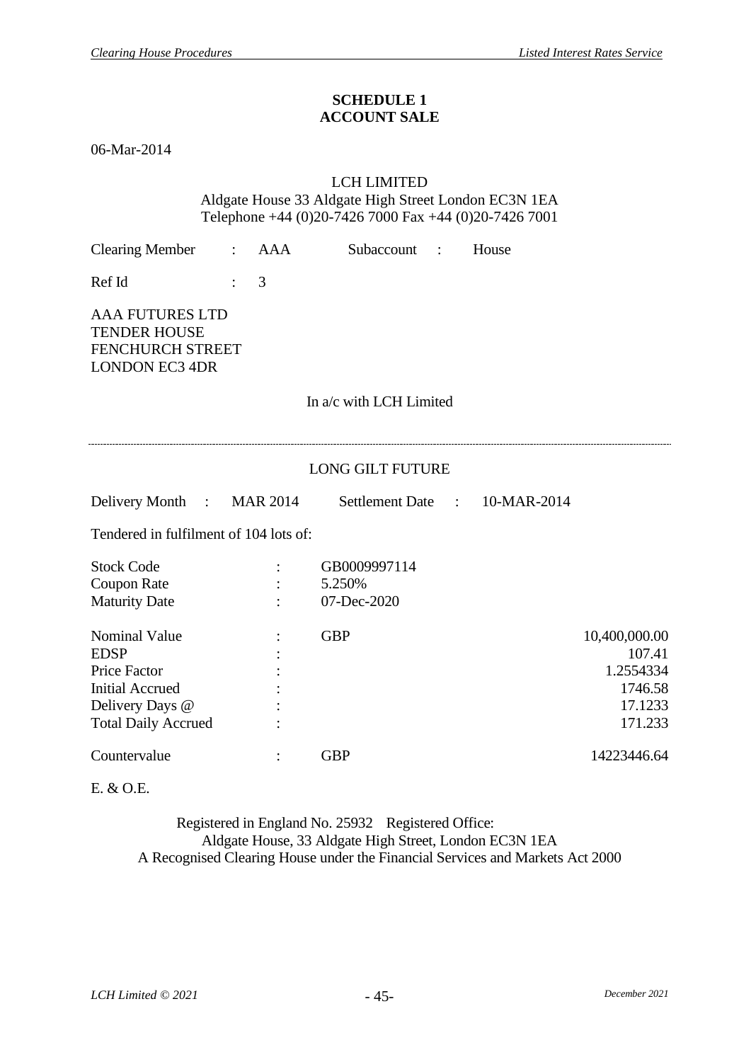## SCHEDULE 1
## ACCOUNT SALE

06-Mar-2014

LCH LIMITED
Aldgate House 33 Aldgate High Street London EC3N 1EA
Telephone +44 (0)20-7426 7000 Fax +44 (0)20-7426 7001

Clearing Member : AAA     Subaccount : House

Ref Id : 3

AAA FUTURES LTD
TENDER HOUSE
FENCHURCH STREET
LONDON EC3 4DR

In a/c with LCH Limited

---

LONG GILT FUTURE

Delivery Month : MAR 2014     Settlement Date : 10-MAR-2014

Tendered in fulfilment of 104 lots of:

| | | | |
|---|---|---|---|
| Stock Code | : | GB0009997114 | |
| Coupon Rate | : | 5.250% | |
| Maturity Date | : | 07-Dec-2020 | |
| Nominal Value | : | GBP | 10,400,000.00 |
| EDSP | : | | 107.41 |
| Price Factor | : | | 1.2554334 |
| Initial Accrued | : | | 1746.58 |
| Delivery Days @ | : | | 17.1233 |
| Total Daily Accrued | : | | 171.233 |
| Countervalue | : | GBP | 14223446.64 |

E. & O.E.

Registered in England No. 25932 Registered Office:
Aldgate House, 33 Aldgate High Street, London EC3N 1EA
A Recognised Clearing House under the Financial Services and Markets Act 2000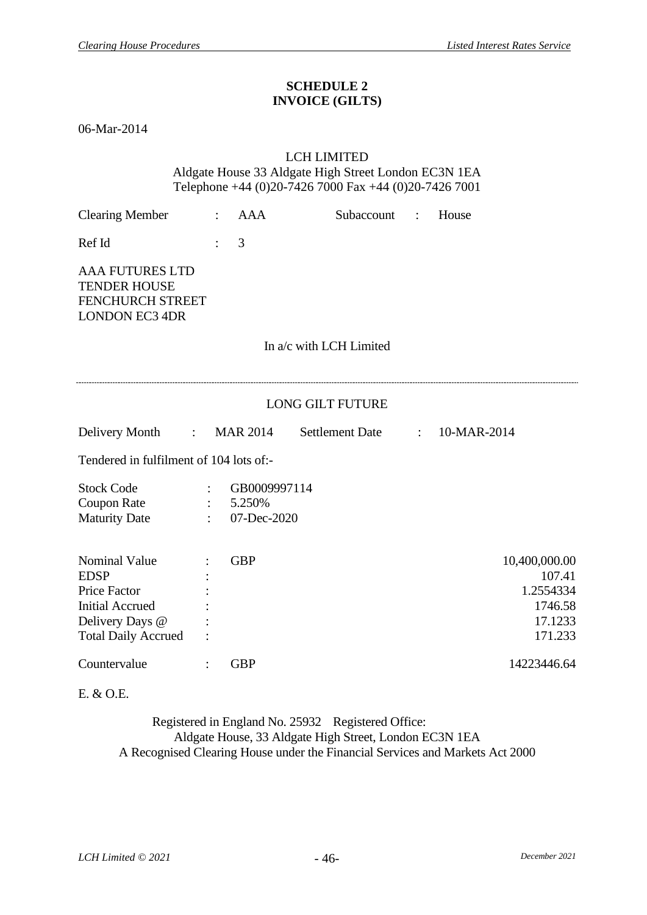## SCHEDULE 2
## INVOICE (GILTS)

06-Mar-2014

LCH LIMITED
Aldgate House 33 Aldgate High Street London EC3N 1EA
Telephone +44 (0)20-7426 7000 Fax +44 (0)20-7426 7001

| | | | | | |
|---|---|---|---|---|---|
| Clearing Member | : | AAA | Subaccount | : | House |
| Ref Id | : | 3 | | | |

AAA FUTURES LTD
TENDER HOUSE
FENCHURCH STREET
LONDON EC3 4DR

In a/c with LCH Limited

---

LONG GILT FUTURE

| | | | | | |
|---|---|---|---|---|---|
| Delivery Month | : | MAR 2014 | Settlement Date | : | 10-MAR-2014 |

Tendered in fulfilment of 104 lots of:-

| | | |
|---|---|---|
| Stock Code | : | GB0009997114 |
| Coupon Rate | : | 5.250% |
| Maturity Date | : | 07-Dec-2020 |

| | | | |
|---|---|---|---|
| Nominal Value | : | GBP | 10,400,000.00 |
| EDSP | : | | 107.41 |
| Price Factor | : | | 1.2554334 |
| Initial Accrued | : | | 1746.58 |
| Delivery Days @ | : | | 17.1233 |
| Total Daily Accrued | : | | 171.233 |
| Countervalue | : | GBP | 14223446.64 |

E. & O.E.

Registered in England No. 25932 Registered Office:
Aldgate House, 33 Aldgate High Street, London EC3N 1EA
A Recognised Clearing House under the Financial Services and Markets Act 2000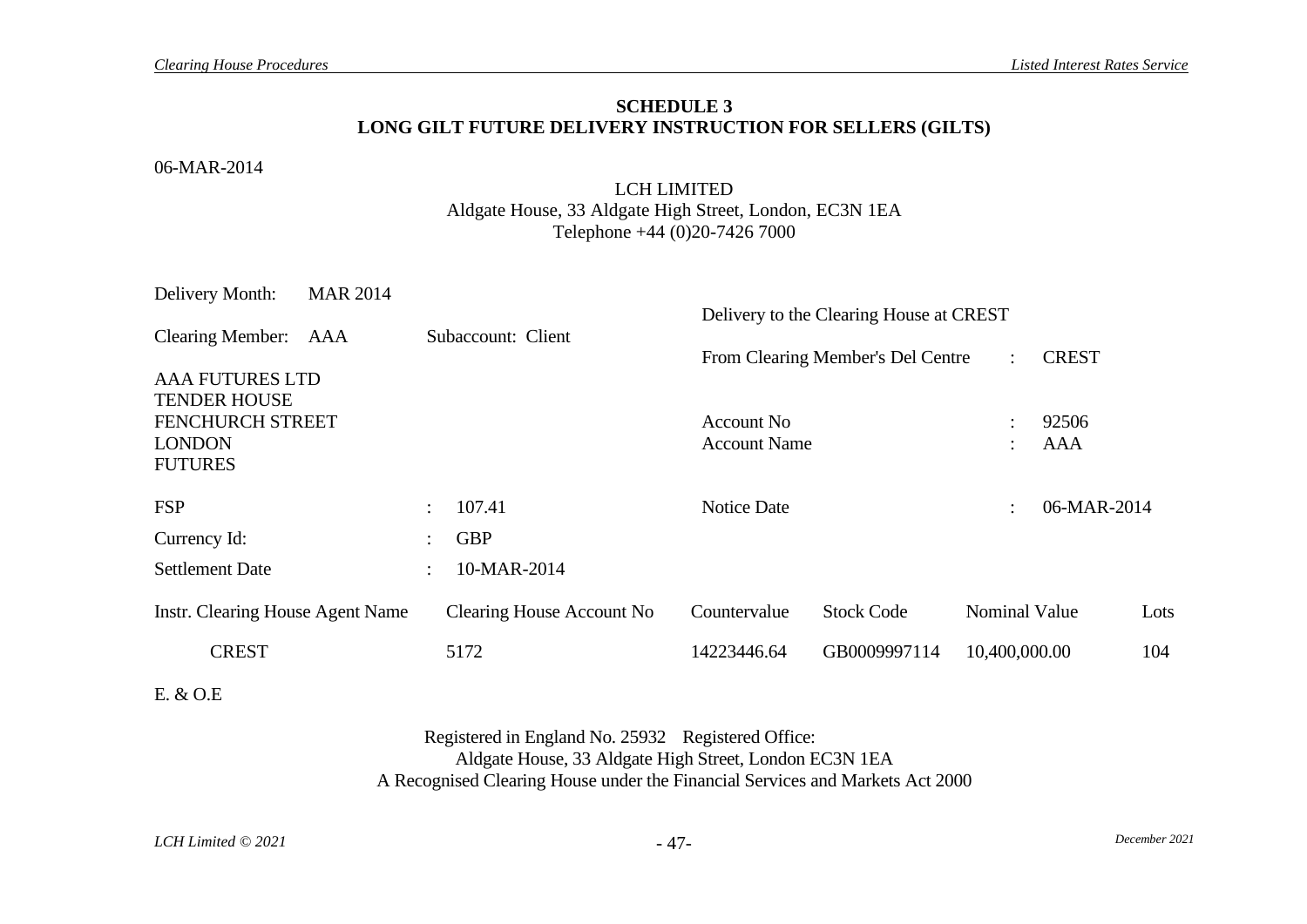## SCHEDULE 3
## LONG GILT FUTURE DELIVERY INSTRUCTION FOR SELLERS (GILTS)

06-MAR-2014

LCH LIMITED
Aldgate House, 33 Aldgate High Street, London, EC3N 1EA
Telephone +44 (0)20-7426 7000

Delivery Month: MAR 2014

Clearing Member: AAA Subaccount: Client

AAA FUTURES LTD
TENDER HOUSE
FENCHURCH STREET
LONDON
FUTURES

Delivery to the Clearing House at CREST

From Clearing Member's Del Centre : CREST

Account No : 92506
Account Name : AAA

FSP : 107.41

Notice Date : 06-MAR-2014

Currency Id: : GBP

Settlement Date : 10-MAR-2014

| Instr. Clearing House Agent Name | Clearing House Account No | Countervalue | Stock Code | Nominal Value | Lots |
|---|---|---|---|---|---|
| CREST | 5172 | 14223446.64 | GB0009997114 | 10,400,000.00 | 104 |

E. & O.E

Registered in England No. 25932 Registered Office:
Aldgate House, 33 Aldgate High Street, London EC3N 1EA
A Recognised Clearing House under the Financial Services and Markets Act 2000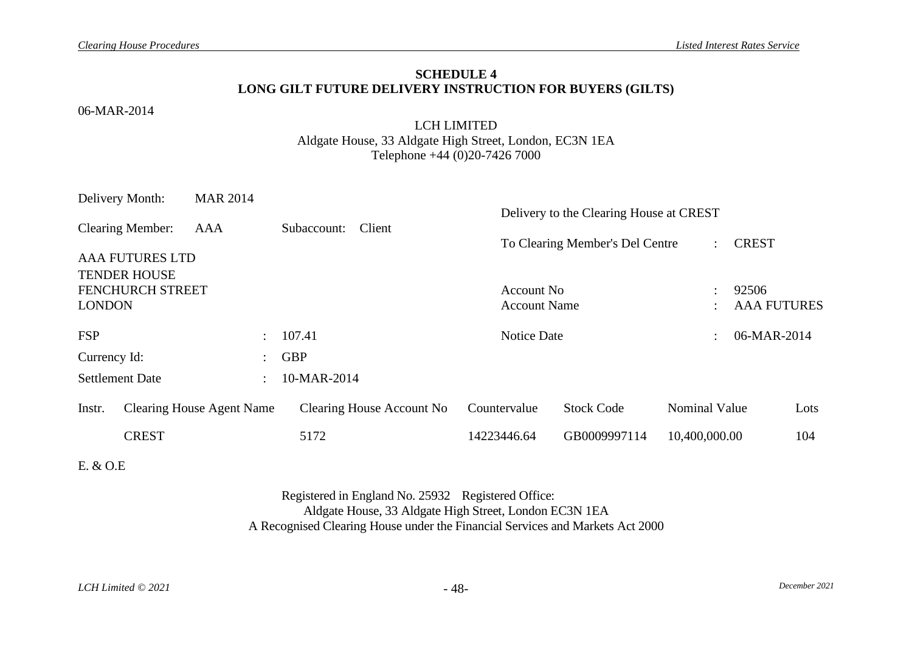**SCHEDULE 4**
**LONG GILT FUTURE DELIVERY INSTRUCTION FOR BUYERS (GILTS)**

06-MAR-2014

LCH LIMITED
Aldgate House, 33 Aldgate High Street, London, EC3N 1EA
Telephone +44 (0)20-7426 7000

Delivery Month: MAR 2014

Clearing Member: AAA    Subaccount: Client

AAA FUTURES LTD
TENDER HOUSE
FENCHURCH STREET
LONDON

Delivery to the Clearing House at CREST

To Clearing Member's Del Centre : CREST

Account No : 92506
Account Name : AAA FUTURES

FSP : 107.41

Currency Id: : GBP

Settlement Date : 10-MAR-2014

Notice Date : 06-MAR-2014

| Instr. | Clearing House Agent Name | Clearing House Account No | Countervalue | Stock Code | Nominal Value | Lots |
|---|---|---|---|---|---|---|
| | CREST | 5172 | 14223446.64 | GB0009997114 | 10,400,000.00 | 104 |

E. & O.E

Registered in England No. 25932 Registered Office:
Aldgate House, 33 Aldgate High Street, London EC3N 1EA
A Recognised Clearing House under the Financial Services and Markets Act 2000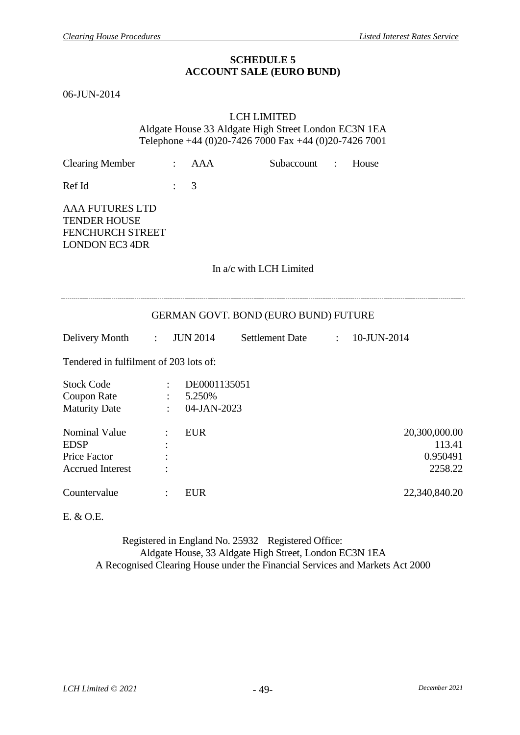## SCHEDULE 5
## ACCOUNT SALE (EURO BUND)

06-JUN-2014

LCH LIMITED
Aldgate House 33 Aldgate High Street London EC3N 1EA
Telephone +44 (0)20-7426 7000 Fax +44 (0)20-7426 7001

Clearing Member : AAA Subaccount : House

Ref Id : 3

AAA FUTURES LTD
TENDER HOUSE
FENCHURCH STREET
LONDON EC3 4DR

In a/c with LCH Limited

---

GERMAN GOVT. BOND (EURO BUND) FUTURE

Delivery Month : JUN 2014 Settlement Date : 10-JUN-2014

Tendered in fulfilment of 203 lots of:

| | | | |
|---|---|---|---|
| Stock Code | : | DE0001135051 | |
| Coupon Rate | : | 5.250% | |
| Maturity Date | : | 04-JAN-2023 | |
| Nominal Value | : | EUR | 20,300,000.00 |
| EDSP | : | | 113.41 |
| Price Factor | : | | 0.950491 |
| Accrued Interest | : | | 2258.22 |
| Countervalue | : | EUR | 22,340,840.20 |

E. & O.E.

Registered in England No. 25932 Registered Office:
Aldgate House, 33 Aldgate High Street, London EC3N 1EA
A Recognised Clearing House under the Financial Services and Markets Act 2000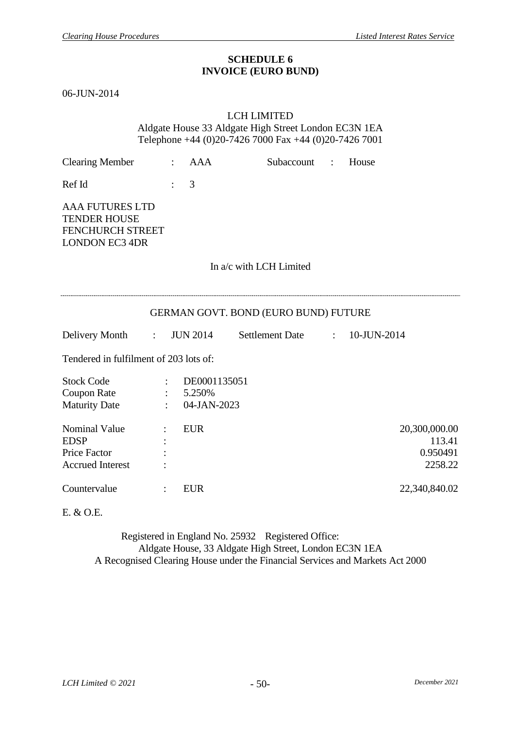# SCHEDULE 6
# INVOICE (EURO BUND)

06-JUN-2014

LCH LIMITED
Aldgate House 33 Aldgate High Street London EC3N 1EA
Telephone +44 (0)20-7426 7000 Fax +44 (0)20-7426 7001

Clearing Member : AAA    Subaccount : House

Ref Id : 3

AAA FUTURES LTD
TENDER HOUSE
FENCHURCH STREET
LONDON EC3 4DR

In a/c with LCH Limited

---

GERMAN GOVT. BOND (EURO BUND) FUTURE

Delivery Month : JUN 2014    Settlement Date : 10-JUN-2014

Tendered in fulfilment of 203 lots of:

| | | | |
|---|---|---|---|
| Stock Code | : | DE0001135051 | |
| Coupon Rate | : | 5.250% | |
| Maturity Date | : | 04-JAN-2023 | |
| Nominal Value | : | EUR | 20,300,000.00 |
| EDSP | : | | 113.41 |
| Price Factor | : | | 0.950491 |
| Accrued Interest | : | | 2258.22 |
| Countervalue | : | EUR | 22,340,840.02 |

E. & O.E.

Registered in England No. 25932 Registered Office:
Aldgate House, 33 Aldgate High Street, London EC3N 1EA
A Recognised Clearing House under the Financial Services and Markets Act 2000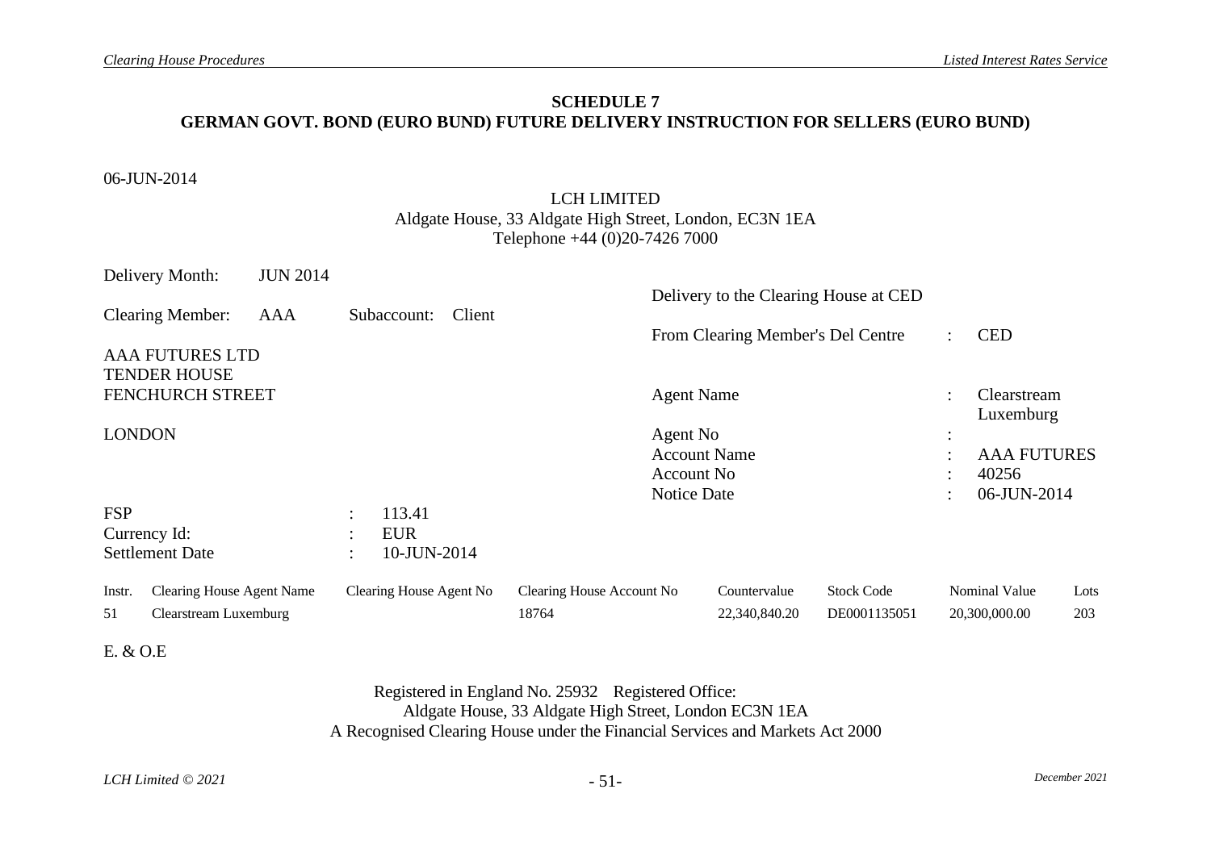## SCHEDULE 7
## GERMAN GOVT. BOND (EURO BUND) FUTURE DELIVERY INSTRUCTION FOR SELLERS (EURO BUND)

06-JUN-2014

LCH LIMITED
Aldgate House, 33 Aldgate High Street, London, EC3N 1EA
Telephone +44 (0)20-7426 7000

Delivery Month: JUN 2014

Clearing Member: AAA Subaccount: Client

AAA FUTURES LTD
TENDER HOUSE
FENCHURCH STREET

LONDON

Delivery to the Clearing House at CED

From Clearing Member's Del Centre : CED

Agent Name : Clearstream Luxemburg

Agent No :

Account Name : AAA FUTURES

Account No : 40256

Notice Date : 06-JUN-2014

FSP : 113.41

Currency Id: : EUR

Settlement Date : 10-JUN-2014

| Instr. | Clearing House Agent Name | Clearing House Agent No | Clearing House Account No | Countervalue | Stock Code | Nominal Value | Lots |
|---|---|---|---|---|---|---|---|
| 51 | Clearstream Luxemburg | | 18764 | 22,340,840.20 | DE0001135051 | 20,300,000.00 | 203 |

E. & O.E

Registered in England No. 25932 Registered Office:
Aldgate House, 33 Aldgate High Street, London EC3N 1EA
A Recognised Clearing House under the Financial Services and Markets Act 2000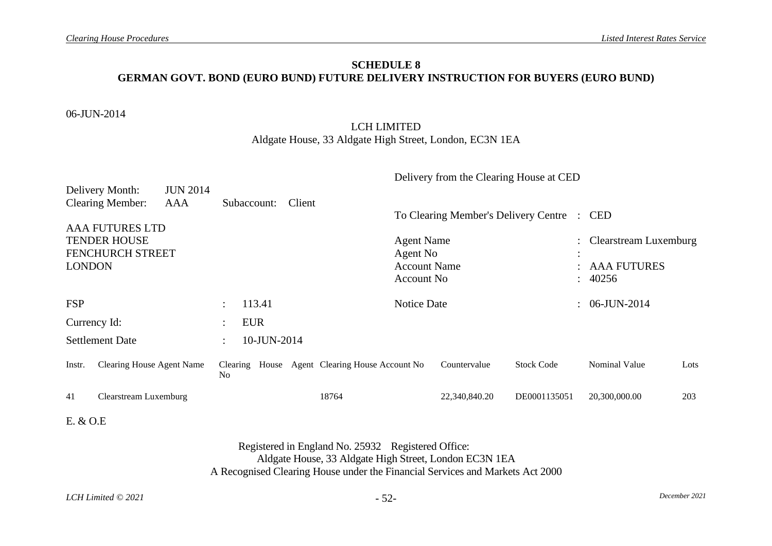**SCHEDULE 8**
**GERMAN GOVT. BOND (EURO BUND) FUTURE DELIVERY INSTRUCTION FOR BUYERS (EURO BUND)**

06-JUN-2014

LCH LIMITED
Aldgate House, 33 Aldgate High Street, London, EC3N 1EA

Delivery from the Clearing House at CED

Delivery Month: JUN 2014
Clearing Member: AAA Subaccount: Client

To Clearing Member's Delivery Centre : CED

AAA FUTURES LTD
TENDER HOUSE
FENCHURCH STREET
LONDON

Agent Name : Clearstream Luxemburg
Agent No :
Account Name : AAA FUTURES
Account No : 40256

FSP : 113.41

Notice Date : 06-JUN-2014

Currency Id: : EUR

Settlement Date : 10-JUN-2014

| Instr. | Clearing House Agent Name | Clearing House Agent No | Clearing House Account No | Countervalue | Stock Code | Nominal Value | Lots |
|---|---|---|---|---|---|---|---|
| 41 | Clearstream Luxemburg | | 18764 | 22,340,840.20 | DE0001135051 | 20,300,000.00 | 203 |

E. & O.E

Registered in England No. 25932 Registered Office:
Aldgate House, 33 Aldgate High Street, London EC3N 1EA
A Recognised Clearing House under the Financial Services and Markets Act 2000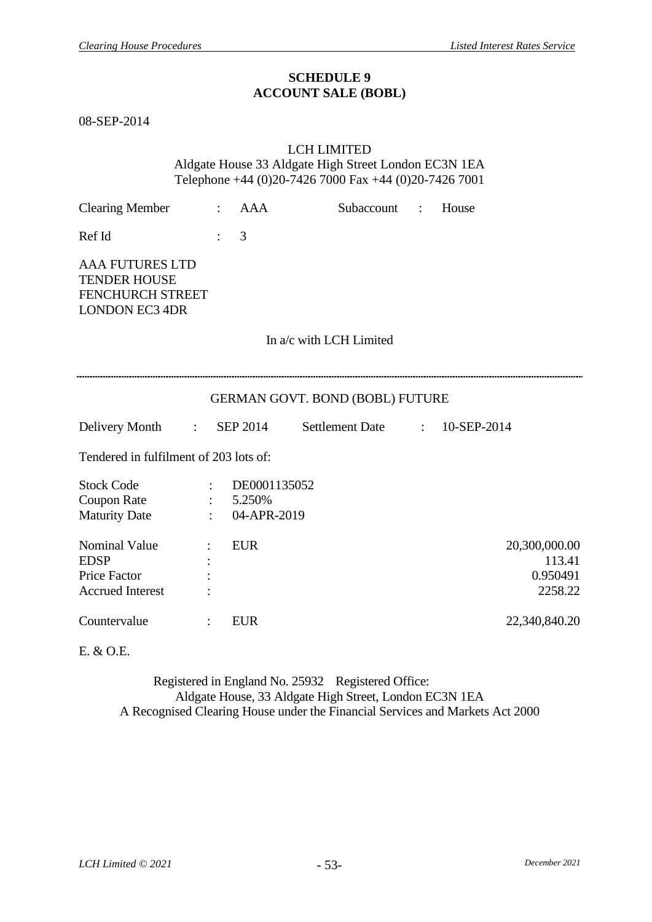# SCHEDULE 9
## ACCOUNT SALE (BOBL)

08-SEP-2014

LCH LIMITED
Aldgate House 33 Aldgate High Street London EC3N 1EA
Telephone +44 (0)20-7426 7000 Fax +44 (0)20-7426 7001

Clearing Member : AAA    Subaccount : House

Ref Id : 3

AAA FUTURES LTD
TENDER HOUSE
FENCHURCH STREET
LONDON EC3 4DR

In a/c with LCH Limited

---

GERMAN GOVT. BOND (BOBL) FUTURE

Delivery Month : SEP 2014    Settlement Date : 10-SEP-2014

Tendered in fulfilment of 203 lots of:

| | | | |
|---|---|---|---|
| Stock Code | : | DE0001135052 | |
| Coupon Rate | : | 5.250% | |
| Maturity Date | : | 04-APR-2019 | |
| Nominal Value | : | EUR | 20,300,000.00 |
| EDSP | : | | 113.41 |
| Price Factor | : | | 0.950491 |
| Accrued Interest | : | | 2258.22 |
| Countervalue | : | EUR | 22,340,840.20 |

E. & O.E.

Registered in England No. 25932 Registered Office:
Aldgate House, 33 Aldgate High Street, London EC3N 1EA
A Recognised Clearing House under the Financial Services and Markets Act 2000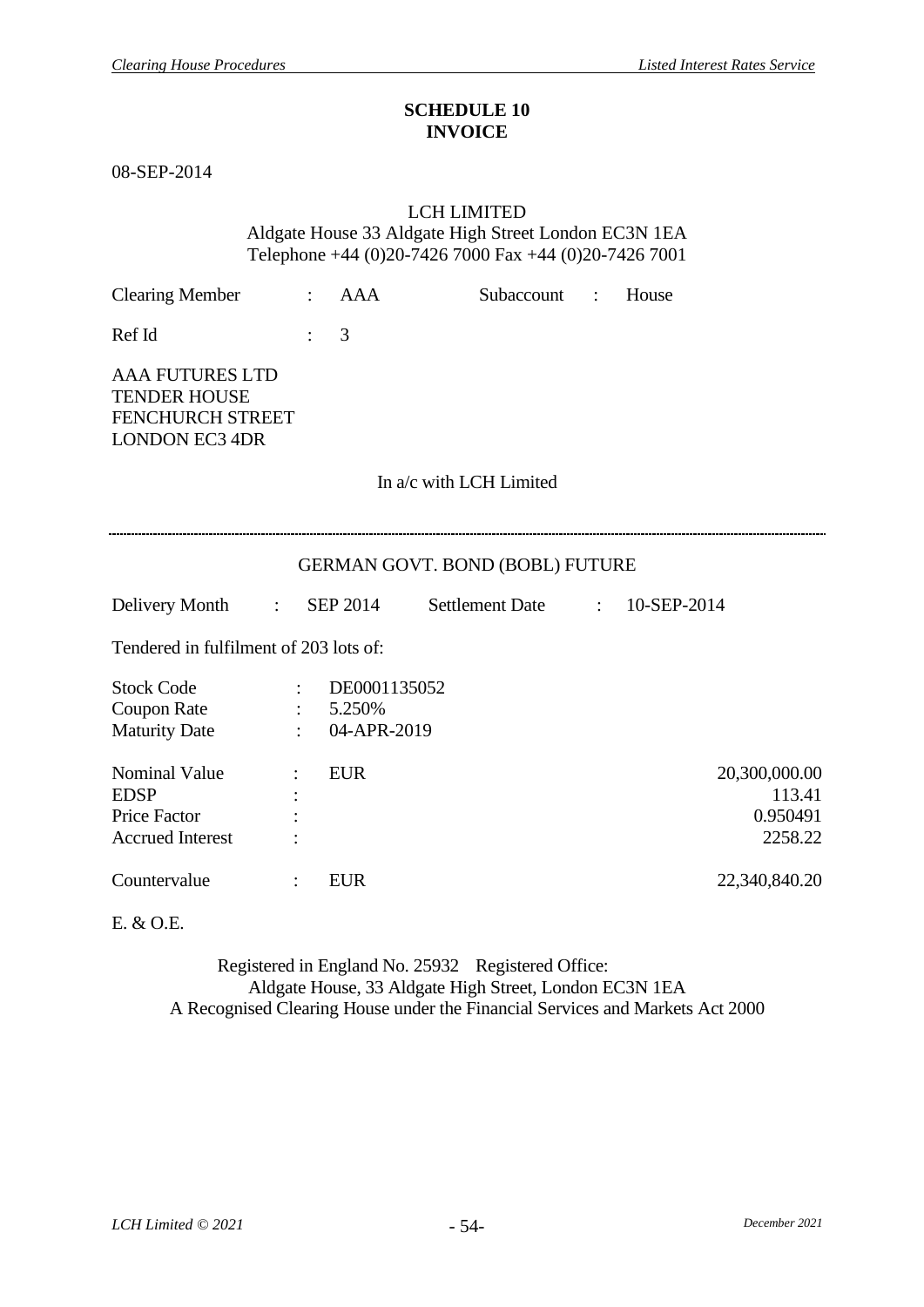# SCHEDULE 10
# INVOICE

08-SEP-2014

LCH LIMITED
Aldgate House 33 Aldgate High Street London EC3N 1EA
Telephone +44 (0)20-7426 7000 Fax +44 (0)20-7426 7001

Clearing Member : AAA Subaccount : House

Ref Id : 3

AAA FUTURES LTD
TENDER HOUSE
FENCHURCH STREET
LONDON EC3 4DR

In a/c with LCH Limited

---

GERMAN GOVT. BOND (BOBL) FUTURE

Delivery Month : SEP 2014 Settlement Date : 10-SEP-2014

Tendered in fulfilment of 203 lots of:

| | | | |
|---|---|---|---|
| Stock Code | : | DE0001135052 | |
| Coupon Rate | : | 5.250% | |
| Maturity Date | : | 04-APR-2019 | |
| Nominal Value | : | EUR | 20,300,000.00 |
| EDSP | : | | 113.41 |
| Price Factor | : | | 0.950491 |
| Accrued Interest | : | | 2258.22 |
| Countervalue | : | EUR | 22,340,840.20 |

E. & O.E.

Registered in England No. 25932 Registered Office:
Aldgate House, 33 Aldgate High Street, London EC3N 1EA
A Recognised Clearing House under the Financial Services and Markets Act 2000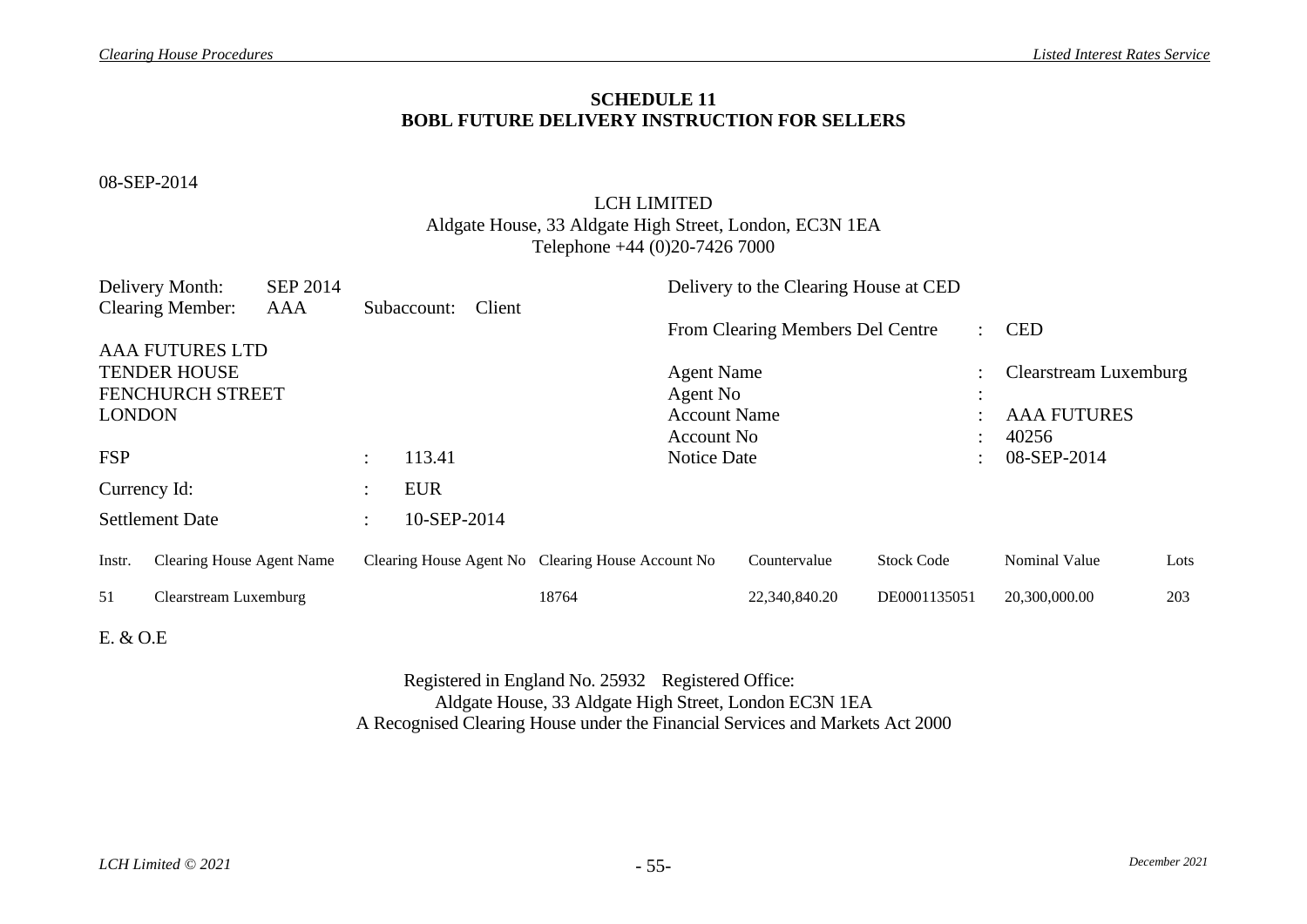## SCHEDULE 11
## BOBL FUTURE DELIVERY INSTRUCTION FOR SELLERS

08-SEP-2014

LCH LIMITED
Aldgate House, 33 Aldgate High Street, London, EC3N 1EA
Telephone +44 (0)20-7426 7000

Delivery Month: SEP 2014
Clearing Member: AAA Subaccount: Client

AAA FUTURES LTD
TENDER HOUSE
FENCHURCH STREET
LONDON

Delivery to the Clearing House at CED

| | | |
|---|---|---|
| From Clearing Members Del Centre | : | CED |
| Agent Name | : | Clearstream Luxemburg |
| Agent No | : | |
| Account Name | : | AAA FUTURES |
| Account No | : | 40256 |
| Notice Date | : | 08-SEP-2014 |

| | | |
|---|---|---|
| FSP | : | 113.41 |
| Currency Id: | : | EUR |
| Settlement Date | : | 10-SEP-2014 |

| Instr. | Clearing House Agent Name | Clearing House Agent No | Clearing House Account No | Countervalue | Stock Code | Nominal Value | Lots |
|---|---|---|---|---|---|---|---|
| 51 | Clearstream Luxemburg | | 18764 | 22,340,840.20 | DE0001135051 | 20,300,000.00 | 203 |

E. & O.E

Registered in England No. 25932 Registered Office:
Aldgate House, 33 Aldgate High Street, London EC3N 1EA
A Recognised Clearing House under the Financial Services and Markets Act 2000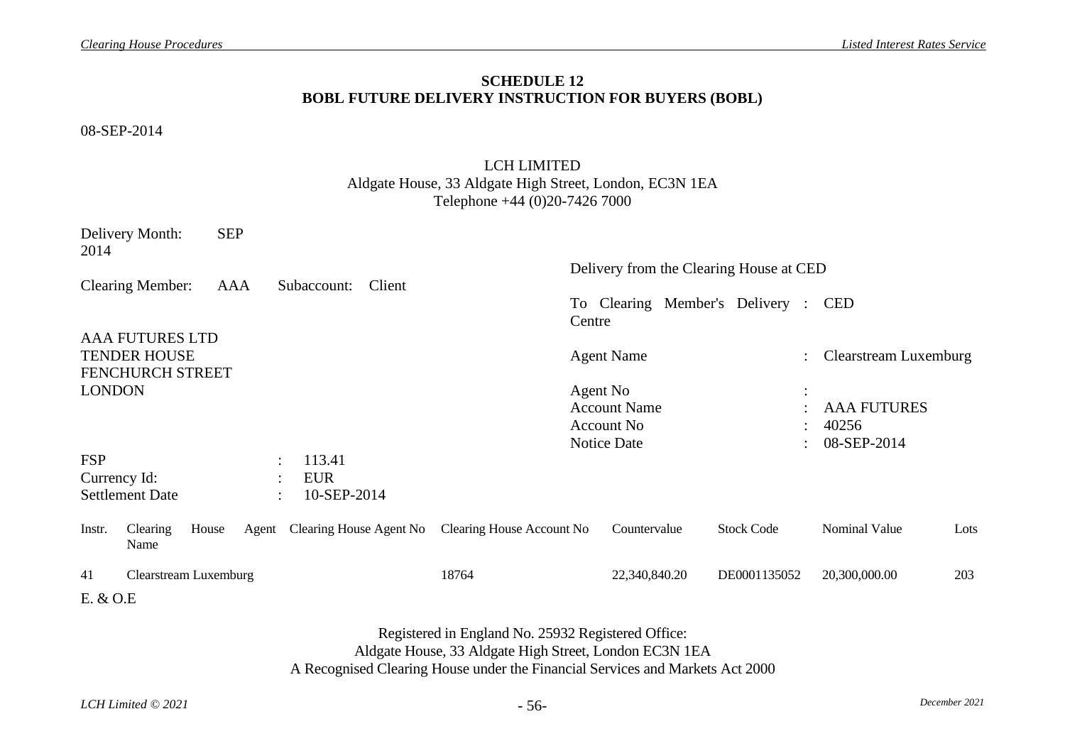**SCHEDULE 12**
**BOBL FUTURE DELIVERY INSTRUCTION FOR BUYERS (BOBL)**

08-SEP-2014

LCH LIMITED
Aldgate House, 33 Aldgate High Street, London, EC3N 1EA
Telephone +44 (0)20-7426 7000

Delivery Month: SEP 2014

Clearing Member: AAA Subaccount: Client

AAA FUTURES LTD
TENDER HOUSE
FENCHURCH STREET
LONDON

Delivery from the Clearing House at CED

| | | |
|---|---|---|
| To Clearing Member's Delivery Centre | : | CED |
| Agent Name | : | Clearstream Luxemburg |
| Agent No | : | |
| Account Name | : | AAA FUTURES |
| Account No | : | 40256 |
| Notice Date | : | 08-SEP-2014 |

| | | |
|---|---|---|
| FSP | : | 113.41 |
| Currency Id: | : | EUR |
| Settlement Date | : | 10-SEP-2014 |

| Instr. | Clearing House Agent Name | Clearing House Agent No | Clearing House Account No | Countervalue | Stock Code | Nominal Value | Lots |
|---|---|---|---|---|---|---|---|
| 41 | Clearstream Luxemburg | | 18764 | 22,340,840.20 | DE0001135052 | 20,300,000.00 | 203 |

E. & O.E

Registered in England No. 25932 Registered Office:
Aldgate House, 33 Aldgate High Street, London EC3N 1EA
A Recognised Clearing House under the Financial Services and Markets Act 2000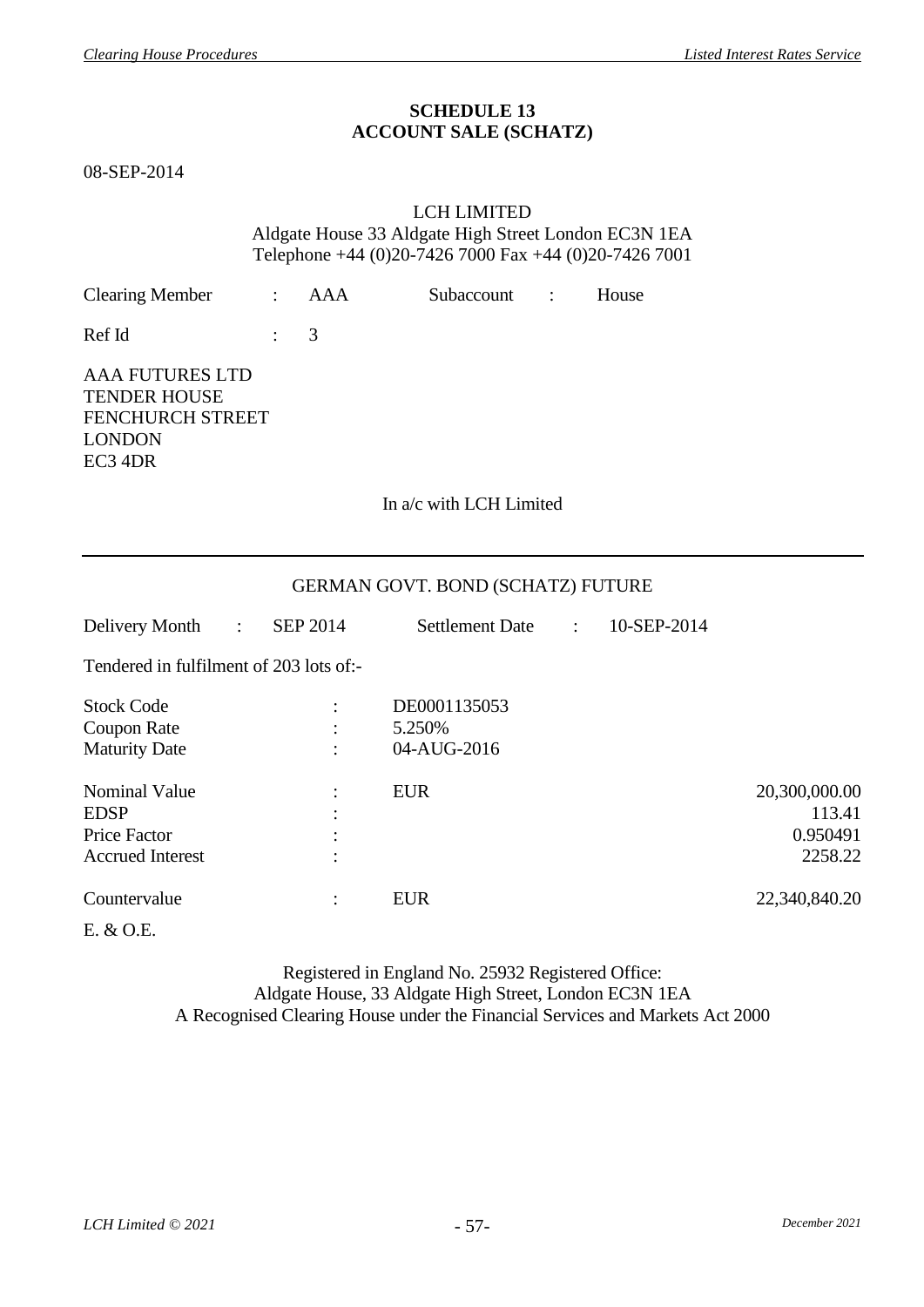**SCHEDULE 13**
**ACCOUNT SALE (SCHATZ)**

08-SEP-2014

LCH LIMITED
Aldgate House 33 Aldgate High Street London EC3N 1EA
Telephone +44 (0)20-7426 7000 Fax +44 (0)20-7426 7001

Clearing Member : AAA     Subaccount : House

Ref Id : 3

AAA FUTURES LTD
TENDER HOUSE
FENCHURCH STREET
LONDON
EC3 4DR

In a/c with LCH Limited

---

GERMAN GOVT. BOND (SCHATZ) FUTURE

Delivery Month : SEP 2014     Settlement Date : 10-SEP-2014

Tendered in fulfilment of 203 lots of:-

| | | | |
|---|---|---|---|
| Stock Code | : | DE0001135053 | |
| Coupon Rate | : | 5.250% | |
| Maturity Date | : | 04-AUG-2016 | |
| Nominal Value | : | EUR | 20,300,000.00 |
| EDSP | : | | 113.41 |
| Price Factor | : | | 0.950491 |
| Accrued Interest | : | | 2258.22 |
| Countervalue | : | EUR | 22,340,840.20 |

E. & O.E.

Registered in England No. 25932 Registered Office:
Aldgate House, 33 Aldgate High Street, London EC3N 1EA
A Recognised Clearing House under the Financial Services and Markets Act 2000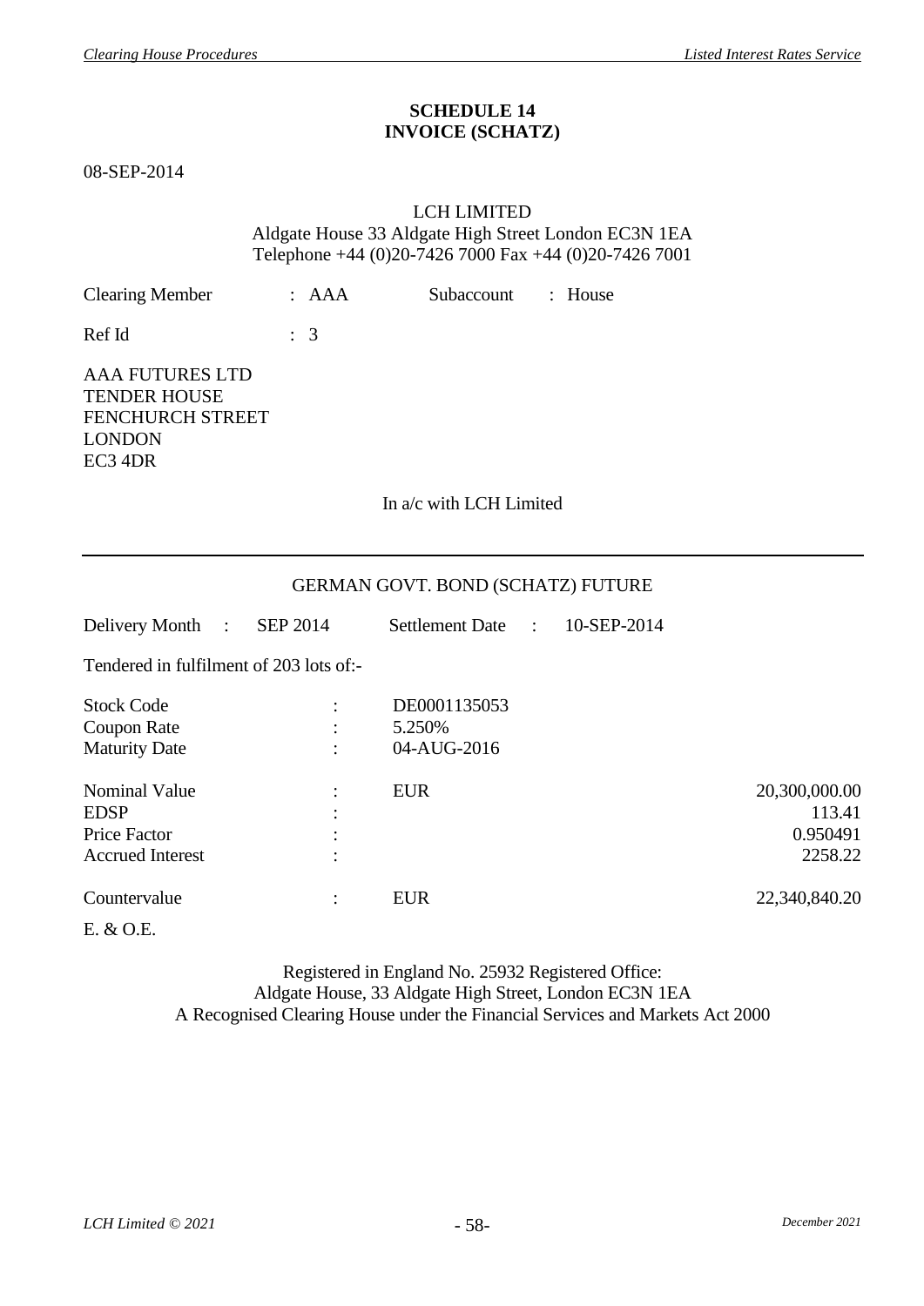**SCHEDULE 14**
**INVOICE (SCHATZ)**

08-SEP-2014

LCH LIMITED
Aldgate House 33 Aldgate High Street London EC3N 1EA
Telephone +44 (0)20-7426 7000 Fax +44 (0)20-7426 7001

Clearing Member : AAA Subaccount : House

Ref Id : 3

AAA FUTURES LTD
TENDER HOUSE
FENCHURCH STREET
LONDON
EC3 4DR

In a/c with LCH Limited

---

GERMAN GOVT. BOND (SCHATZ) FUTURE

Delivery Month : SEP 2014 Settlement Date : 10-SEP-2014

Tendered in fulfilment of 203 lots of:-

| | | | |
|---|---|---|---|
| Stock Code | : | DE0001135053 | |
| Coupon Rate | : | 5.250% | |
| Maturity Date | : | 04-AUG-2016 | |
| Nominal Value | : | EUR | 20,300,000.00 |
| EDSP | : | | 113.41 |
| Price Factor | : | | 0.950491 |
| Accrued Interest | : | | 2258.22 |
| Countervalue | : | EUR | 22,340,840.20 |

E. & O.E.

Registered in England No. 25932 Registered Office:
Aldgate House, 33 Aldgate High Street, London EC3N 1EA
A Recognised Clearing House under the Financial Services and Markets Act 2000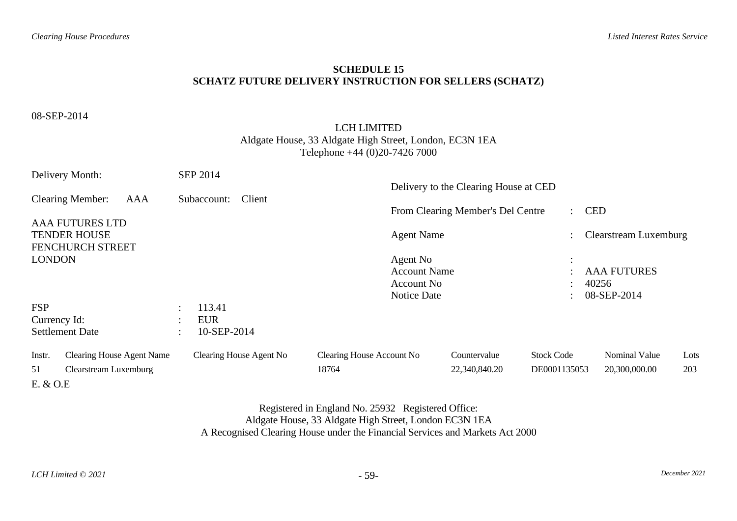## SCHEDULE 15
## SCHATZ FUTURE DELIVERY INSTRUCTION FOR SELLERS (SCHATZ)

08-SEP-2014

LCH LIMITED
Aldgate House, 33 Aldgate High Street, London, EC3N 1EA
Telephone +44 (0)20-7426 7000

Delivery Month: SEP 2014

Clearing Member: AAA Subaccount: Client

AAA FUTURES LTD
TENDER HOUSE
FENCHURCH STREET
LONDON

Delivery to the Clearing House at CED

| | | |
|---|---|---|
| From Clearing Member's Del Centre | : | CED |
| Agent Name | : | Clearstream Luxemburg |
| Agent No | : | |
| Account Name | : | AAA FUTURES |
| Account No | : | 40256 |
| Notice Date | : | 08-SEP-2014 |

| | | |
|---|---|---|
| FSP | : | 113.41 |
| Currency Id: | : | EUR |
| Settlement Date | : | 10-SEP-2014 |

| Instr. | Clearing House Agent Name | Clearing House Agent No | Clearing House Account No | Countervalue | Stock Code | Nominal Value | Lots |
|---|---|---|---|---|---|---|---|
| 51 | Clearstream Luxemburg | | 18764 | 22,340,840.20 | DE0001135053 | 20,300,000.00 | 203 |

E. & O.E

Registered in England No. 25932 Registered Office:
Aldgate House, 33 Aldgate High Street, London EC3N 1EA
A Recognised Clearing House under the Financial Services and Markets Act 2000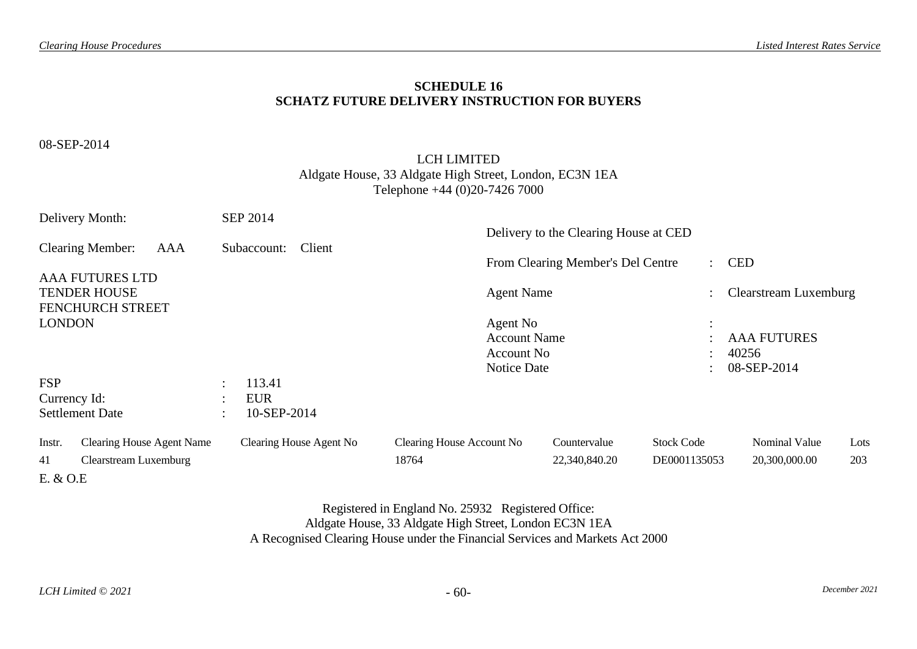## SCHEDULE 16
## SCHATZ FUTURE DELIVERY INSTRUCTION FOR BUYERS

08-SEP-2014

LCH LIMITED
Aldgate House, 33 Aldgate High Street, London, EC3N 1EA
Telephone +44 (0)20-7426 7000

Delivery Month: SEP 2014

Clearing Member: AAA    Subaccount: Client

AAA FUTURES LTD
TENDER HOUSE
FENCHURCH STREET
LONDON

Delivery to the Clearing House at CED

| | | |
|---|---|---|
| From Clearing Member's Del Centre | : | CED |
| Agent Name | : | Clearstream Luxemburg |
| Agent No | : | |
| Account Name | : | AAA FUTURES |
| Account No | : | 40256 |
| Notice Date | : | 08-SEP-2014 |

| | | |
|---|---|---|
| FSP | : | 113.41 |
| Currency Id: | : | EUR |
| Settlement Date | : | 10-SEP-2014 |

| Instr. | Clearing House Agent Name | Clearing House Agent No | Clearing House Account No | Countervalue | Stock Code | Nominal Value | Lots |
|---|---|---|---|---|---|---|---|
| 41 | Clearstream Luxemburg | | 18764 | 22,340,840.20 | DE0001135053 | 20,300,000.00 | 203 |

E. & O.E

Registered in England No. 25932 Registered Office:
Aldgate House, 33 Aldgate High Street, London EC3N 1EA
A Recognised Clearing House under the Financial Services and Markets Act 2000